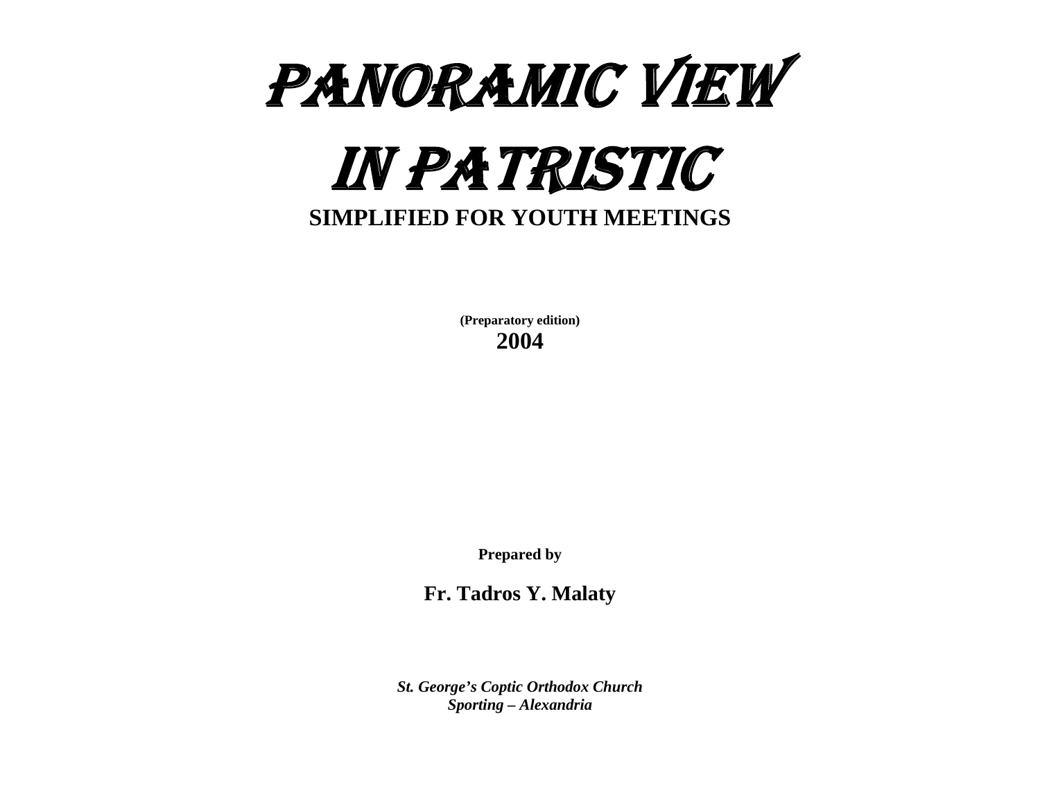# PANORAMIC VIEW

# IN PATRISTIC

**SIMPLIFIED FOR YOUTH MEETINGS**

**(Preparatory edition)**
**2004**

**Prepared by**

**Fr. Tadros Y. Malaty**

***St. George's Coptic Orthodox Church***
***Sporting – Alexandria***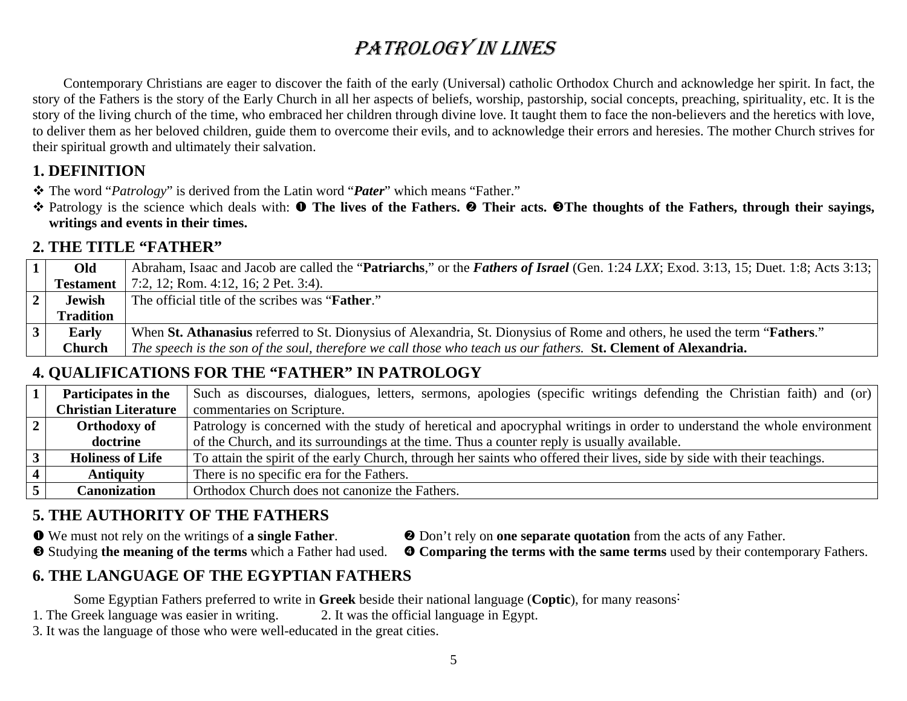# PATROLOGY IN LINES

Contemporary Christians are eager to discover the faith of the early (Universal) catholic Orthodox Church and acknowledge her spirit. In fact, the story of the Fathers is the story of the Early Church in all her aspects of beliefs, worship, pastorship, social concepts, preaching, spirituality, etc. It is the story of the living church of the time, who embraced her children through divine love. It taught them to face the non-believers and the heretics with love, to deliver them as her beloved children, guide them to overcome their evils, and to acknowledge their errors and heresies. The mother Church strives for their spiritual growth and ultimately their salvation.

## 1. DEFINITION

- ❖ The word "*Patrology*" is derived from the Latin word "***Pater***" which means "Father."
- ❖ Patrology is the science which deals with: ❶ **The lives of the Fathers.** ❷ **Their acts.** ❸**The thoughts of the Fathers, through their sayings, writings and events in their times.**

## 2. THE TITLE "FATHER"

| | | |
|---|---|---|
| **1** | **Old Testament** | Abraham, Isaac and Jacob are called the "**Patriarchs**," or the ***Fathers of Israel*** (Gen. 1:24 *LXX*; Exod. 3:13, 15; Duet. 1:8; Acts 3:13; 7:2, 12; Rom. 4:12, 16; 2 Pet. 3:4). |
| **2** | **Jewish Tradition** | The official title of the scribes was "**Father**." |
| **3** | **Early Church** | When **St. Athanasius** referred to St. Dionysius of Alexandria, St. Dionysius of Rome and others, he used the term "**Fathers**." *The speech is the son of the soul, therefore we call those who teach us our fathers.* **St. Clement of Alexandria.** |

## 4. QUALIFICATIONS FOR THE "FATHER" IN PATROLOGY

| | | |
|---|---|---|
| **1** | **Participates in the Christian Literature** | Such as discourses, dialogues, letters, sermons, apologies (specific writings defending the Christian faith) and (or) commentaries on Scripture. |
| **2** | **Orthodoxy of doctrine** | Patrology is concerned with the study of heretical and apocryphal writings in order to understand the whole environment of the Church, and its surroundings at the time. Thus a counter reply is usually available. |
| **3** | **Holiness of Life** | To attain the spirit of the early Church, through her saints who offered their lives, side by side with their teachings. |
| **4** | **Antiquity** | There is no specific era for the Fathers. |
| **5** | **Canonization** | Orthodox Church does not canonize the Fathers. |

## 5. THE AUTHORITY OF THE FATHERS

❶ We must not rely on the writings of **a single Father**.
❷ Don't rely on **one separate quotation** from the acts of any Father.
❸ Studying **the meaning of the terms** which a Father had used.
❹ **Comparing the terms with the same terms** used by their contemporary Fathers.

## 6. THE LANGUAGE OF THE EGYPTIAN FATHERS

Some Egyptian Fathers preferred to write in **Greek** beside their national language (**Coptic**), for many reasons:

1. The Greek language was easier in writing.
2. It was the official language in Egypt.
3. It was the language of those who were well-educated in the great cities.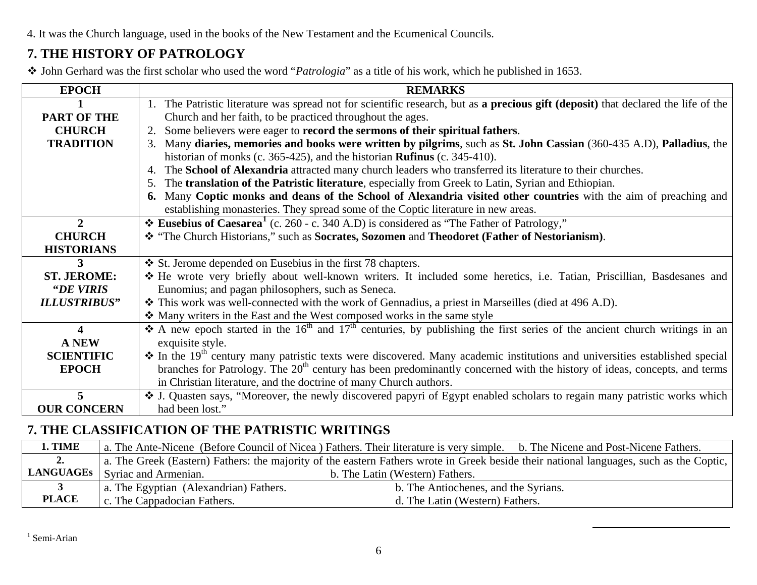4. It was the Church language, used in the books of the New Testament and the Ecumenical Councils.

## 7. THE HISTORY OF PATROLOGY

❖ John Gerhard was the first scholar who used the word "*Patrologia*" as a title of his work, which he published in 1653.

| EPOCH | REMARKS |
|---|---|
| **1 PART OF THE CHURCH TRADITION** | 1. The Patristic literature was spread not for scientific research, but as **a precious gift (deposit)** that declared the life of the Church and her faith, to be practiced throughout the ages.<br>2. Some believers were eager to **record the sermons of their spiritual fathers**.<br>3. Many **diaries, memories and books were written by pilgrims**, such as **St. John Cassian** (360-435 A.D), **Palladius**, the historian of monks (c. 365-425), and the historian **Rufinus** (c. 345-410).<br>4. The **School of Alexandria** attracted many church leaders who transferred its literature to their churches.<br>5. The **translation of the Patristic literature**, especially from Greek to Latin, Syrian and Ethiopian.<br>**6.** Many **Coptic monks and deans of the School of Alexandria visited other countries** with the aim of preaching and establishing monasteries. They spread some of the Coptic literature in new areas. |
| **2 CHURCH HISTORIANS** | ❖ **Eusebius of Caesarea**[1] (c. 260 - c. 340 A.D) is considered as "The Father of Patrology,"<br>❖ "The Church Historians," such as **Socrates, Sozomen** and **Theodoret (Father of Nestorianism)**. |
| **3 ST. JEROME: "*DE VIRIS ILLUSTRIBUS*"** | ❖ St. Jerome depended on Eusebius in the first 78 chapters.<br>❖ He wrote very briefly about well-known writers. It included some heretics, i.e. Tatian, Priscillian, Basdesanes and Eunomius; and pagan philosophers, such as Seneca.<br>❖ This work was well-connected with the work of Gennadius, a priest in Marseilles (died at 496 A.D).<br>❖ Many writers in the East and the West composed works in the same style |
| **4 A NEW SCIENTIFIC EPOCH** | ❖ A new epoch started in the 16th and 17th centuries, by publishing the first series of the ancient church writings in an exquisite style.<br>❖ In the 19th century many patristic texts were discovered. Many academic institutions and universities established special branches for Patrology. The 20th century has been predominantly concerned with the history of ideas, concepts, and terms in Christian literature, and the doctrine of many Church authors. |
| **5 OUR CONCERN** | ❖ J. Quasten says, "Moreover, the newly discovered papyri of Egypt enabled scholars to regain many patristic works which had been lost." |

## 7. THE CLASSIFICATION OF THE PATRISTIC WRITINGS

| | | |
|---|---|---|
| **1. TIME** | a. The Ante-Nicene (Before Council of Nicea ) Fathers. Their literature is very simple. | b. The Nicene and Post-Nicene Fathers. |
| **2. LANGUAGEs** | a. The Greek (Eastern) Fathers: the majority of the eastern Fathers wrote in Greek beside their national languages, such as the Coptic, Syriac and Armenian. | b. The Latin (Western) Fathers. |
| **3 PLACE** | a. The Egyptian (Alexandrian) Fathers.<br>c. The Cappadocian Fathers. | b. The Antiochenes, and the Syrians.<br>d. The Latin (Western) Fathers. |

[1] Semi-Arian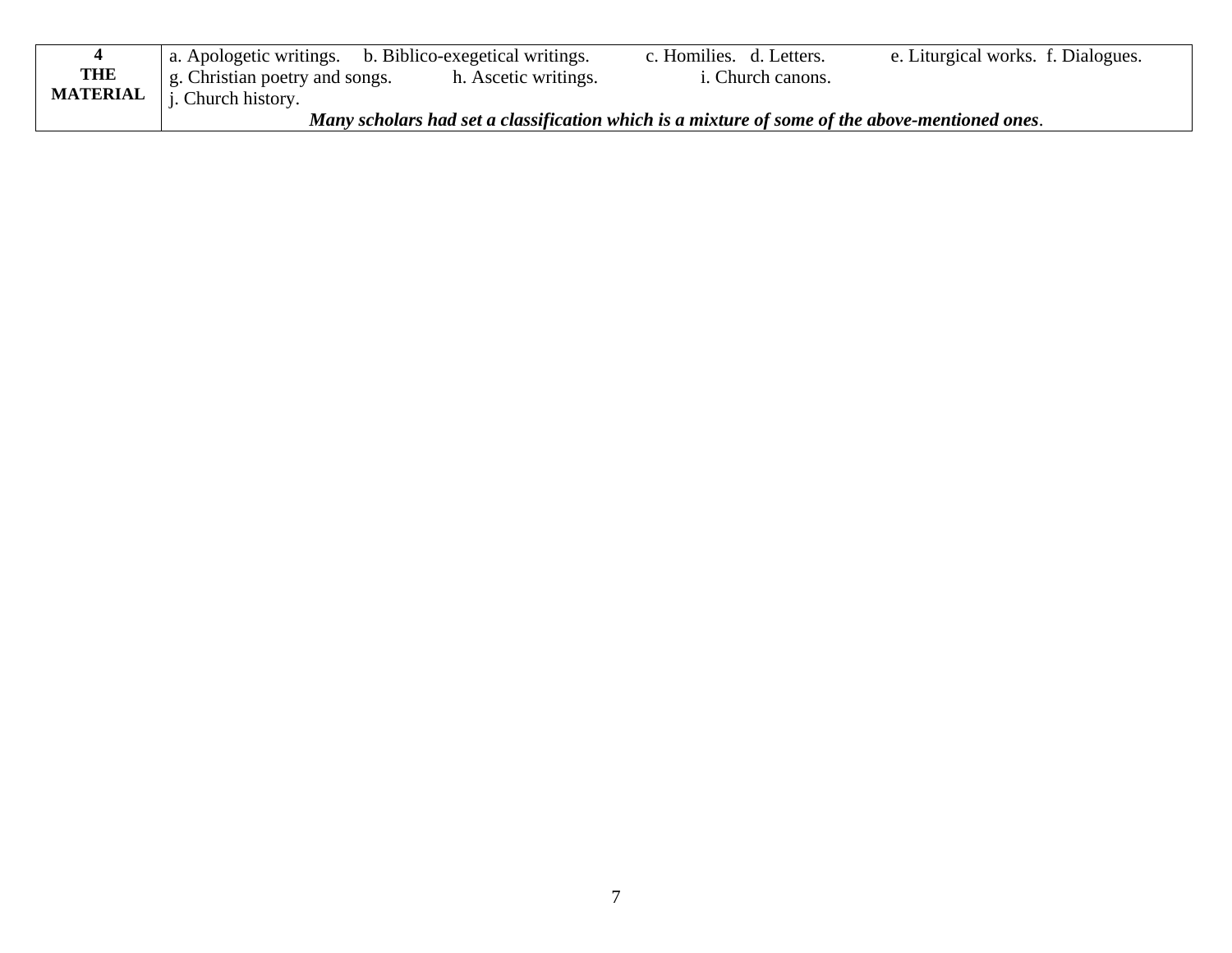| **4 THE MATERIAL** | a. Apologetic writings. b. Biblico-exegetical writings. c. Homilies. d. Letters. e. Liturgical works. f. Dialogues. g. Christian poetry and songs. h. Ascetic writings. i. Church canons. j. Church history. ***Many scholars had set a classification which is a mixture of some of the above-mentioned ones***. |
|---|---|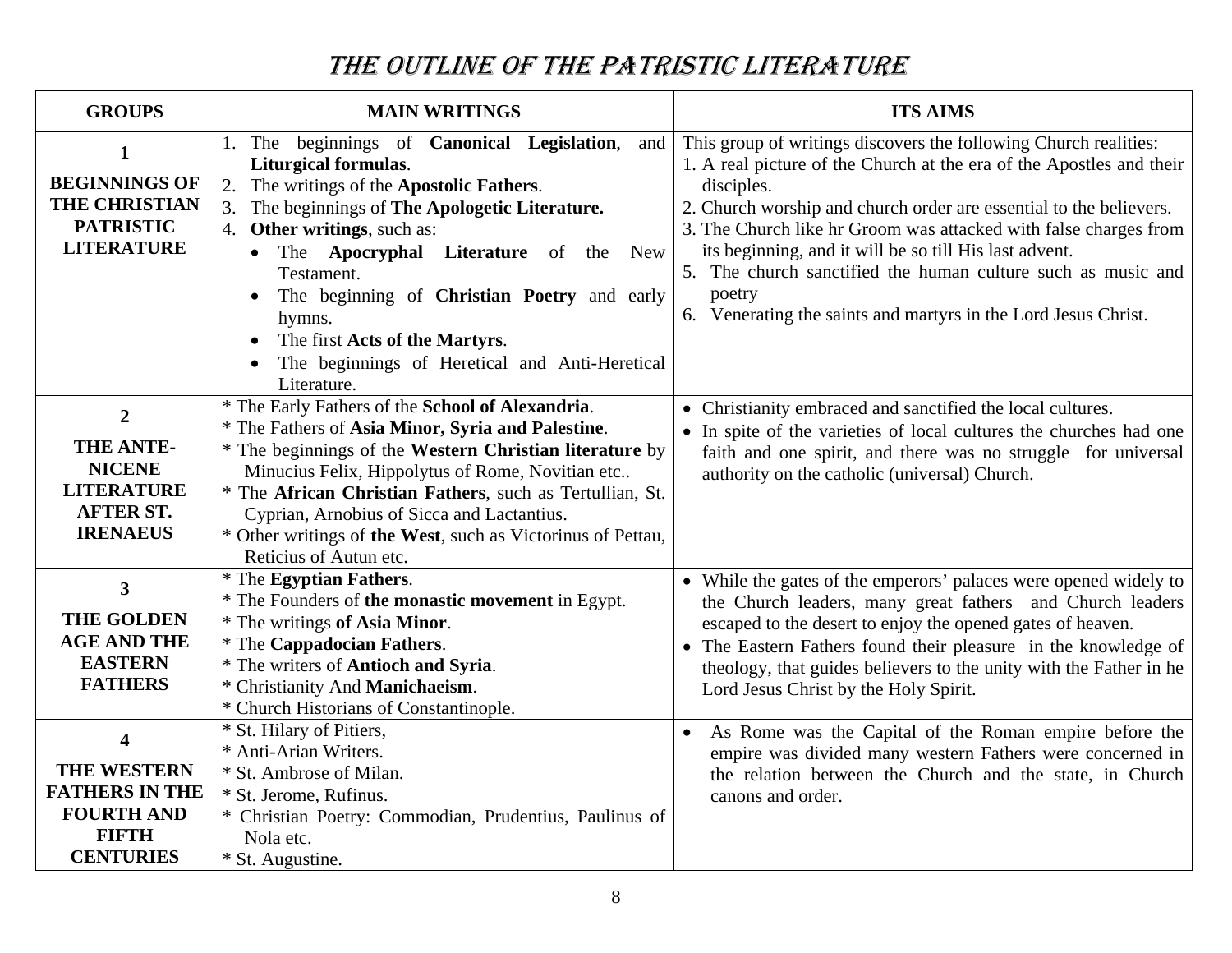# THE OUTLINE OF THE PATRISTIC LITERATURE

| GROUPS | MAIN WRITINGS | ITS AIMS |
|---|---|---|
| **1**<br>**BEGINNINGS OF THE CHRISTIAN PATRISTIC LITERATURE** | 1. The beginnings of **Canonical Legislation**, and **Liturgical formulas**.<br>2. The writings of the **Apostolic Fathers**.<br>3. The beginnings of **The Apologetic Literature.**<br>4. **Other writings**, such as:<br>• The **Apocryphal Literature** of the New Testament.<br>• The beginning of **Christian Poetry** and early hymns.<br>• The first **Acts of the Martyrs**.<br>• The beginnings of Heretical and Anti-Heretical Literature. | This group of writings discovers the following Church realities:<br>1. A real picture of the Church at the era of the Apostles and their disciples.<br>2. Church worship and church order are essential to the believers.<br>3. The Church like hr Groom was attacked with false charges from its beginning, and it will be so till His last advent.<br>5. The church sanctified the human culture such as music and poetry<br>6. Venerating the saints and martyrs in the Lord Jesus Christ. |
| **2**<br>**THE ANTE-NICENE LITERATURE AFTER ST. IRENAEUS** | * The Early Fathers of the **School of Alexandria**.<br>* The Fathers of **Asia Minor, Syria and Palestine**.<br>* The beginnings of the **Western Christian literature** by Minucius Felix, Hippolytus of Rome, Novitian etc..<br>* The **African Christian Fathers**, such as Tertullian, St. Cyprian, Arnobius of Sicca and Lactantius.<br>* Other writings of **the West**, such as Victorinus of Pettau, Reticius of Autun etc. | • Christianity embraced and sanctified the local cultures.<br>• In spite of the varieties of local cultures the churches had one faith and one spirit, and there was no struggle for universal authority on the catholic (universal) Church. |
| **3**<br>**THE GOLDEN AGE AND THE EASTERN FATHERS** | * The **Egyptian Fathers**.<br>* The Founders of **the monastic movement** in Egypt.<br>* The writings **of Asia Minor**.<br>* The **Cappadocian Fathers**.<br>* The writers of **Antioch and Syria**.<br>* Christianity And **Manichaeism**.<br>* Church Historians of Constantinople. | • While the gates of the emperors' palaces were opened widely to the Church leaders, many great fathers and Church leaders escaped to the desert to enjoy the opened gates of heaven.<br>• The Eastern Fathers found their pleasure in the knowledge of theology, that guides believers to the unity with the Father in he Lord Jesus Christ by the Holy Spirit. |
| **4**<br>**THE WESTERN FATHERS IN THE FOURTH AND FIFTH CENTURIES** | * St. Hilary of Pitiers,<br>* Anti-Arian Writers.<br>* St. Ambrose of Milan.<br>* St. Jerome, Rufinus.<br>* Christian Poetry: Commodian, Prudentius, Paulinus of Nola etc.<br>* St. Augustine. | • As Rome was the Capital of the Roman empire before the empire was divided many western Fathers were concerned in the relation between the Church and the state, in Church canons and order. |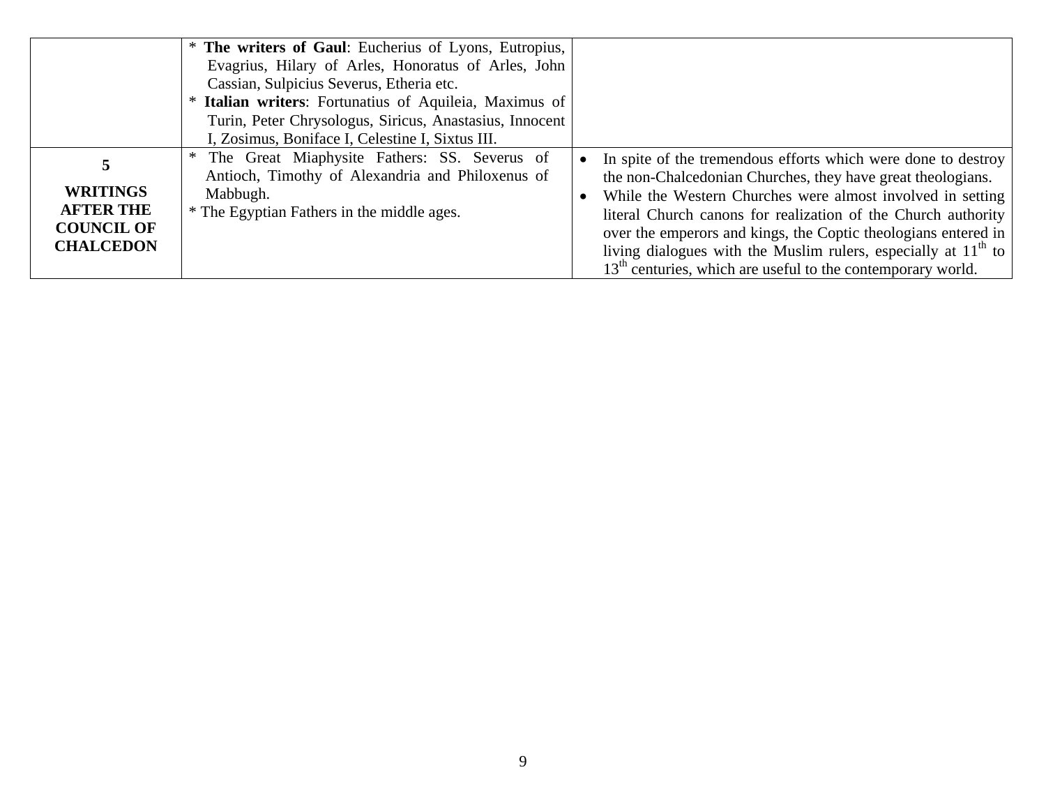| | | |
|---|---|---|
| | * **The writers of Gaul**: Eucherius of Lyons, Eutropius, Evagrius, Hilary of Arles, Honoratus of Arles, John Cassian, Sulpicius Severus, Etheria etc.<br>* **Italian writers**: Fortunatius of Aquileia, Maximus of Turin, Peter Chrysologus, Siricus, Anastasius, Innocent I, Zosimus, Boniface I, Celestine I, Sixtus III. | |
| **5**<br><br>**WRITINGS AFTER THE COUNCIL OF CHALCEDON** | * The Great Miaphysite Fathers: SS. Severus of Antioch, Timothy of Alexandria and Philoxenus of Mabbugh.<br>* The Egyptian Fathers in the middle ages. | • In spite of the tremendous efforts which were done to destroy the non-Chalcedonian Churches, they have great theologians.<br>• While the Western Churches were almost involved in setting literal Church canons for realization of the Church authority over the emperors and kings, the Coptic theologians entered in living dialogues with the Muslim rulers, especially at 11th to 13th centuries, which are useful to the contemporary world. |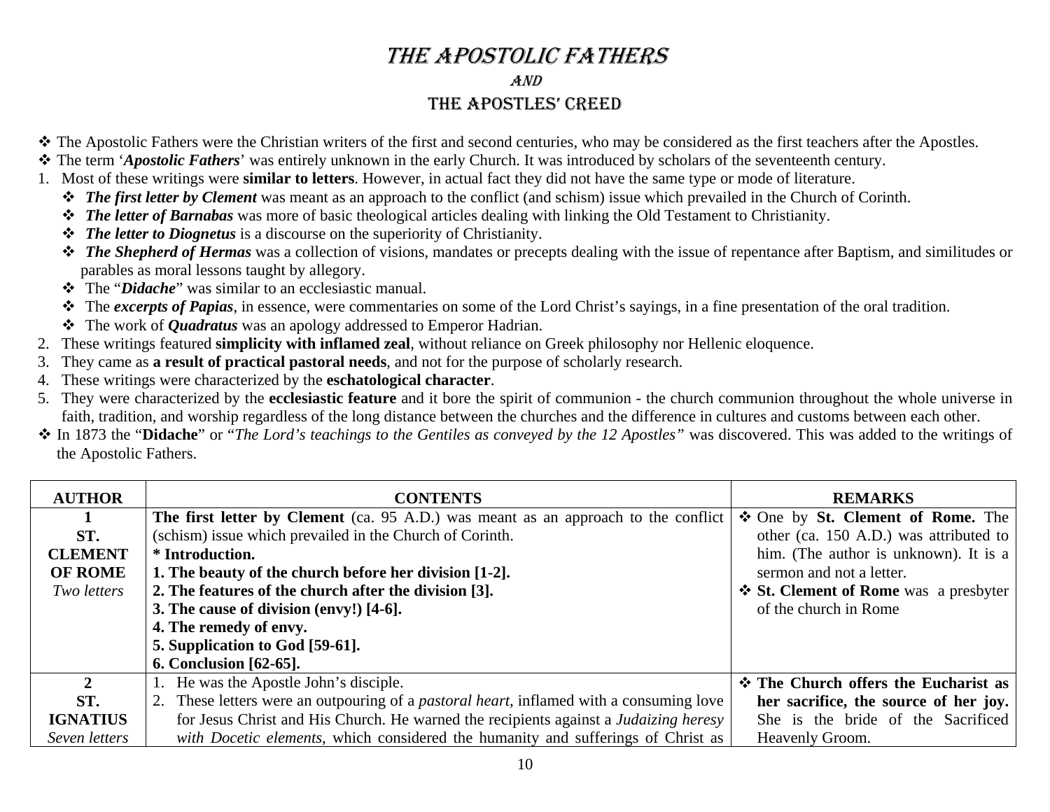# The Apostolic Fathers

## and

## The Apostles' Creed

- The Apostolic Fathers were the Christian writers of the first and second centuries, who may be considered as the first teachers after the Apostles.
- The term '*Apostolic Fathers*' was entirely unknown in the early Church. It was introduced by scholars of the seventeenth century.

1. Most of these writings were **similar to letters**. However, in actual fact they did not have the same type or mode of literature.
   - ***The first letter by Clement*** was meant as an approach to the conflict (and schism) issue which prevailed in the Church of Corinth.
   - ***The letter of Barnabas*** was more of basic theological articles dealing with linking the Old Testament to Christianity.
   - ***The letter to Diognetus*** is a discourse on the superiority of Christianity.
   - ***The Shepherd of Hermas*** was a collection of visions, mandates or precepts dealing with the issue of repentance after Baptism, and similitudes or parables as moral lessons taught by allegory.
   - The "***Didache***" was similar to an ecclesiastic manual.
   - The ***excerpts of Papias***, in essence, were commentaries on some of the Lord Christ's sayings, in a fine presentation of the oral tradition.
   - The work of ***Quadratus*** was an apology addressed to Emperor Hadrian.
2. These writings featured **simplicity with inflamed zeal**, without reliance on Greek philosophy nor Hellenic eloquence.
3. They came as **a result of practical pastoral needs**, and not for the purpose of scholarly research.
4. These writings were characterized by the **eschatological character**.
5. They were characterized by the **ecclesiastic feature** and it bore the spirit of communion - the church communion throughout the whole universe in faith, tradition, and worship regardless of the long distance between the churches and the difference in cultures and customs between each other.

- In 1873 the "**Didache**" or "*The Lord's teachings to the Gentiles as conveyed by the 12 Apostles"* was discovered. This was added to the writings of the Apostolic Fathers.

| AUTHOR | CONTENTS | REMARKS |
|---|---|---|
| **1**<br>**ST. CLEMENT OF ROME**<br>*Two letters* | **The first letter by Clement** (ca. 95 A.D.) was meant as an approach to the conflict (schism) issue which prevailed in the Church of Corinth.<br>**\* Introduction.**<br>**1. The beauty of the church before her division [1-2].**<br>**2. The features of the church after the division [3].**<br>**3. The cause of division (envy!) [4-6].**<br>**4. The remedy of envy.**<br>**5. Supplication to God [59-61].**<br>**6. Conclusion [62-65].** | - One by **St. Clement of Rome.** The other (ca. 150 A.D.) was attributed to him. (The author is unknown). It is a sermon and not a letter.<br>- **St. Clement of Rome** was a presbyter of the church in Rome |
| **2**<br>**ST. IGNATIUS**<br>*Seven letters* | 1. He was the Apostle John's disciple.<br>2. These letters were an outpouring of a *pastoral heart*, inflamed with a consuming love for Jesus Christ and His Church. He warned the recipients against a *Judaizing heresy with Docetic elements*, which considered the humanity and sufferings of Christ as | - **The Church offers the Eucharist as her sacrifice, the source of her joy.** She is the bride of the Sacrificed Heavenly Groom. |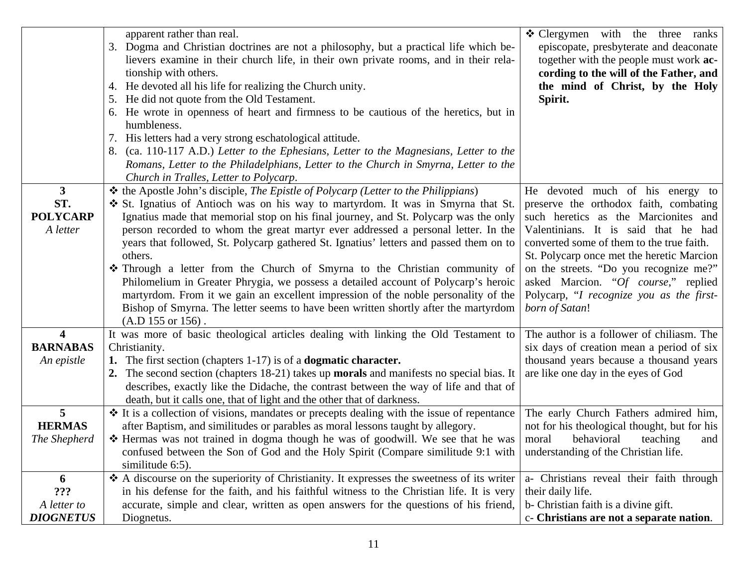| | | |
|---|---|---|
| | apparent rather than real.<br>3. Dogma and Christian doctrines are not a philosophy, but a practical life which believers examine in their church life, in their own private rooms, and in their relationship with others.<br>4. He devoted all his life for realizing the Church unity.<br>5. He did not quote from the Old Testament.<br>6. He wrote in openness of heart and firmness to be cautious of the heretics, but in humbleness.<br>7. His letters had a very strong eschatological attitude.<br>8. (ca. 110-117 A.D.) *Letter to the Ephesians*, *Letter to the Magnesians*, *Letter to the Romans*, *Letter to the Philadelphians*, *Letter to the Church in Smyrna*, *Letter to the Church in Tralles*, *Letter to Polycarp*. | ❖ Clergymen with the three ranks episcopate, presbyterate and deaconate together with the people must work **according to the will of the Father, and the mind of Christ, by the Holy Spirit.** |
| **3**<br>**ST. POLYCARP**<br>*A letter* | ❖ the Apostle John's disciple, *The Epistle of Polycarp (Letter to the Philippians*)<br>❖ St. Ignatius of Antioch was on his way to martyrdom. It was in Smyrna that St. Ignatius made that memorial stop on his final journey, and St. Polycarp was the only person recorded to whom the great martyr ever addressed a personal letter. In the years that followed, St. Polycarp gathered St. Ignatius' letters and passed them on to others.<br>❖ Through a letter from the Church of Smyrna to the Christian community of Philomelium in Greater Phrygia, we possess a detailed account of Polycarp's heroic martyrdom. From it we gain an excellent impression of the noble personality of the Bishop of Smyrna. The letter seems to have been written shortly after the martyrdom (A.D 155 or 156) . | He devoted much of his energy to preserve the orthodox faith, combating such heretics as the Marcionites and Valentinians. It is said that he had converted some of them to the true faith.<br>St. Polycarp once met the heretic Marcion on the streets. "Do you recognize me?" asked Marcion. "*Of course*," replied Polycarp, "*I recognize you as the first-born of Satan*! |
| **4**<br>**BARNABAS**<br>*An epistle* | It was more of basic theological articles dealing with linking the Old Testament to Christianity.<br>**1.** The first section (chapters 1-17) is of a **dogmatic character.**<br>**2.** The second section (chapters 18-21) takes up **morals** and manifests no special bias. It describes, exactly like the Didache, the contrast between the way of life and that of death, but it calls one, that of light and the other that of darkness. | The author is a follower of chiliasm. The six days of creation mean a period of six thousand years because a thousand years are like one day in the eyes of God |
| **5**<br>**HERMAS**<br>*The Shepherd* | ❖ It is a collection of visions, mandates or precepts dealing with the issue of repentance after Baptism, and similitudes or parables as moral lessons taught by allegory.<br>❖ Hermas was not trained in dogma though he was of goodwill. We see that he was confused between the Son of God and the Holy Spirit (Compare similitude 9:1 with similitude 6:5). | The early Church Fathers admired him, not for his theological thought, but for his moral behavioral teaching and understanding of the Christian life. |
| **6**<br>**???**<br>*A letter to*<br>***DIOGNETUS*** | ❖ A discourse on the superiority of Christianity. It expresses the sweetness of its writer in his defense for the faith, and his faithful witness to the Christian life. It is very accurate, simple and clear, written as open answers for the questions of his friend, Diognetus. | a- Christians reveal their faith through their daily life.<br>b- Christian faith is a divine gift.<br>c- **Christians are not a separate nation**. |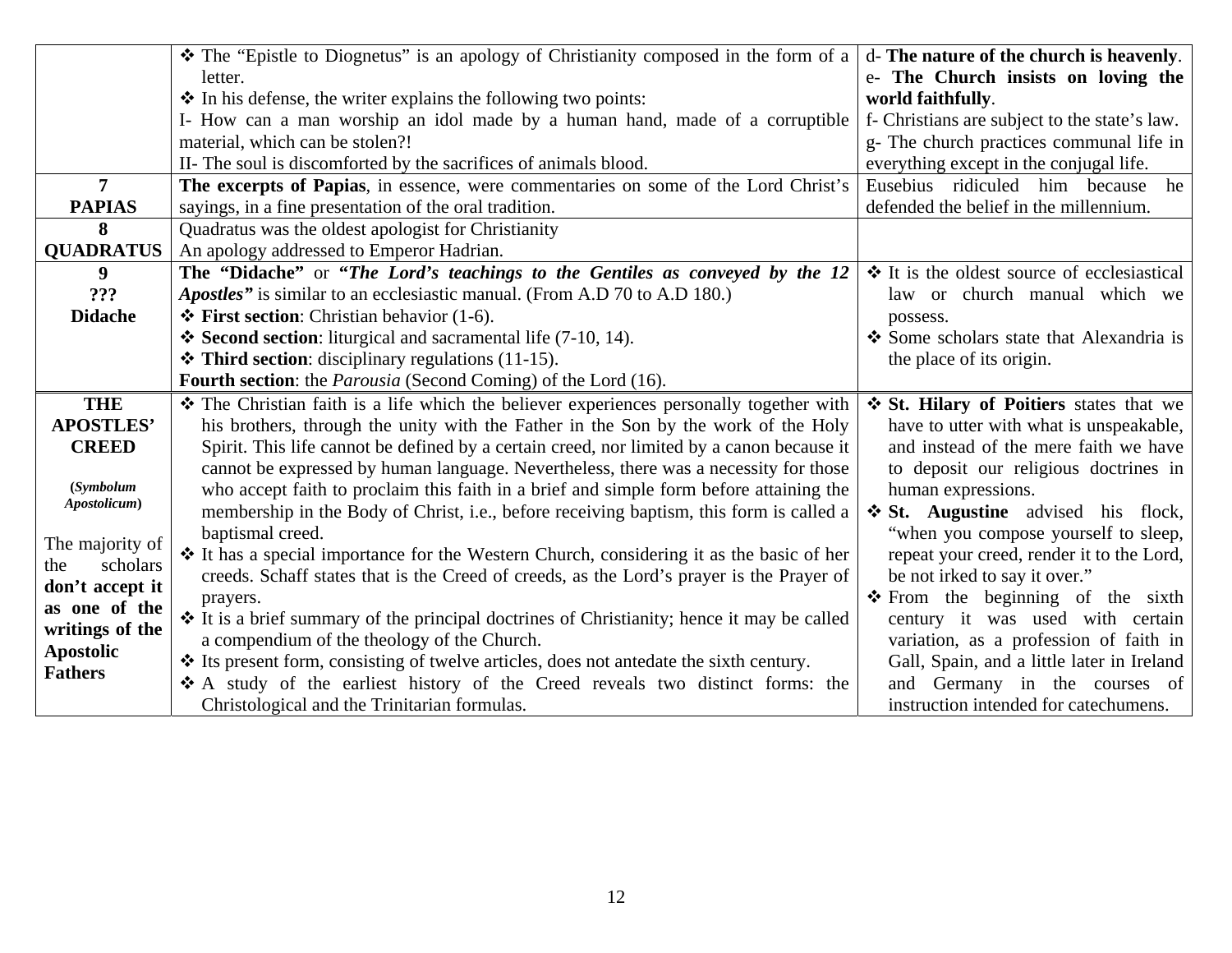| | | |
|---|---|---|
| | ❖ The "Epistle to Diognetus" is an apology of Christianity composed in the form of a letter.<br>❖ In his defense, the writer explains the following two points:<br>I- How can a man worship an idol made by a human hand, made of a corruptible material, which can be stolen?!<br>II- The soul is discomforted by the sacrifices of animals blood. | d- **The nature of the church is heavenly**.<br>e- **The Church insists on loving the world faithfully**.<br>f- Christians are subject to the state's law.<br>g- The church practices communal life in everything except in the conjugal life. |
| **7**<br>**PAPIAS** | **The excerpts of Papias**, in essence, were commentaries on some of the Lord Christ's sayings, in a fine presentation of the oral tradition. | Eusebius ridiculed him because he defended the belief in the millennium. |
| **8**<br>**QUADRATUS** | Quadratus was the oldest apologist for Christianity<br>An apology addressed to Emperor Hadrian. | |
| **9**<br>**???**<br>**Didache** | **The "Didache"** or ***"The Lord's teachings to the Gentiles as conveyed by the 12 Apostles"*** is similar to an ecclesiastic manual. (From A.D 70 to A.D 180.)<br>❖ **First section**: Christian behavior (1-6).<br>❖ **Second section**: liturgical and sacramental life (7-10, 14).<br>❖ **Third section**: disciplinary regulations (11-15).<br>**Fourth section**: the *Parousia* (Second Coming) of the Lord (16). | ❖ It is the oldest source of ecclesiastical law or church manual which we possess.<br>❖ Some scholars state that Alexandria is the place of its origin. |
| **THE APOSTLES' CREED**<br><br>**(*Symbolum Apostolicum*)**<br><br>The majority of the scholars **don't accept it as one of the writings of the Apostolic Fathers** | ❖ The Christian faith is a life which the believer experiences personally together with his brothers, through the unity with the Father in the Son by the work of the Holy Spirit. This life cannot be defined by a certain creed, nor limited by a canon because it cannot be expressed by human language. Nevertheless, there was a necessity for those who accept faith to proclaim this faith in a brief and simple form before attaining the membership in the Body of Christ, i.e., before receiving baptism, this form is called a baptismal creed.<br>❖ It has a special importance for the Western Church, considering it as the basic of her creeds. Schaff states that is the Creed of creeds, as the Lord's prayer is the Prayer of prayers.<br>❖ It is a brief summary of the principal doctrines of Christianity; hence it may be called a compendium of the theology of the Church.<br>❖ Its present form, consisting of twelve articles, does not antedate the sixth century.<br>❖ A study of the earliest history of the Creed reveals two distinct forms: the Christological and the Trinitarian formulas. | ❖ **St. Hilary of Poitiers** states that we have to utter with what is unspeakable, and instead of the mere faith we have to deposit our religious doctrines in human expressions.<br>❖ **St. Augustine** advised his flock, "when you compose yourself to sleep, repeat your creed, render it to the Lord, be not irked to say it over."<br>❖ From the beginning of the sixth century it was used with certain variation, as a profession of faith in Gall, Spain, and a little later in Ireland and Germany in the courses of instruction intended for catechumens. |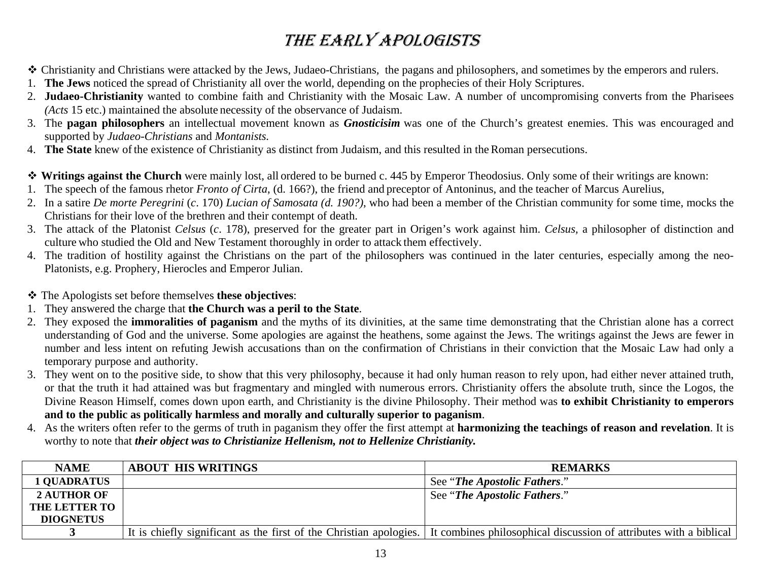# THE EARLY APOLOGISTS

❖ Christianity and Christians were attacked by the Jews, Judaeo-Christians, the pagans and philosophers, and sometimes by the emperors and rulers.

1. **The Jews** noticed the spread of Christianity all over the world, depending on the prophecies of their Holy Scriptures.
2. **Judaeo-Christianity** wanted to combine faith and Christianity with the Mosaic Law. A number of uncompromising converts from the Pharisees *(Acts* 15 etc.) maintained the absolute necessity of the observance of Judaism.
3. The **pagan philosophers** an intellectual movement known as ***Gnosticisim*** was one of the Church's greatest enemies. This was encouraged and supported by *Judaeo-Christians* and *Montanists.*
4. **The State** knew of the existence of Christianity as distinct from Judaism, and this resulted in the Roman persecutions.

❖ **Writings against the Church** were mainly lost, all ordered to be burned c. 445 by Emperor Theodosius. Only some of their writings are known:

1. The speech of the famous rhetor *Fronto of Cirta*, (d. 166?), the friend and preceptor of Antoninus, and the teacher of Marcus Aurelius,
2. In a satire *De morte Peregrini* (*c*. 170) *Lucian of Samosata (d. 190?)*, who had been a member of the Christian community for some time, mocks the Christians for their love of the brethren and their contempt of death.
3. The attack of the Platonist *Celsus* (*c*. 178), preserved for the greater part in Origen's work against him. *Celsus*, a philosopher of distinction and culture who studied the Old and New Testament thoroughly in order to attack them effectively.
4. The tradition of hostility against the Christians on the part of the philosophers was continued in the later centuries, especially among the neo-Platonists, e.g. Prophery, Hierocles and Emperor Julian.

❖ The Apologists set before themselves **these objectives**:

1. They answered the charge that **the Church was a peril to the State**.
2. They exposed the **immoralities of paganism** and the myths of its divinities, at the same time demonstrating that the Christian alone has a correct understanding of God and the universe. Some apologies are against the heathens, some against the Jews. The writings against the Jews are fewer in number and less intent on refuting Jewish accusations than on the confirmation of Christians in their conviction that the Mosaic Law had only a temporary purpose and authority.
3. They went on to the positive side, to show that this very philosophy, because it had only human reason to rely upon, had either never attained truth, or that the truth it had attained was but fragmentary and mingled with numerous errors. Christianity offers the absolute truth, since the Logos, the Divine Reason Himself, comes down upon earth, and Christianity is the divine Philosophy. Their method was **to exhibit Christianity to emperors and to the public as politically harmless and morally and culturally superior to paganism**.
4. As the writers often refer to the germs of truth in paganism they offer the first attempt at **harmonizing the teachings of reason and revelation**. It is worthy to note that ***their object was to Christianize Hellenism, not to Hellenize Christianity.***

| NAME | ABOUT HIS WRITINGS | REMARKS |
|---|---|---|
| **1 QUADRATUS** | | See "***The Apostolic Fathers***." |
| **2 AUTHOR OF THE LETTER TO DIOGNETUS** | | See "***The Apostolic Fathers***." |
| **3** | It is chiefly significant as the first of the Christian apologies. | It combines philosophical discussion of attributes with a biblical |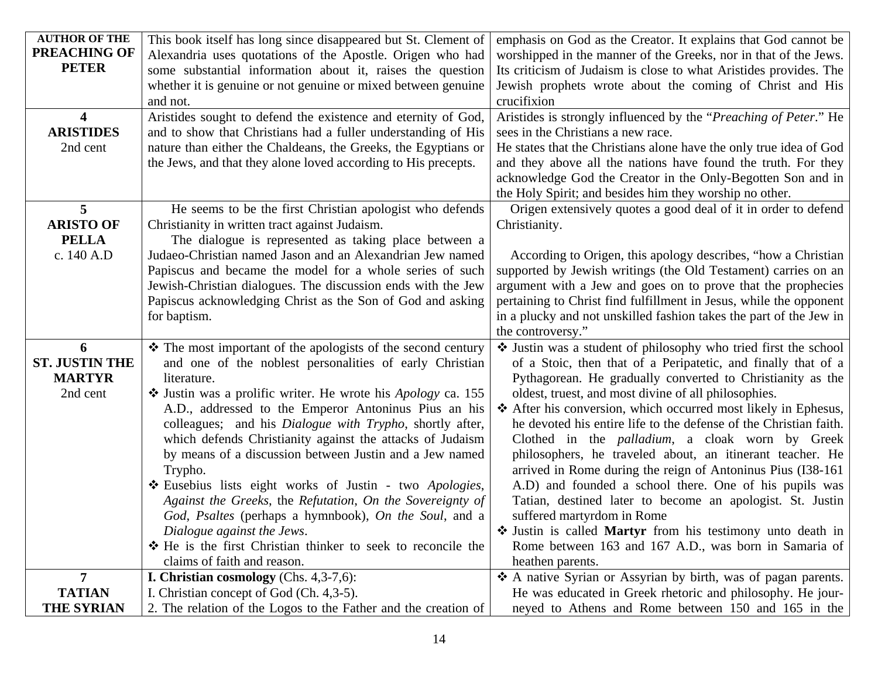| | | |
|---|---|---|
| **AUTHOR OF THE PREACHING OF PETER** | This book itself has long since disappeared but St. Clement of Alexandria uses quotations of the Apostle. Origen who had some substantial information about it, raises the question whether it is genuine or not genuine or mixed between genuine and not. | emphasis on God as the Creator. It explains that God cannot be worshipped in the manner of the Greeks, nor in that of the Jews. Its criticism of Judaism is close to what Aristides provides. The Jewish prophets wrote about the coming of Christ and His crucifixion |
| **4**<br>**ARISTIDES**<br>2nd cent | Aristides sought to defend the existence and eternity of God, and to show that Christians had a fuller understanding of His nature than either the Chaldeans, the Greeks, the Egyptians or the Jews, and that they alone loved according to His precepts. | Aristides is strongly influenced by the "*Preaching of Peter*." He sees in the Christians a new race.<br>He states that the Christians alone have the only true idea of God and they above all the nations have found the truth. For they acknowledge God the Creator in the Only-Begotten Son and in the Holy Spirit; and besides him they worship no other. |
| **5**<br>**ARISTO OF PELLA**<br>c. 140 A.D | He seems to be the first Christian apologist who defends Christianity in written tract against Judaism.<br>The dialogue is represented as taking place between a Judaeo-Christian named Jason and an Alexandrian Jew named Papiscus and became the model for a whole series of such Jewish-Christian dialogues. The discussion ends with the Jew Papiscus acknowledging Christ as the Son of God and asking for baptism. | Origen extensively quotes a good deal of it in order to defend Christianity.<br><br>According to Origen, this apology describes, "how a Christian supported by Jewish writings (the Old Testament) carries on an argument with a Jew and goes on to prove that the prophecies pertaining to Christ find fulfillment in Jesus, while the opponent in a plucky and not unskilled fashion takes the part of the Jew in the controversy." |
| **6**<br>**ST. JUSTIN THE MARTYR**<br>2nd cent | ❖ The most important of the apologists of the second century and one of the noblest personalities of early Christian literature.<br>❖ Justin was a prolific writer. He wrote his *Apology* ca. 155 A.D., addressed to the Emperor Antoninus Pius an his colleagues; and his *Dialogue with Trypho*, shortly after, which defends Christianity against the attacks of Judaism by means of a discussion between Justin and a Jew named Trypho.<br>❖ Eusebius lists eight works of Justin - two *Apologies*, *Against the Greeks*, the *Refutation*, *On the Sovereignty of God*, *Psaltes* (perhaps a hymnbook), *On the Soul*, and a *Dialogue against the Jews*.<br>❖ He is the first Christian thinker to seek to reconcile the claims of faith and reason. | ❖ Justin was a student of philosophy who tried first the school of a Stoic, then that of a Peripatetic, and finally that of a Pythagorean. He gradually converted to Christianity as the oldest, truest, and most divine of all philosophies.<br>❖ After his conversion, which occurred most likely in Ephesus, he devoted his entire life to the defense of the Christian faith. Clothed in the *palladium*, a cloak worn by Greek philosophers, he traveled about, an itinerant teacher. He arrived in Rome during the reign of Antoninus Pius (I38-161 A.D) and founded a school there. One of his pupils was Tatian, destined later to become an apologist. St. Justin suffered martyrdom in Rome<br>❖ Justin is called **Martyr** from his testimony unto death in Rome between 163 and 167 A.D., was born in Samaria of heathen parents. |
| **7**<br>**TATIAN THE SYRIAN** | **I. Christian cosmology** (Chs. 4,3-7,6):<br>I. Christian concept of God (Ch. 4,3-5).<br>2. The relation of the Logos to the Father and the creation of | ❖ A native Syrian or Assyrian by birth, was of pagan parents. He was educated in Greek rhetoric and philosophy. He journeyed to Athens and Rome between 150 and 165 in the |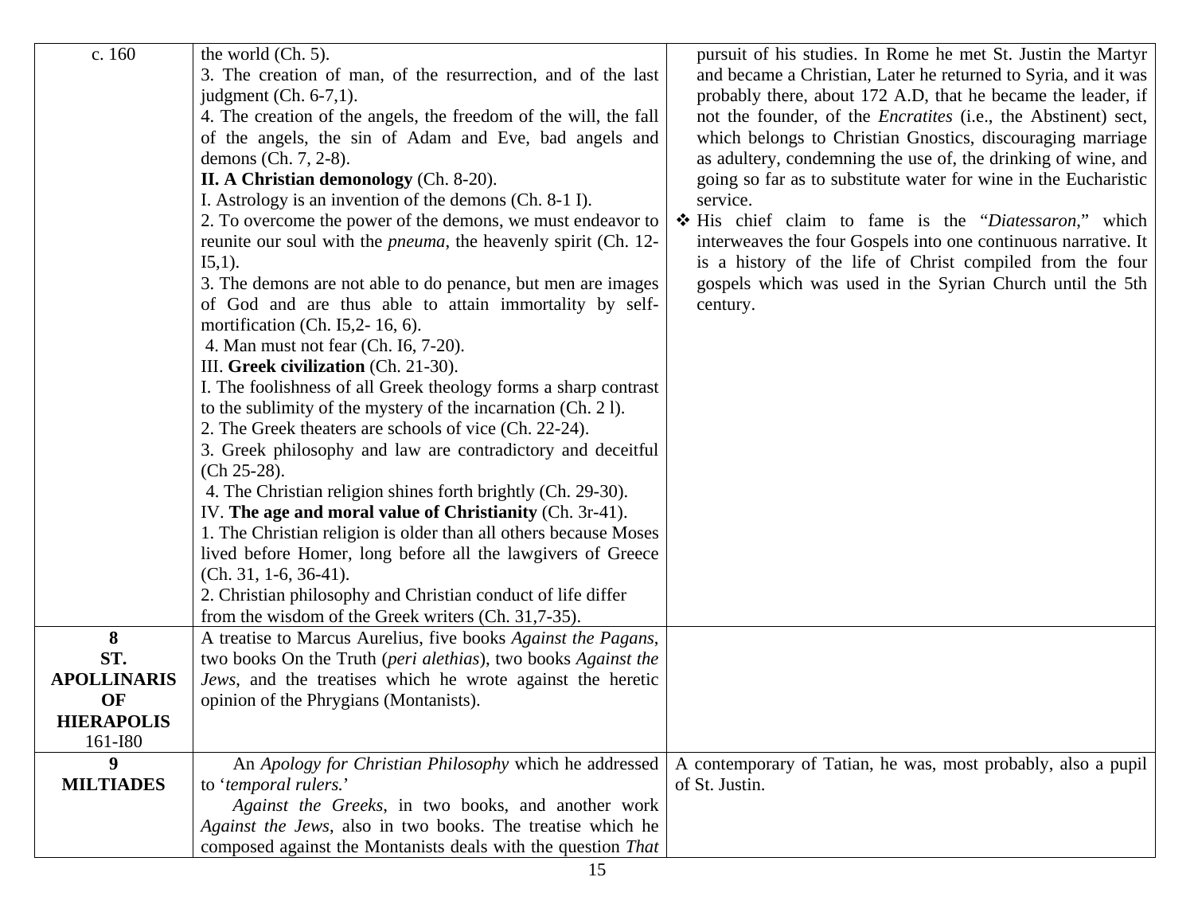| | | |
|---|---|---|
| c. 160 | the world (Ch. 5).<br>3. The creation of man, of the resurrection, and of the last judgment (Ch. 6-7,1).<br>4. The creation of the angels, the freedom of the will, the fall of the angels, the sin of Adam and Eve, bad angels and demons (Ch. 7, 2-8).<br>**II. A Christian demonology** (Ch. 8-20).<br>I. Astrology is an invention of the demons (Ch. 8-1 I).<br>2. To overcome the power of the demons, we must endeavor to reunite our soul with the *pneuma*, the heavenly spirit (Ch. 12-I5,1).<br>3. The demons are not able to do penance, but men are images of God and are thus able to attain immortality by self-mortification (Ch. I5,2- 16, 6).<br>4. Man must not fear (Ch. I6, 7-20).<br>III. **Greek civilization** (Ch. 21-30).<br>I. The foolishness of all Greek theology forms a sharp contrast to the sublimity of the mystery of the incarnation (Ch. 2 l).<br>2. The Greek theaters are schools of vice (Ch. 22-24).<br>3. Greek philosophy and law are contradictory and deceitful (Ch 25-28).<br>4. The Christian religion shines forth brightly (Ch. 29-30).<br>IV. **The age and moral value of Christianity** (Ch. 3r-41).<br>1. The Christian religion is older than all others because Moses lived before Homer, long before all the lawgivers of Greece (Ch. 31, 1-6, 36-41).<br>2. Christian philosophy and Christian conduct of life differ from the wisdom of the Greek writers (Ch. 31,7-35). | pursuit of his studies. In Rome he met St. Justin the Martyr and became a Christian, Later he returned to Syria, and it was probably there, about 172 A.D, that he became the leader, if not the founder, of the *Encratites* (i.e., the Abstinent) sect, which belongs to Christian Gnostics, discouraging marriage as adultery, condemning the use of, the drinking of wine, and going so far as to substitute water for wine in the Eucharistic service.<br>❖ His chief claim to fame is the "*Diatessaron*," which interweaves the four Gospels into one continuous narrative. It is a history of the life of Christ compiled from the four gospels which was used in the Syrian Church until the 5th century. |
| **8**<br>**ST. APOLLINARIS OF HIERAPOLIS**<br>161-I80 | A treatise to Marcus Aurelius, five books *Against the Pagans*, two books On the Truth (*peri alethias*), two books *Against the Jews*, and the treatises which he wrote against the heretic opinion of the Phrygians (Montanists). | |
| **9**<br>**MILTIADES** | An *Apology for Christian Philosophy* which he addressed to '*temporal rulers.*'<br>*Against the Greeks*, in two books, and another work *Against the Jews*, also in two books. The treatise which he composed against the Montanists deals with the question *That* | A contemporary of Tatian, he was, most probably, also a pupil of St. Justin. |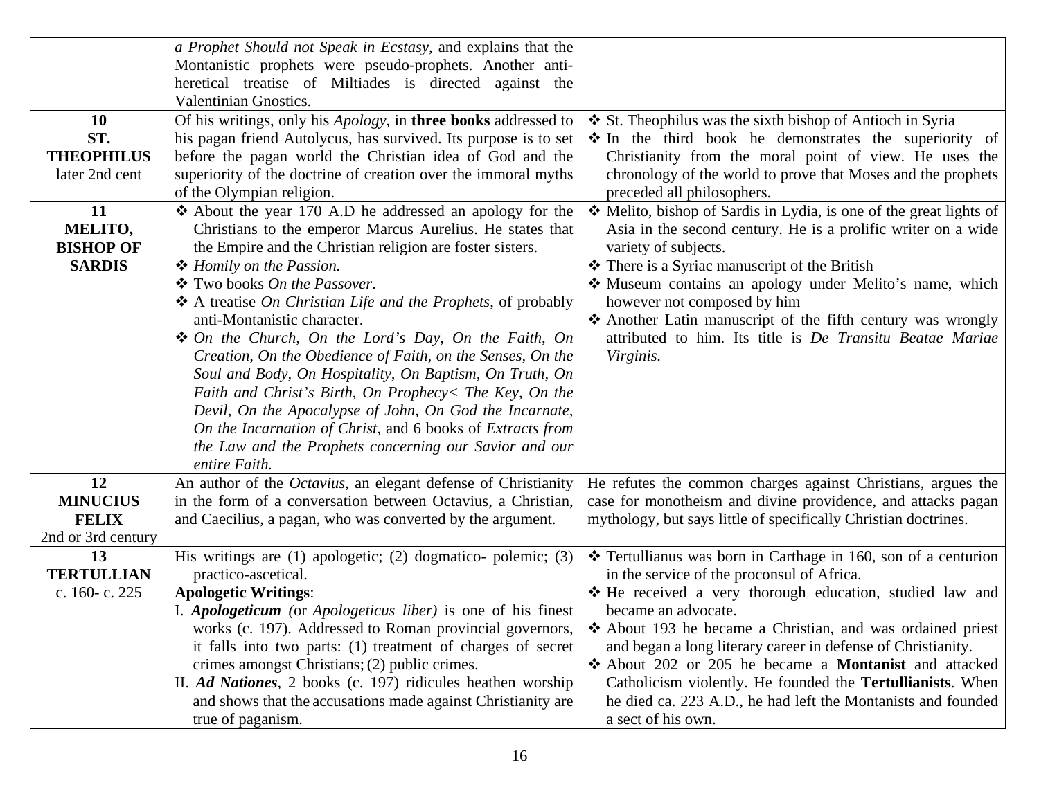| | | |
|---|---|---|
| | *a Prophet Should not Speak in Ecstasy*, and explains that the Montanistic prophets were pseudo-prophets. Another anti-heretical treatise of Miltiades is directed against the Valentinian Gnostics. | |
| **10**<br>**ST. THEOPHILUS**<br>later 2nd cent | Of his writings, only his *Apology*, in **three books** addressed to his pagan friend Autolycus, has survived. Its purpose is to set before the pagan world the Christian idea of God and the superiority of the doctrine of creation over the immoral myths of the Olympian religion. | ❖ St. Theophilus was the sixth bishop of Antioch in Syria<br>❖ In the third book he demonstrates the superiority of Christianity from the moral point of view. He uses the chronology of the world to prove that Moses and the prophets preceded all philosophers. |
| **11**<br>**MELITO, BISHOP OF SARDIS** | ❖ About the year 170 A.D he addressed an apology for the Christians to the emperor Marcus Aurelius. He states that the Empire and the Christian religion are foster sisters.<br>❖ *Homily on the Passion.*<br>❖ Two books *On the Passover*.<br>❖ A treatise *On Christian Life and the Prophets*, of probably anti-Montanistic character.<br>❖ *On the Church, On the Lord's Day, On the Faith, On Creation, On the Obedience of Faith, on the Senses, On the Soul and Body, On Hospitality, On Baptism, On Truth, On Faith and Christ's Birth, On Prophecy< The Key, On the Devil, On the Apocalypse of John, On God the Incarnate, On the Incarnation of Christ*, and 6 books of *Extracts from the Law and the Prophets concerning our Savior and our entire Faith.* | ❖ Melito, bishop of Sardis in Lydia, is one of the great lights of Asia in the second century. He is a prolific writer on a wide variety of subjects.<br>❖ There is a Syriac manuscript of the British<br>❖ Museum contains an apology under Melito's name, which however not composed by him<br>❖ Another Latin manuscript of the fifth century was wrongly attributed to him. Its title is *De Transitu Beatae Mariae Virginis.* |
| **12**<br>**MINUCIUS FELIX**<br>2nd or 3rd century | An author of the *Octavius*, an elegant defense of Christianity in the form of a conversation between Octavius, a Christian, and Caecilius, a pagan, who was converted by the argument. | He refutes the common charges against Christians, argues the case for monotheism and divine providence, and attacks pagan mythology, but says little of specifically Christian doctrines. |
| **13**<br>**TERTULLIAN**<br>c. 160- c. 225 | His writings are (1) apologetic; (2) dogmatico- polemic; (3) practico-ascetical.<br>**Apologetic Writings**:<br>I. ***Apologeticum*** (or *Apologeticus liber)* is one of his finest works (c. 197). Addressed to Roman provincial governors, it falls into two parts: (1) treatment of charges of secret crimes amongst Christians; (2) public crimes.<br>II. ***Ad Nationes***, 2 books (c. 197) ridicules heathen worship and shows that the accusations made against Christianity are true of paganism. | ❖ Tertullianus was born in Carthage in 160, son of a centurion in the service of the proconsul of Africa.<br>❖ He received a very thorough education, studied law and became an advocate.<br>❖ About 193 he became a Christian, and was ordained priest and began a long literary career in defense of Christianity.<br>❖ About 202 or 205 he became a **Montanist** and attacked Catholicism violently. He founded the **Tertullianists**. When he died ca. 223 A.D., he had left the Montanists and founded a sect of his own. |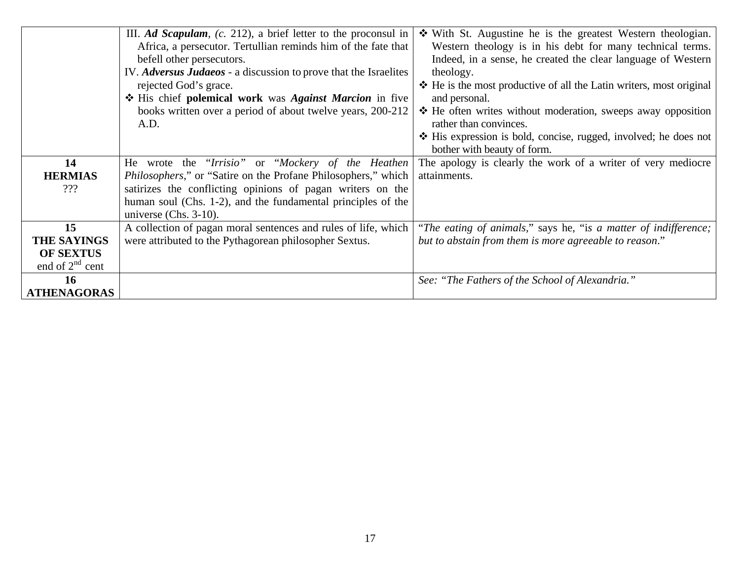| | | |
|---|---|---|
| | III. ***Ad Scapulam***, *(c.* 212), a brief letter to the proconsul in Africa, a persecutor. Tertullian reminds him of the fate that befell other persecutors.<br>IV. ***Adversus Judaeos*** - a discussion to prove that the Israelites rejected God's grace.<br>❖ His chief **polemical work** was ***Against Marcion*** in five books written over a period of about twelve years, 200-212 A.D. | ❖ With St. Augustine he is the greatest Western theologian. Western theology is in his debt for many technical terms. Indeed, in a sense, he created the clear language of Western theology.<br>❖ He is the most productive of all the Latin writers, most original and personal.<br>❖ He often writes without moderation, sweeps away opposition rather than convinces.<br>❖ His expression is bold, concise, rugged, involved; he does not bother with beauty of form. |
| **14**<br>**HERMIAS**<br>??? | He wrote the *"Irrisio"* or *"Mockery of the Heathen Philosophers*," or "Satire on the Profane Philosophers," which satirizes the conflicting opinions of pagan writers on the human soul (Chs. 1-2), and the fundamental principles of the universe (Chs. 3-10). | The apology is clearly the work of a writer of very mediocre attainments. |
| **15**<br>**THE SAYINGS OF SEXTUS**<br>end of 2nd cent | A collection of pagan moral sentences and rules of life, which were attributed to the Pythagorean philosopher Sextus. | "*The eating of animals*," says he, "i*s a matter of indifference; but to abstain from them is more agreeable to reason*." |
| **16**<br>**ATHENAGORAS** | | *See: "The Fathers of the School of Alexandria."* |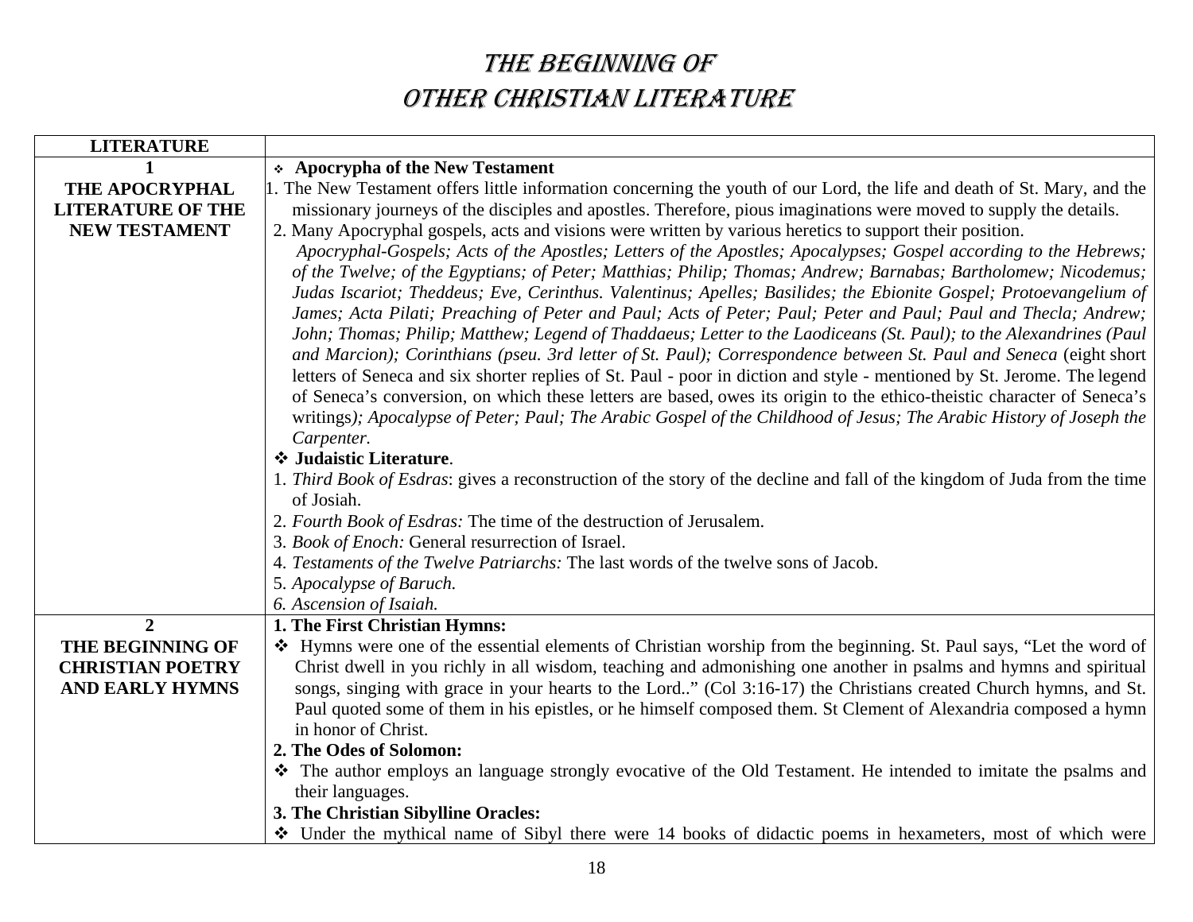# THE BEGINNING OF OTHER CHRISTIAN LITERATURE

| LITERATURE | |
|---|---|
| **1**<br>**THE APOCRYPHAL LITERATURE OF THE NEW TESTAMENT** | ❖ **Apocrypha of the New Testament**<br>1. The New Testament offers little information concerning the youth of our Lord, the life and death of St. Mary, and the missionary journeys of the disciples and apostles. Therefore, pious imaginations were moved to supply the details.<br>2. Many Apocryphal gospels, acts and visions were written by various heretics to support their position.<br>*Apocryphal-Gospels; Acts of the Apostles; Letters of the Apostles; Apocalypses; Gospel according to the Hebrews; of the Twelve; of the Egyptians; of Peter; Matthias; Philip; Thomas; Andrew; Barnabas; Bartholomew; Nicodemus; Judas Iscariot; Theddeus; Eve, Cerinthus. Valentinus; Apelles; Basilides; the Ebionite Gospel; Protoevangelium of James; Acta Pilati; Preaching of Peter and Paul; Acts of Peter; Paul; Peter and Paul; Paul and Thecla; Andrew; John; Thomas; Philip; Matthew; Legend of Thaddaeus; Letter to the Laodiceans (St. Paul); to the Alexandrines (Paul and Marcion); Corinthians (pseu. 3rd letter of St. Paul); Correspondence between St. Paul and Seneca* (eight short letters of Seneca and six shorter replies of St. Paul - poor in diction and style - mentioned by St. Jerome. The legend of Seneca's conversion, on which these letters are based, owes its origin to the ethico-theistic character of Seneca's writings*); Apocalypse of Peter; Paul; The Arabic Gospel of the Childhood of Jesus; The Arabic History of Joseph the Carpenter.*<br>❖ **Judaistic Literature**.<br>1. *Third Book of Esdras*: gives a reconstruction of the story of the decline and fall of the kingdom of Juda from the time of Josiah.<br>2. *Fourth Book of Esdras:* The time of the destruction of Jerusalem.<br>3. *Book of Enoch:* General resurrection of Israel.<br>4. *Testaments of the Twelve Patriarchs:* The last words of the twelve sons of Jacob.<br>5. *Apocalypse of Baruch.*<br>*6. Ascension of Isaiah.* |
| **2**<br>**THE BEGINNING OF CHRISTIAN POETRY AND EARLY HYMNS** | **1. The First Christian Hymns:**<br>❖ Hymns were one of the essential elements of Christian worship from the beginning. St. Paul says, "Let the word of Christ dwell in you richly in all wisdom, teaching and admonishing one another in psalms and hymns and spiritual songs, singing with grace in your hearts to the Lord.." (Col 3:16-17) the Christians created Church hymns, and St. Paul quoted some of them in his epistles, or he himself composed them. St Clement of Alexandria composed a hymn in honor of Christ.<br>**2. The Odes of Solomon:**<br>❖ The author employs an language strongly evocative of the Old Testament. He intended to imitate the psalms and their languages.<br>**3. The Christian Sibylline Oracles:**<br>❖ Under the mythical name of Sibyl there were 14 books of didactic poems in hexameters, most of which were |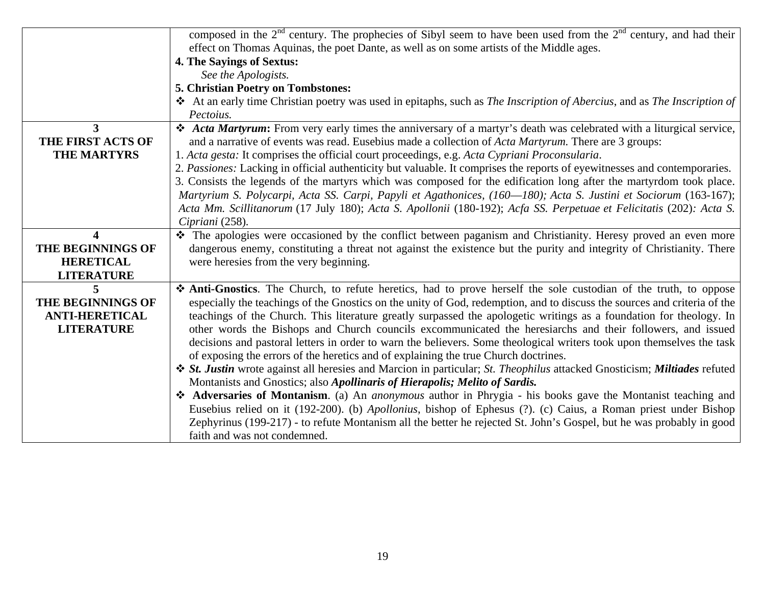| | |
|---|---|
| | composed in the 2nd century. The prophecies of Sibyl seem to have been used from the 2nd century, and had their effect on Thomas Aquinas, the poet Dante, as well as on some artists of the Middle ages.<br>**4. The Sayings of Sextus:**<br>*See the Apologists.*<br>**5. Christian Poetry on Tombstones:**<br>❖ At an early time Christian poetry was used in epitaphs, such as *The Inscription of Abercius*, and as *The Inscription of Pectoius.* |
| **3**<br>**THE FIRST ACTS OF THE MARTYRS** | ❖ ***Acta Martyrum*:** From very early times the anniversary of a martyr's death was celebrated with a liturgical service, and a narrative of events was read. Eusebius made a collection of *Acta Martyrum.* There are 3 groups:<br>1. *Acta gesta:* It comprises the official court proceedings, e.g. *Acta Cypriani Proconsularia*.<br>2. *Passiones:* Lacking in official authenticity but valuable. It comprises the reports of eyewitnesses and contemporaries.<br>3. Consists the legends of the martyrs which was composed for the edification long after the martyrdom took place. *Martyrium S. Polycarpi, Acta SS. Carpi, Papyli et Agathonices, (160—180); Acta S. Justini et Sociorum* (163-167); *Acta Mm. Scillitanorum* (17 July 180); *Acta S. Apollonii* (180-192); *Acfa SS. Perpetuae et Felicitatis* (202)*: Acta S. Cipriani* (258). |
| **4**<br>**THE BEGINNINGS OF HERETICAL LITERATURE** | ❖ The apologies were occasioned by the conflict between paganism and Christianity. Heresy proved an even more dangerous enemy, constituting a threat not against the existence but the purity and integrity of Christianity. There were heresies from the very beginning. |
| **5**<br>**THE BEGINNINGS OF ANTI-HERETICAL LITERATURE** | ❖ **Anti-Gnostics**. The Church, to refute heretics, had to prove herself the sole custodian of the truth, to oppose especially the teachings of the Gnostics on the unity of God, redemption, and to discuss the sources and criteria of the teachings of the Church. This literature greatly surpassed the apologetic writings as a foundation for theology. In other words the Bishops and Church councils excommunicated the heresiarchs and their followers, and issued decisions and pastoral letters in order to warn the believers. Some theological writers took upon themselves the task of exposing the errors of the heretics and of explaining the true Church doctrines.<br>❖ ***St. Justin*** wrote against all heresies and Marcion in particular; *St. Theophilus* attacked Gnosticism; ***Miltiades*** refuted Montanists and Gnostics; also ***Apollinaris of Hierapolis; Melito of Sardis.***<br>❖ **Adversaries of Montanism**. (a) An *anonymous* author in Phrygia - his books gave the Montanist teaching and Eusebius relied on it (192-200). (b) *Apollonius*, bishop of Ephesus (?). (c) Caius, a Roman priest under Bishop Zephyrinus (199-217) - to refute Montanism all the better he rejected St. John's Gospel, but he was probably in good faith and was not condemned. |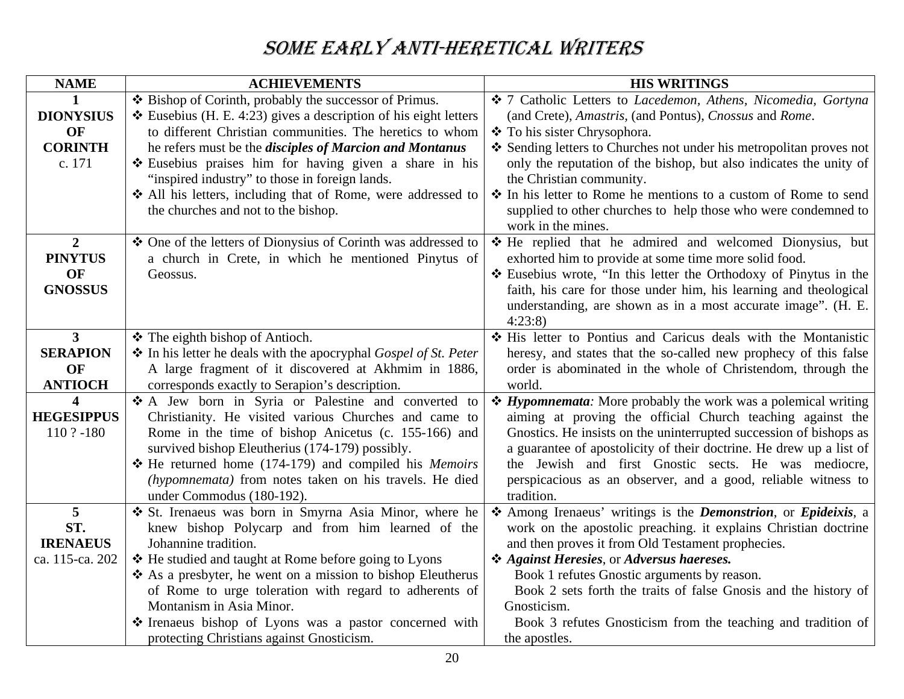# SOME EARLY ANTI-HERETICAL WRITERS

| NAME | ACHIEVEMENTS | HIS WRITINGS |
|---|---|---|
| **1**<br>**DIONYSIUS OF CORINTH**<br>c. 171 | ❖ Bishop of Corinth, probably the successor of Primus.<br>❖ Eusebius (H. E. 4:23) gives a description of his eight letters to different Christian communities. The heretics to whom he refers must be the ***disciples of Marcion and Montanus***<br>❖ Eusebius praises him for having given a share in his "inspired industry" to those in foreign lands.<br>❖ All his letters, including that of Rome, were addressed to the churches and not to the bishop. | ❖ 7 Catholic Letters to *Lacedemon*, *Athens*, *Nicomedia*, *Gortyna* (and Crete), *Amastris*, (and Pontus), *Cnossus* and *Rome*.<br>❖ To his sister Chrysophora.<br>❖ Sending letters to Churches not under his metropolitan proves not only the reputation of the bishop, but also indicates the unity of the Christian community.<br>❖ In his letter to Rome he mentions to a custom of Rome to send supplied to other churches to help those who were condemned to work in the mines. |
| **2**<br>**PINYTUS OF GNOSSUS** | ❖ One of the letters of Dionysius of Corinth was addressed to a church in Crete, in which he mentioned Pinytus of Geossus. | ❖ He replied that he admired and welcomed Dionysius, but exhorted him to provide at some time more solid food.<br>❖ Eusebius wrote, "In this letter the Orthodoxy of Pinytus in the faith, his care for those under him, his learning and theological understanding, are shown as in a most accurate image". (H. E. 4:23:8) |
| **3**<br>**SERAPION OF ANTIOCH** | ❖ The eighth bishop of Antioch.<br>❖ In his letter he deals with the apocryphal *Gospel of St. Peter* A large fragment of it discovered at Akhmim in 1886, corresponds exactly to Serapion's description. | ❖ His letter to Pontius and Caricus deals with the Montanistic heresy, and states that the so-called new prophecy of this false order is abominated in the whole of Christendom, through the world. |
| **4**<br>**HEGESIPPUS**<br>110 ? -180 | ❖ A Jew born in Syria or Palestine and converted to Christianity. He visited various Churches and came to Rome in the time of bishop Anicetus (c. 155-166) and survived bishop Eleutherius (174-179) possibly.<br>❖ He returned home (174-179) and compiled his *Memoirs (hypomnemata)* from notes taken on his travels. He died under Commodus (180-192). | ❖ ***Hypomnemata:*** More probably the work was a polemical writing aiming at proving the official Church teaching against the Gnostics. He insists on the uninterrupted succession of bishops as a guarantee of apostolicity of their doctrine. He drew up a list of the Jewish and first Gnostic sects. He was mediocre, perspicacious as an observer, and a good, reliable witness to tradition. |
| **5**<br>**ST. IRENAEUS**<br>ca. 115-ca. 202 | ❖ St. Irenaeus was born in Smyrna Asia Minor, where he knew bishop Polycarp and from him learned of the Johannine tradition.<br>❖ He studied and taught at Rome before going to Lyons<br>❖ As a presbyter, he went on a mission to bishop Eleutherus of Rome to urge toleration with regard to adherents of Montanism in Asia Minor.<br>❖ Irenaeus bishop of Lyons was a pastor concerned with protecting Christians against Gnosticism. | ❖ Among Irenaeus' writings is the ***Demonstrion***, or ***Epideixis***, a work on the apostolic preaching. it explains Christian doctrine and then proves it from Old Testament prophecies.<br>❖ ***Against Heresies***, or ***Adversus haereses.***<br>Book 1 refutes Gnostic arguments by reason.<br>Book 2 sets forth the traits of false Gnosis and the history of Gnosticism.<br>Book 3 refutes Gnosticism from the teaching and tradition of the apostles. |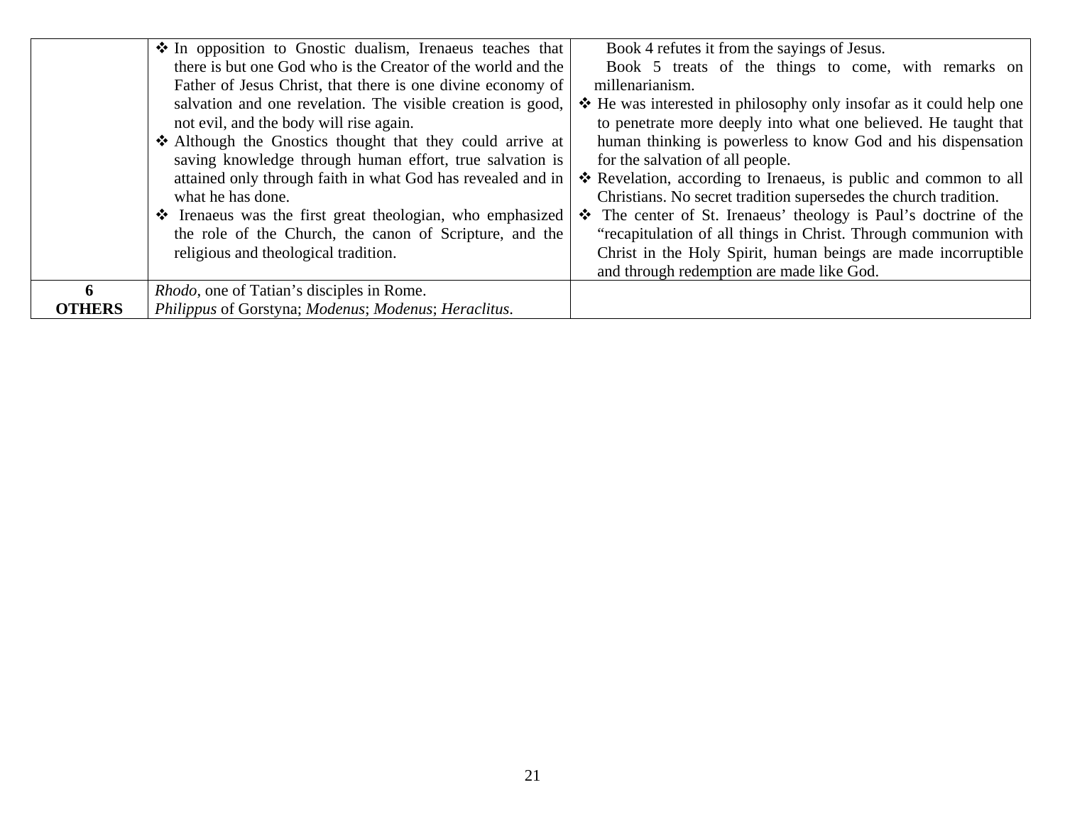| | | |
|---|---|---|
| | ❖ In opposition to Gnostic dualism, Irenaeus teaches that there is but one God who is the Creator of the world and the Father of Jesus Christ, that there is one divine economy of salvation and one revelation. The visible creation is good, not evil, and the body will rise again.<br>❖ Although the Gnostics thought that they could arrive at saving knowledge through human effort, true salvation is attained only through faith in what God has revealed and in what he has done.<br>❖ Irenaeus was the first great theologian, who emphasized the role of the Church, the canon of Scripture, and the religious and theological tradition. | Book 4 refutes it from the sayings of Jesus.<br>Book 5 treats of the things to come, with remarks on millenarianism.<br>❖ He was interested in philosophy only insofar as it could help one to penetrate more deeply into what one believed. He taught that human thinking is powerless to know God and his dispensation for the salvation of all people.<br>❖ Revelation, according to Irenaeus, is public and common to all Christians. No secret tradition supersedes the church tradition.<br>❖ The center of St. Irenaeus' theology is Paul's doctrine of the "recapitulation of all things in Christ. Through communion with Christ in the Holy Spirit, human beings are made incorruptible and through redemption are made like God. |
| **6 OTHERS** | *Rhodo*, one of Tatian's disciples in Rome.<br>*Philippus* of Gorstyna; *Modenus*; *Modenus*; *Heraclitus*. | |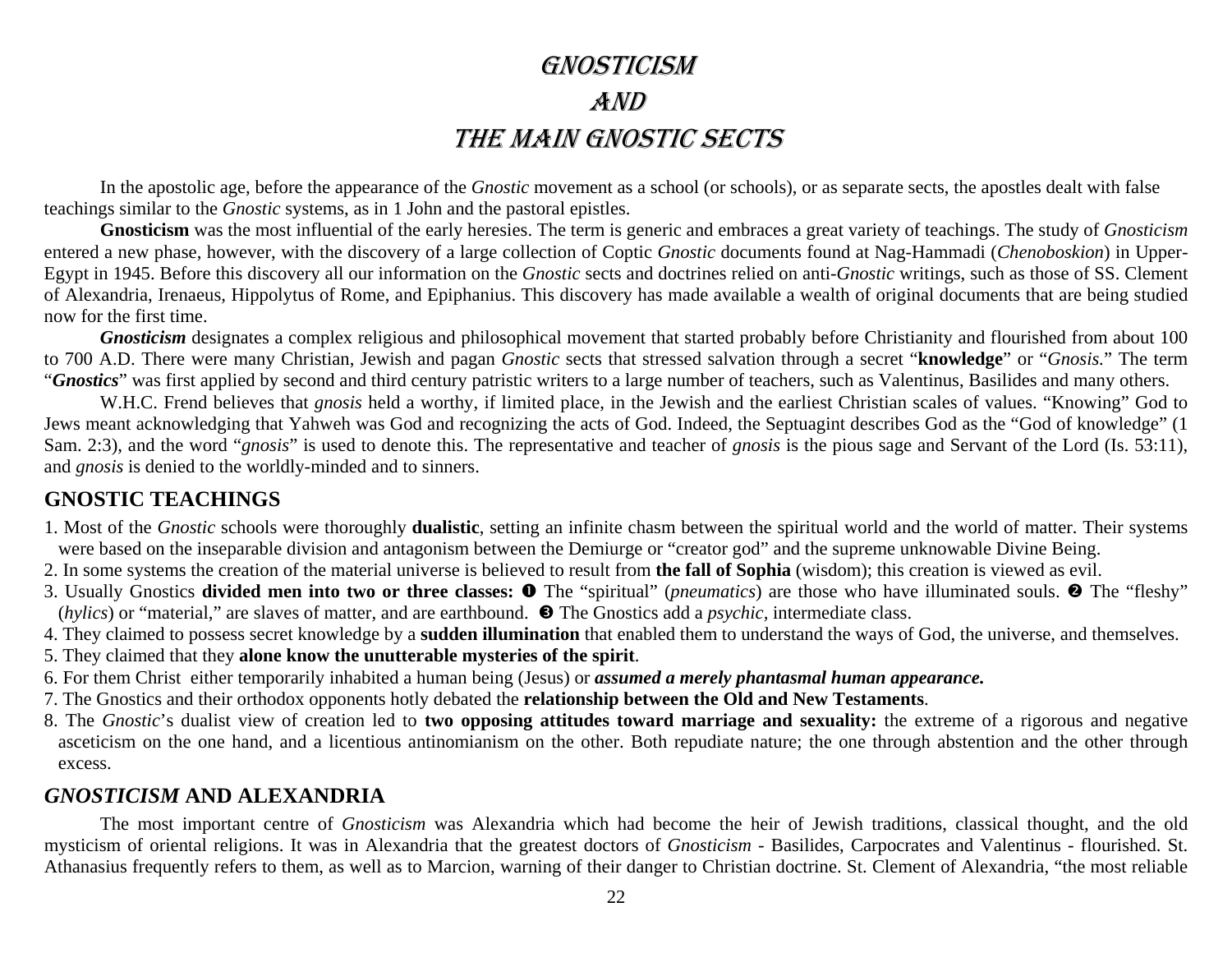# GNOSTICISM
# AND
# THE MAIN GNOSTIC SECTS

In the apostolic age, before the appearance of the *Gnostic* movement as a school (or schools), or as separate sects, the apostles dealt with false teachings similar to the *Gnostic* systems, as in 1 John and the pastoral epistles.

**Gnosticism** was the most influential of the early heresies. The term is generic and embraces a great variety of teachings. The study of *Gnosticism* entered a new phase, however, with the discovery of a large collection of Coptic *Gnostic* documents found at Nag-Hammadi (*Chenoboskion*) in Upper-Egypt in 1945. Before this discovery all our information on the *Gnostic* sects and doctrines relied on anti-*Gnostic* writings, such as those of SS. Clement of Alexandria, Irenaeus, Hippolytus of Rome, and Epiphanius. This discovery has made available a wealth of original documents that are being studied now for the first time.

***Gnosticism*** designates a complex religious and philosophical movement that started probably before Christianity and flourished from about 100 to 700 A.D. There were many Christian, Jewish and pagan *Gnostic* sects that stressed salvation through a secret "**knowledge**" or "*Gnosis*." The term "***Gnostics***" was first applied by second and third century patristic writers to a large number of teachers, such as Valentinus, Basilides and many others.

W.H.C. Frend believes that *gnosis* held a worthy, if limited place, in the Jewish and the earliest Christian scales of values. "Knowing" God to Jews meant acknowledging that Yahweh was God and recognizing the acts of God. Indeed, the Septuagint describes God as the "God of knowledge" (1 Sam. 2:3), and the word "*gnosis*" is used to denote this. The representative and teacher of *gnosis* is the pious sage and Servant of the Lord (Is. 53:11), and *gnosis* is denied to the worldly-minded and to sinners.

## GNOSTIC TEACHINGS

1. Most of the *Gnostic* schools were thoroughly **dualistic**, setting an infinite chasm between the spiritual world and the world of matter. Their systems were based on the inseparable division and antagonism between the Demiurge or "creator god" and the supreme unknowable Divine Being.
2. In some systems the creation of the material universe is believed to result from **the fall of Sophia** (wisdom); this creation is viewed as evil.
3. Usually Gnostics **divided men into two or three classes:** ❶ The "spiritual" (*pneumatics*) are those who have illuminated souls. ❷ The "fleshy" (*hylics*) or "material," are slaves of matter, and are earthbound. ❸ The Gnostics add a *psychic*, intermediate class.
4. They claimed to possess secret knowledge by a **sudden illumination** that enabled them to understand the ways of God, the universe, and themselves.
5. They claimed that they **alone know the unutterable mysteries of the spirit**.
6. For them Christ either temporarily inhabited a human being (Jesus) or ***assumed a merely phantasmal human appearance.***
7. The Gnostics and their orthodox opponents hotly debated the **relationship between the Old and New Testaments**.
8. The *Gnostic*'s dualist view of creation led to **two opposing attitudes toward marriage and sexuality:** the extreme of a rigorous and negative asceticism on the one hand, and a licentious antinomianism on the other. Both repudiate nature; the one through abstention and the other through excess.

## *GNOSTICISM* AND ALEXANDRIA

The most important centre of *Gnosticism* was Alexandria which had become the heir of Jewish traditions, classical thought, and the old mysticism of oriental religions. It was in Alexandria that the greatest doctors of *Gnosticism* - Basilides, Carpocrates and Valentinus - flourished. St. Athanasius frequently refers to them, as well as to Marcion, warning of their danger to Christian doctrine. St. Clement of Alexandria, "the most reliable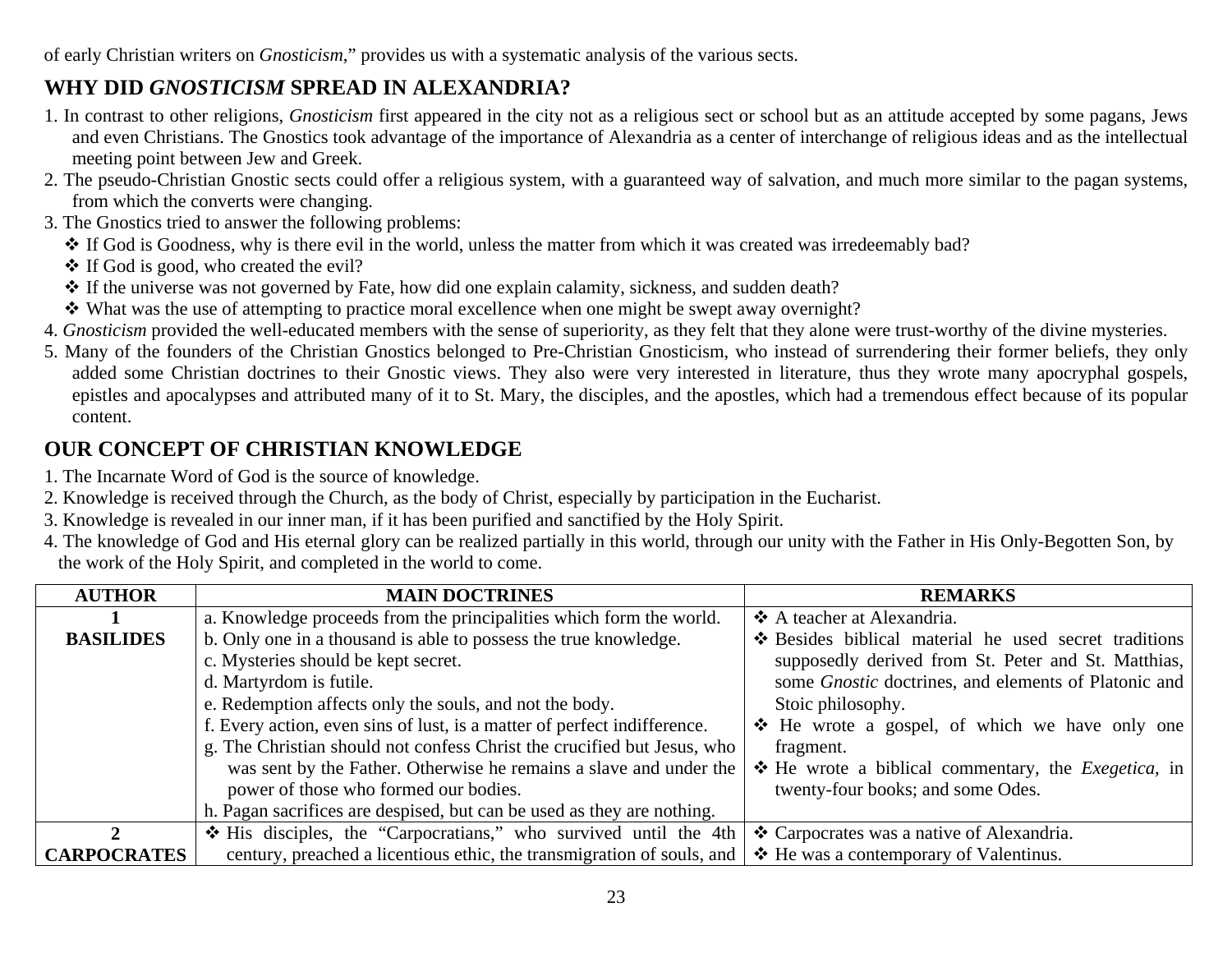of early Christian writers on *Gnosticism*," provides us with a systematic analysis of the various sects.

## WHY DID *GNOSTICISM* SPREAD IN ALEXANDRIA?

1. In contrast to other religions, *Gnosticism* first appeared in the city not as a religious sect or school but as an attitude accepted by some pagans, Jews and even Christians. The Gnostics took advantage of the importance of Alexandria as a center of interchange of religious ideas and as the intellectual meeting point between Jew and Greek.
2. The pseudo-Christian Gnostic sects could offer a religious system, with a guaranteed way of salvation, and much more similar to the pagan systems, from which the converts were changing.
3. The Gnostics tried to answer the following problems:
   - ❖ If God is Goodness, why is there evil in the world, unless the matter from which it was created was irredeemably bad?
   - ❖ If God is good, who created the evil?
   - ❖ If the universe was not governed by Fate, how did one explain calamity, sickness, and sudden death?
   - ❖ What was the use of attempting to practice moral excellence when one might be swept away overnight?
4. *Gnosticism* provided the well-educated members with the sense of superiority, as they felt that they alone were trust-worthy of the divine mysteries.
5. Many of the founders of the Christian Gnostics belonged to Pre-Christian Gnosticism, who instead of surrendering their former beliefs, they only added some Christian doctrines to their Gnostic views. They also were very interested in literature, thus they wrote many apocryphal gospels, epistles and apocalypses and attributed many of it to St. Mary, the disciples, and the apostles, which had a tremendous effect because of its popular content.

## OUR CONCEPT OF CHRISTIAN KNOWLEDGE

1. The Incarnate Word of God is the source of knowledge.
2. Knowledge is received through the Church, as the body of Christ, especially by participation in the Eucharist.
3. Knowledge is revealed in our inner man, if it has been purified and sanctified by the Holy Spirit.
4. The knowledge of God and His eternal glory can be realized partially in this world, through our unity with the Father in His Only-Begotten Son, by the work of the Holy Spirit, and completed in the world to come.

| AUTHOR | MAIN DOCTRINES | REMARKS |
|---|---|---|
| **1 BASILIDES** | a. Knowledge proceeds from the principalities which form the world.<br>b. Only one in a thousand is able to possess the true knowledge.<br>c. Mysteries should be kept secret.<br>d. Martyrdom is futile.<br>e. Redemption affects only the souls, and not the body.<br>f. Every action, even sins of lust, is a matter of perfect indifference.<br>g. The Christian should not confess Christ the crucified but Jesus, who was sent by the Father. Otherwise he remains a slave and under the power of those who formed our bodies.<br>h. Pagan sacrifices are despised, but can be used as they are nothing. | ❖ A teacher at Alexandria.<br>❖ Besides biblical material he used secret traditions supposedly derived from St. Peter and St. Matthias, some *Gnostic* doctrines, and elements of Platonic and Stoic philosophy.<br>❖ He wrote a gospel, of which we have only one fragment.<br>❖ He wrote a biblical commentary, the *Exegetica*, in twenty-four books; and some Odes. |
| **2 CARPOCRATES** | ❖ His disciples, the "Carpocratians," who survived until the 4th century, preached a licentious ethic, the transmigration of souls, and | ❖ Carpocrates was a native of Alexandria.<br>❖ He was a contemporary of Valentinus. |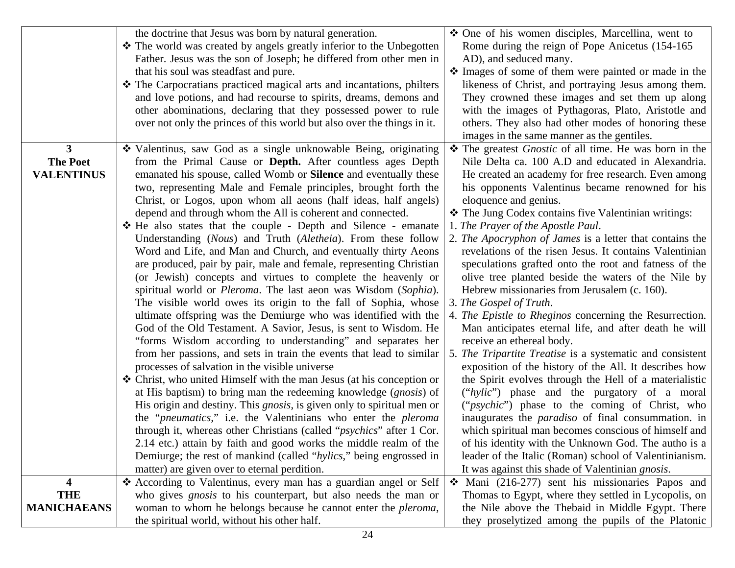| | | |
|---|---|---|
| | the doctrine that Jesus was born by natural generation.<br>❖ The world was created by angels greatly inferior to the Unbegotten Father. Jesus was the son of Joseph; he differed from other men in that his soul was steadfast and pure.<br>❖ The Carpocratians practiced magical arts and incantations, philters and love potions, and had recourse to spirits, dreams, demons and other abominations, declaring that they possessed power to rule over not only the princes of this world but also over the things in it. | ❖ One of his women disciples, Marcellina, went to Rome during the reign of Pope Anicetus (154-165 AD), and seduced many.<br>❖ Images of some of them were painted or made in the likeness of Christ, and portraying Jesus among them. They crowned these images and set them up along with the images of Pythagoras, Plato, Aristotle and others. They also had other modes of honoring these images in the same manner as the gentiles. |
| **3**<br>**The Poet**<br>**VALENTINUS** | ❖ Valentinus, saw God as a single unknowable Being, originating from the Primal Cause or **Depth.** After countless ages Depth emanated his spouse, called Womb or **Silence** and eventually these two, representing Male and Female principles, brought forth the Christ, or Logos, upon whom all aeons (half ideas, half angels) depend and through whom the All is coherent and connected.<br>❖ He also states that the couple - Depth and Silence - emanate Understanding (*Nous*) and Truth (*Aletheia*). From these follow Word and Life, and Man and Church, and eventually thirty Aeons are produced, pair by pair, male and female, representing Christian (or Jewish) concepts and virtues to complete the heavenly or spiritual world or *Pleroma*. The last aeon was Wisdom (*Sophia*). The visible world owes its origin to the fall of Sophia, whose ultimate offspring was the Demiurge who was identified with the God of the Old Testament. A Savior, Jesus, is sent to Wisdom. He "forms Wisdom according to understanding" and separates her from her passions, and sets in train the events that lead to similar processes of salvation in the visible universe<br>❖ Christ, who united Himself with the man Jesus (at his conception or at His baptism) to bring man the redeeming knowledge (*gnosis*) of His origin and destiny. This *gnosis*, is given only to spiritual men or the "*pneumatics*," i.e. the Valentinians who enter the *pleroma* through it, whereas other Christians (called "*psychics*" after 1 Cor. 2.14 etc.) attain by faith and good works the middle realm of the Demiurge; the rest of mankind (called "*hylics*," being engrossed in matter) are given over to eternal perdition. | ❖ The greatest *Gnostic* of all time. He was born in the Nile Delta ca. 100 A.D and educated in Alexandria. He created an academy for free research. Even among his opponents Valentinus became renowned for his eloquence and genius.<br>❖ The Jung Codex contains five Valentinian writings:<br>1. *The Prayer of the Apostle Paul*.<br>2. *The Apocryphon of James* is a letter that contains the revelations of the risen Jesus. It contains Valentinian speculations grafted onto the root and fatness of the olive tree planted beside the waters of the Nile by Hebrew missionaries from Jerusalem (c. 160).<br>3. *The Gospel of Truth*.<br>4. *The Epistle to Rheginos* concerning the Resurrection. Man anticipates eternal life, and after death he will receive an ethereal body.<br>5. *The Tripartite Treatise* is a systematic and consistent exposition of the history of the All. It describes how the Spirit evolves through the Hell of a materialistic ("*hylic*") phase and the purgatory of a moral ("*psychic*") phase to the coming of Christ, who inaugurates the *paradiso* of final consummation. in which spiritual man becomes conscious of himself and of his identity with the Unknown God. The autho is a leader of the Italic (Roman) school of Valentinianism. It was against this shade of Valentinian *gnosis*. |
| **4**<br>**THE**<br>**MANICHAEANS** | ❖ According to Valentinus, every man has a guardian angel or Self who gives *gnosis* to his counterpart, but also needs the man or woman to whom he belongs because he cannot enter the *pleroma*, the spiritual world, without his other half. | ❖ Mani (216-277) sent his missionaries Papos and Thomas to Egypt, where they settled in Lycopolis, on the Nile above the Thebaid in Middle Egypt. There they proselytized among the pupils of the Platonic |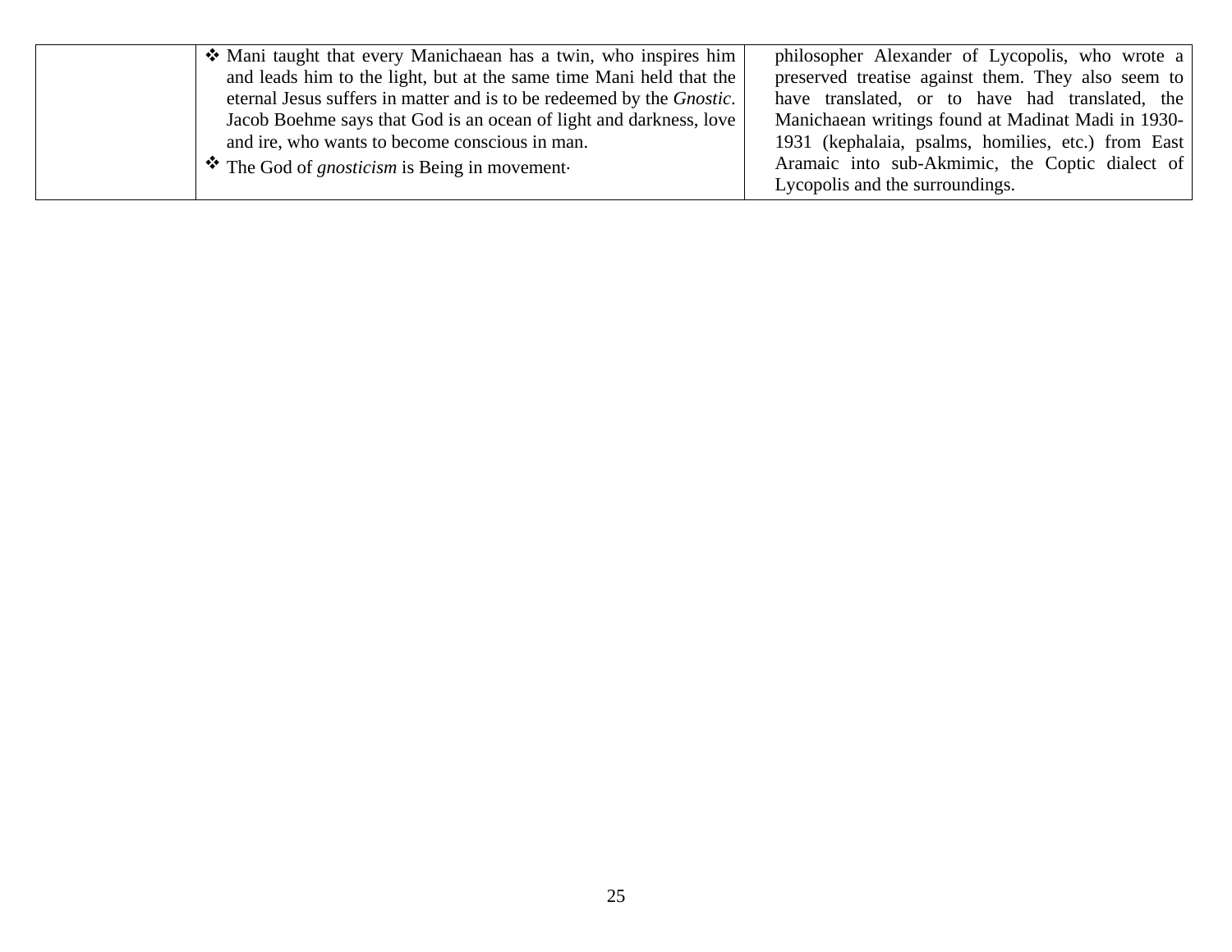|  | ❖ Mani taught that every Manichaean has a twin, who inspires him and leads him to the light, but at the same time Mani held that the eternal Jesus suffers in matter and is to be redeemed by the *Gnostic*. Jacob Boehme says that God is an ocean of light and darkness, love and ire, who wants to become conscious in man.<br>❖ The God of *gnosticism* is Being in movement· | philosopher Alexander of Lycopolis, who wrote a preserved treatise against them. They also seem to have translated, or to have had translated, the Manichaean writings found at Madinat Madi in 1930-1931 (kephalaia, psalms, homilies, etc.) from East Aramaic into sub-Akmimic, the Coptic dialect of Lycopolis and the surroundings. |
|---|---|---|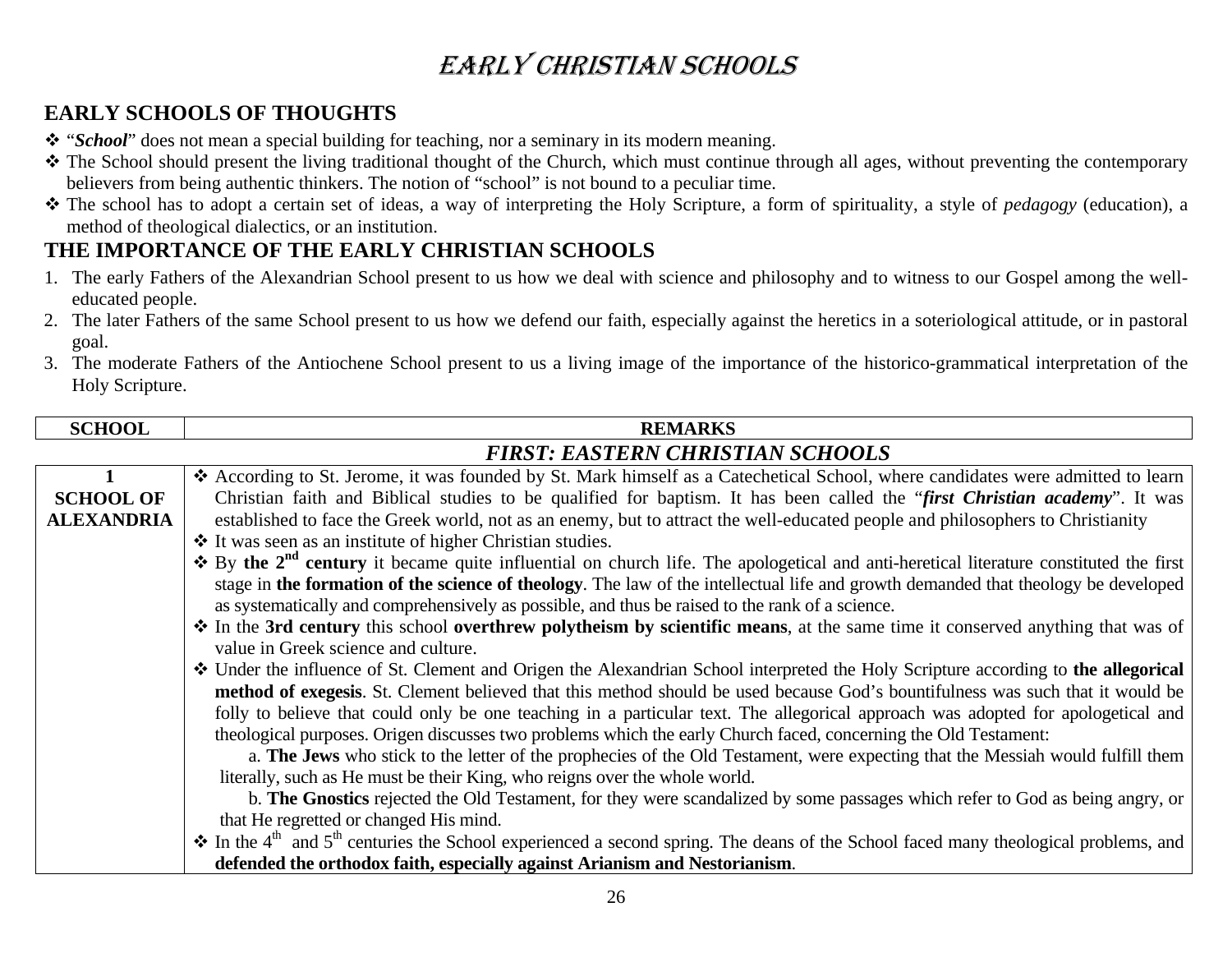# EARLY CHRISTIAN SCHOOLS

## EARLY SCHOOLS OF THOUGHTS

- "***School***" does not mean a special building for teaching, nor a seminary in its modern meaning.
- The School should present the living traditional thought of the Church, which must continue through all ages, without preventing the contemporary believers from being authentic thinkers. The notion of "school" is not bound to a peculiar time.
- The school has to adopt a certain set of ideas, a way of interpreting the Holy Scripture, a form of spirituality, a style of *pedagogy* (education), a method of theological dialectics, or an institution.

## THE IMPORTANCE OF THE EARLY CHRISTIAN SCHOOLS

1. The early Fathers of the Alexandrian School present to us how we deal with science and philosophy and to witness to our Gospel among the well-educated people.
2. The later Fathers of the same School present to us how we defend our faith, especially against the heretics in a soteriological attitude, or in pastoral goal.
3. The moderate Fathers of the Antiochene School present to us a living image of the importance of the historico-grammatical interpretation of the Holy Scripture.

| SCHOOL | REMARKS |
|---|---|
| | ***FIRST: EASTERN CHRISTIAN SCHOOLS*** |
| **1**<br>**SCHOOL OF ALEXANDRIA** | ❖ According to St. Jerome, it was founded by St. Mark himself as a Catechetical School, where candidates were admitted to learn Christian faith and Biblical studies to be qualified for baptism. It has been called the "***first Christian academy***". It was established to face the Greek world, not as an enemy, but to attract the well-educated people and philosophers to Christianity<br>❖ It was seen as an institute of higher Christian studies.<br>❖ By **the 2nd century** it became quite influential on church life. The apologetical and anti-heretical literature constituted the first stage in **the formation of the science of theology**. The law of the intellectual life and growth demanded that theology be developed as systematically and comprehensively as possible, and thus be raised to the rank of a science.<br>❖ In the **3rd century** this school **overthrew polytheism by scientific means**, at the same time it conserved anything that was of value in Greek science and culture.<br>❖ Under the influence of St. Clement and Origen the Alexandrian School interpreted the Holy Scripture according to **the allegorical method of exegesis**. St. Clement believed that this method should be used because God's bountifulness was such that it would be folly to believe that could only be one teaching in a particular text. The allegorical approach was adopted for apologetical and theological purposes. Origen discusses two problems which the early Church faced, concerning the Old Testament:<br>a. **The Jews** who stick to the letter of the prophecies of the Old Testament, were expecting that the Messiah would fulfill them literally, such as He must be their King, who reigns over the whole world.<br>b. **The Gnostics** rejected the Old Testament, for they were scandalized by some passages which refer to God as being angry, or that He regretted or changed His mind.<br>❖ In the 4th and 5th centuries the School experienced a second spring. The deans of the School faced many theological problems, and **defended the orthodox faith, especially against Arianism and Nestorianism**. |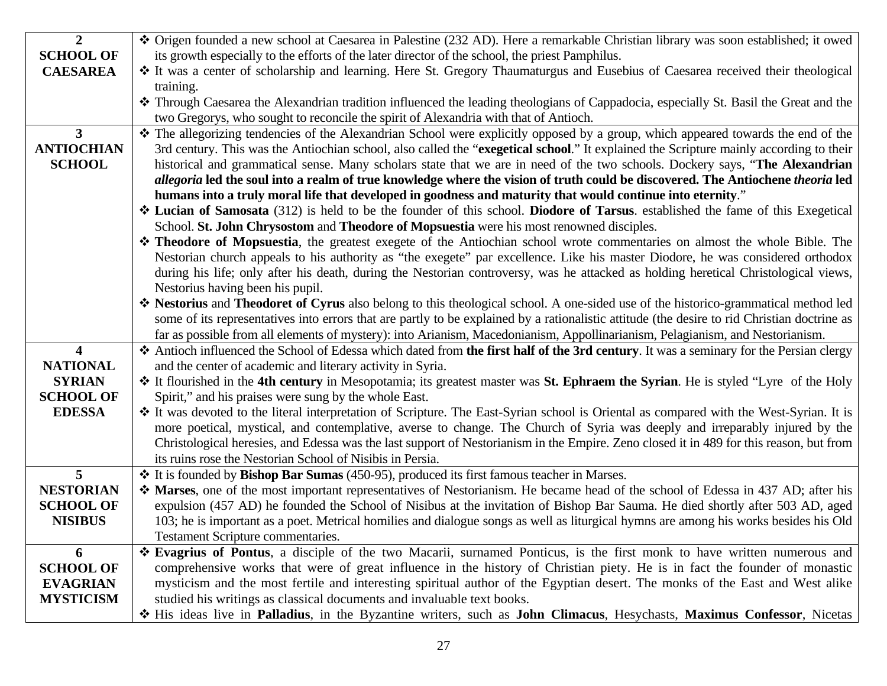| | |
|---|---|
| **2 SCHOOL OF CAESAREA** | ❖ Origen founded a new school at Caesarea in Palestine (232 AD). Here a remarkable Christian library was soon established; it owed its growth especially to the efforts of the later director of the school, the priest Pamphilus.<br>❖ It was a center of scholarship and learning. Here St. Gregory Thaumaturgus and Eusebius of Caesarea received their theological training.<br>❖ Through Caesarea the Alexandrian tradition influenced the leading theologians of Cappadocia, especially St. Basil the Great and the two Gregorys, who sought to reconcile the spirit of Alexandria with that of Antioch. |
| **3 ANTIOCHIAN SCHOOL** | ❖ The allegorizing tendencies of the Alexandrian School were explicitly opposed by a group, which appeared towards the end of the 3rd century. This was the Antiochian school, also called the "**exegetical school**." It explained the Scripture mainly according to their historical and grammatical sense. Many scholars state that we are in need of the two schools. Dockery says, "**The Alexandrian *allegoria* led the soul into a realm of true knowledge where the vision of truth could be discovered. The Antiochene *theoria* led humans into a truly moral life that developed in goodness and maturity that would continue into eternity**."<br>❖ **Lucian of Samosata** (312) is held to be the founder of this school. **Diodore of Tarsus**. established the fame of this Exegetical School. **St. John Chrysostom** and **Theodore of Mopsuestia** were his most renowned disciples.<br>❖ **Theodore of Mopsuestia**, the greatest exegete of the Antiochian school wrote commentaries on almost the whole Bible. The Nestorian church appeals to his authority as "the exegete" par excellence. Like his master Diodore, he was considered orthodox during his life; only after his death, during the Nestorian controversy, was he attacked as holding heretical Christological views, Nestorius having been his pupil.<br>❖ **Nestorius** and **Theodoret of Cyrus** also belong to this theological school. A one-sided use of the historico-grammatical method led some of its representatives into errors that are partly to be explained by a rationalistic attitude (the desire to rid Christian doctrine as far as possible from all elements of mystery): into Arianism, Macedonianism, Appollinarianism, Pelagianism, and Nestorianism. |
| **4 NATIONAL SYRIAN SCHOOL OF EDESSA** | ❖ Antioch influenced the School of Edessa which dated from **the first half of the 3rd century**. It was a seminary for the Persian clergy and the center of academic and literary activity in Syria.<br>❖ It flourished in the **4th century** in Mesopotamia; its greatest master was **St. Ephraem the Syrian**. He is styled "Lyre of the Holy Spirit," and his praises were sung by the whole East.<br>❖ It was devoted to the literal interpretation of Scripture. The East-Syrian school is Oriental as compared with the West-Syrian. It is more poetical, mystical, and contemplative, averse to change. The Church of Syria was deeply and irreparably injured by the Christological heresies, and Edessa was the last support of Nestorianism in the Empire. Zeno closed it in 489 for this reason, but from its ruins rose the Nestorian School of Nisibis in Persia. |
| **5 NESTORIAN SCHOOL OF NISIBUS** | ❖ It is founded by **Bishop Bar Sumas** (450-95), produced its first famous teacher in Marses.<br>❖ **Marses**, one of the most important representatives of Nestorianism. He became head of the school of Edessa in 437 AD; after his expulsion (457 AD) he founded the School of Nisibus at the invitation of Bishop Bar Sauma. He died shortly after 503 AD, aged 103; he is important as a poet. Metrical homilies and dialogue songs as well as liturgical hymns are among his works besides his Old Testament Scripture commentaries. |
| **6 SCHOOL OF EVAGRIAN MYSTICISM** | ❖ **Evagrius of Pontus**, a disciple of the two Macarii, surnamed Ponticus, is the first monk to have written numerous and comprehensive works that were of great influence in the history of Christian piety. He is in fact the founder of monastic mysticism and the most fertile and interesting spiritual author of the Egyptian desert. The monks of the East and West alike studied his writings as classical documents and invaluable text books.<br>❖ His ideas live in **Palladius**, in the Byzantine writers, such as **John Climacus**, Hesychasts, **Maximus Confessor**, Nicetas |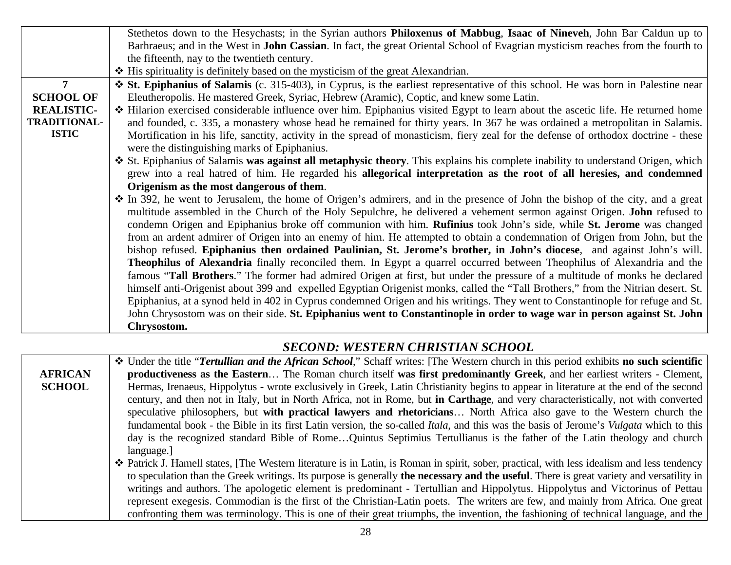| | |
|---|---|
| | Stethetos down to the Hesychasts; in the Syrian authors **Philoxenus of Mabbug**, **Isaac of Nineveh**, John Bar Caldun up to Barhraeus; and in the West in **John Cassian**. In fact, the great Oriental School of Evagrian mysticism reaches from the fourth to the fifteenth, nay to the twentieth century.<br>❖ His spirituality is definitely based on the mysticism of the great Alexandrian. |
| **7**<br>**SCHOOL OF REALISTIC-TRADITIONAL-ISTIC** | ❖ **St. Epiphanius of Salamis** (c. 315-403), in Cyprus, is the earliest representative of this school. He was born in Palestine near Eleutheropolis. He mastered Greek, Syriac, Hebrew (Aramic), Coptic, and knew some Latin.<br>❖ Hilarion exercised considerable influence over him. Epiphanius visited Egypt to learn about the ascetic life. He returned home and founded, c. 335, a monastery whose head he remained for thirty years. In 367 he was ordained a metropolitan in Salamis. Mortification in his life, sanctity, activity in the spread of monasticism, fiery zeal for the defense of orthodox doctrine - these were the distinguishing marks of Epiphanius.<br>❖ St. Epiphanius of Salamis **was against all metaphysic theory**. This explains his complete inability to understand Origen, which grew into a real hatred of him. He regarded his **allegorical interpretation as the root of all heresies, and condemned Origenism as the most dangerous of them**.<br>❖ In 392, he went to Jerusalem, the home of Origen's admirers, and in the presence of John the bishop of the city, and a great multitude assembled in the Church of the Holy Sepulchre, he delivered a vehement sermon against Origen. **John** refused to condemn Origen and Epiphanius broke off communion with him. **Rufinius** took John's side, while **St. Jerome** was changed from an ardent admirer of Origen into an enemy of him. He attempted to obtain a condemnation of Origen from John, but the bishop refused. **Epiphanius then ordained Paulinian, St. Jerome's brother, in John's diocese**, and against John's will. **Theophilus of Alexandria** finally reconciled them. In Egypt a quarrel occurred between Theophilus of Alexandria and the famous "**Tall Brothers**." The former had admired Origen at first, but under the pressure of a multitude of monks he declared himself anti-Origenist about 399 and expelled Egyptian Origenist monks, called the "Tall Brothers," from the Nitrian desert. St. Epiphanius, at a synod held in 402 in Cyprus condemned Origen and his writings. They went to Constantinople for refuge and St. John Chrysostom was on their side. **St. Epiphanius went to Constantinople in order to wage war in person against St. John Chrysostom.** |

## *SECOND: WESTERN CHRISTIAN SCHOOL*

| | |
|---|---|
| **AFRICAN SCHOOL** | ❖ Under the title "***Tertullian and the African School***," Schaff writes: [The Western church in this period exhibits **no such scientific productiveness as the Eastern**… The Roman church itself **was first predominantly Greek**, and her earliest writers - Clement, Hermas, Irenaeus, Hippolytus - wrote exclusively in Greek, Latin Christianity begins to appear in literature at the end of the second century, and then not in Italy, but in North Africa, not in Rome, but **in Carthage**, and very characteristically, not with converted speculative philosophers, but **with practical lawyers and rhetoricians**… North Africa also gave to the Western church the fundamental book - the Bible in its first Latin version, the so-called *Itala*, and this was the basis of Jerome's *Vulgata* which to this day is the recognized standard Bible of Rome…Quintus Septimius Tertullianus is the father of the Latin theology and church language.]<br>❖ Patrick J. Hamell states, [The Western literature is in Latin, is Roman in spirit, sober, practical, with less idealism and less tendency to speculation than the Greek writings. Its purpose is generally **the necessary and the useful**. There is great variety and versatility in writings and authors. The apologetic element is predominant - Tertullian and Hippolytus. Hippolytus and Victorinus of Pettau represent exegesis. Commodian is the first of the Christian-Latin poets. The writers are few, and mainly from Africa. One great confronting them was terminology. This is one of their great triumphs, the invention, the fashioning of technical language, and the |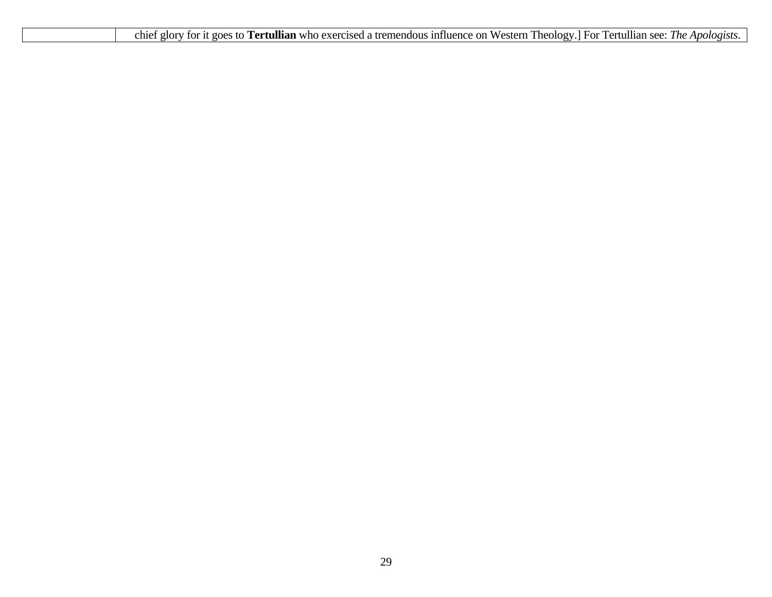| | |
|---|---|
| | chief glory for it goes to **Tertullian** who exercised a tremendous influence on Western Theology.] For Tertullian see: *The Apologists*. |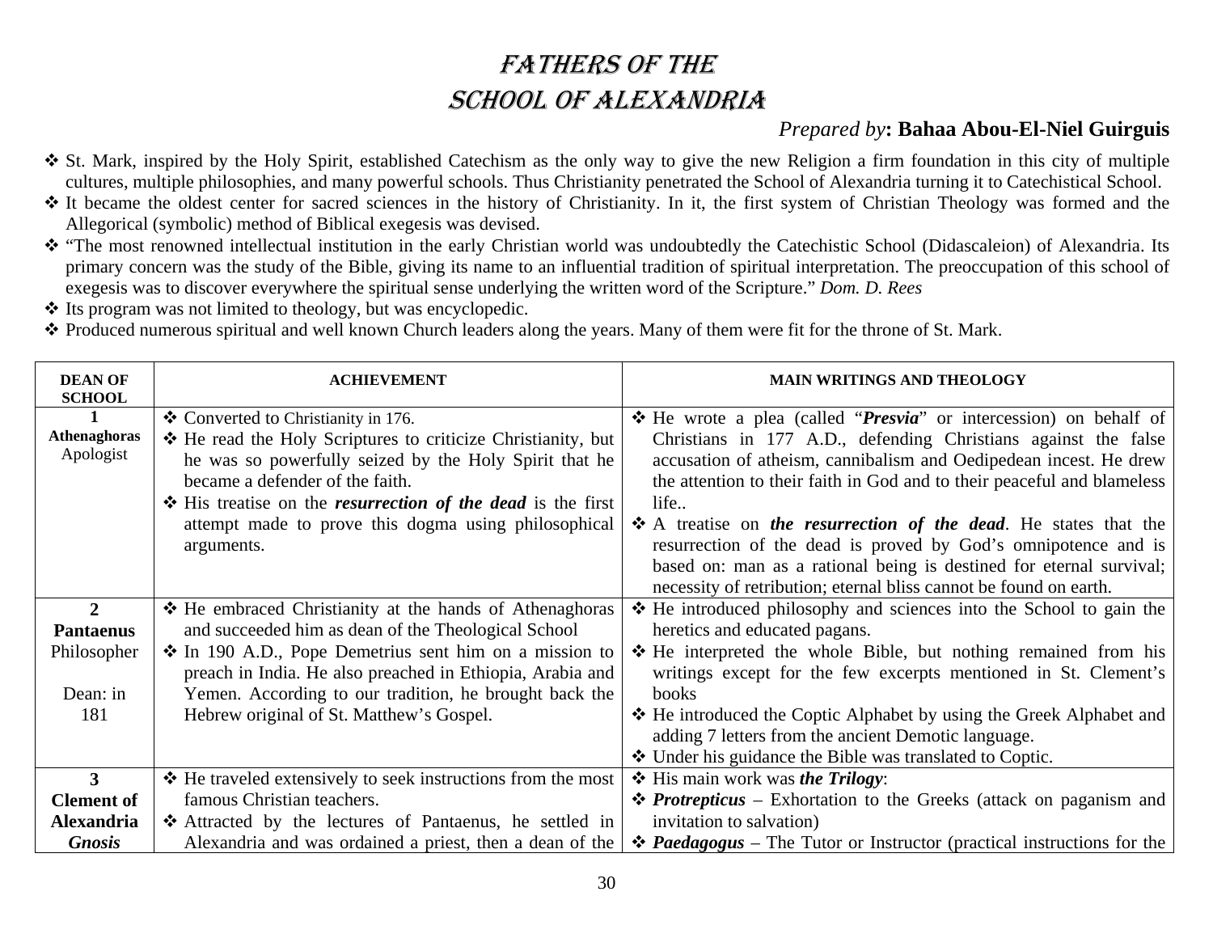# FATHERS OF THE SCHOOL OF ALEXANDRIA

*Prepared by*: **Bahaa Abou-El-Niel Guirguis**

- St. Mark, inspired by the Holy Spirit, established Catechism as the only way to give the new Religion a firm foundation in this city of multiple cultures, multiple philosophies, and many powerful schools. Thus Christianity penetrated the School of Alexandria turning it to Catechistical School.
- It became the oldest center for sacred sciences in the history of Christianity. In it, the first system of Christian Theology was formed and the Allegorical (symbolic) method of Biblical exegesis was devised.
- "The most renowned intellectual institution in the early Christian world was undoubtedly the Catechistic School (Didascaleion) of Alexandria. Its primary concern was the study of the Bible, giving its name to an influential tradition of spiritual interpretation. The preoccupation of this school of exegesis was to discover everywhere the spiritual sense underlying the written word of the Scripture." *Dom. D. Rees*
- Its program was not limited to theology, but was encyclopedic.
- Produced numerous spiritual and well known Church leaders along the years. Many of them were fit for the throne of St. Mark.

| DEAN OF SCHOOL | ACHIEVEMENT | MAIN WRITINGS AND THEOLOGY |
|---|---|---|
| **1** **Athenaghoras** Apologist | ❖ Converted to Christianity in 176.<br>❖ He read the Holy Scriptures to criticize Christianity, but he was so powerfully seized by the Holy Spirit that he became a defender of the faith.<br>❖ His treatise on the ***resurrection of the dead*** is the first attempt made to prove this dogma using philosophical arguments. | ❖ He wrote a plea (called "***Presvia***" or intercession) on behalf of Christians in 177 A.D., defending Christians against the false accusation of atheism, cannibalism and Oedipedean incest. He drew the attention to their faith in God and to their peaceful and blameless life..<br>❖ A treatise on ***the resurrection of the dead***. He states that the resurrection of the dead is proved by God's omnipotence and is based on: man as a rational being is destined for eternal survival; necessity of retribution; eternal bliss cannot be found on earth. |
| **2** **Pantaenus** Philosopher<br><br>Dean: in 181 | ❖ He embraced Christianity at the hands of Athenaghoras and succeeded him as dean of the Theological School<br>❖ In 190 A.D., Pope Demetrius sent him on a mission to preach in India. He also preached in Ethiopia, Arabia and Yemen. According to our tradition, he brought back the Hebrew original of St. Matthew's Gospel. | ❖ He introduced philosophy and sciences into the School to gain the heretics and educated pagans.<br>❖ He interpreted the whole Bible, but nothing remained from his writings except for the few excerpts mentioned in St. Clement's books<br>❖ He introduced the Coptic Alphabet by using the Greek Alphabet and adding 7 letters from the ancient Demotic language.<br>❖ Under his guidance the Bible was translated to Coptic. |
| **3** **Clement of Alexandria** ***Gnosis*** | ❖ He traveled extensively to seek instructions from the most famous Christian teachers.<br>❖ Attracted by the lectures of Pantaenus, he settled in Alexandria and was ordained a priest, then a dean of the | ❖ His main work was ***the Trilogy***:<br>❖ ***Protrepticus*** – Exhortation to the Greeks (attack on paganism and invitation to salvation)<br>❖ ***Paedagogus*** – The Tutor or Instructor (practical instructions for the |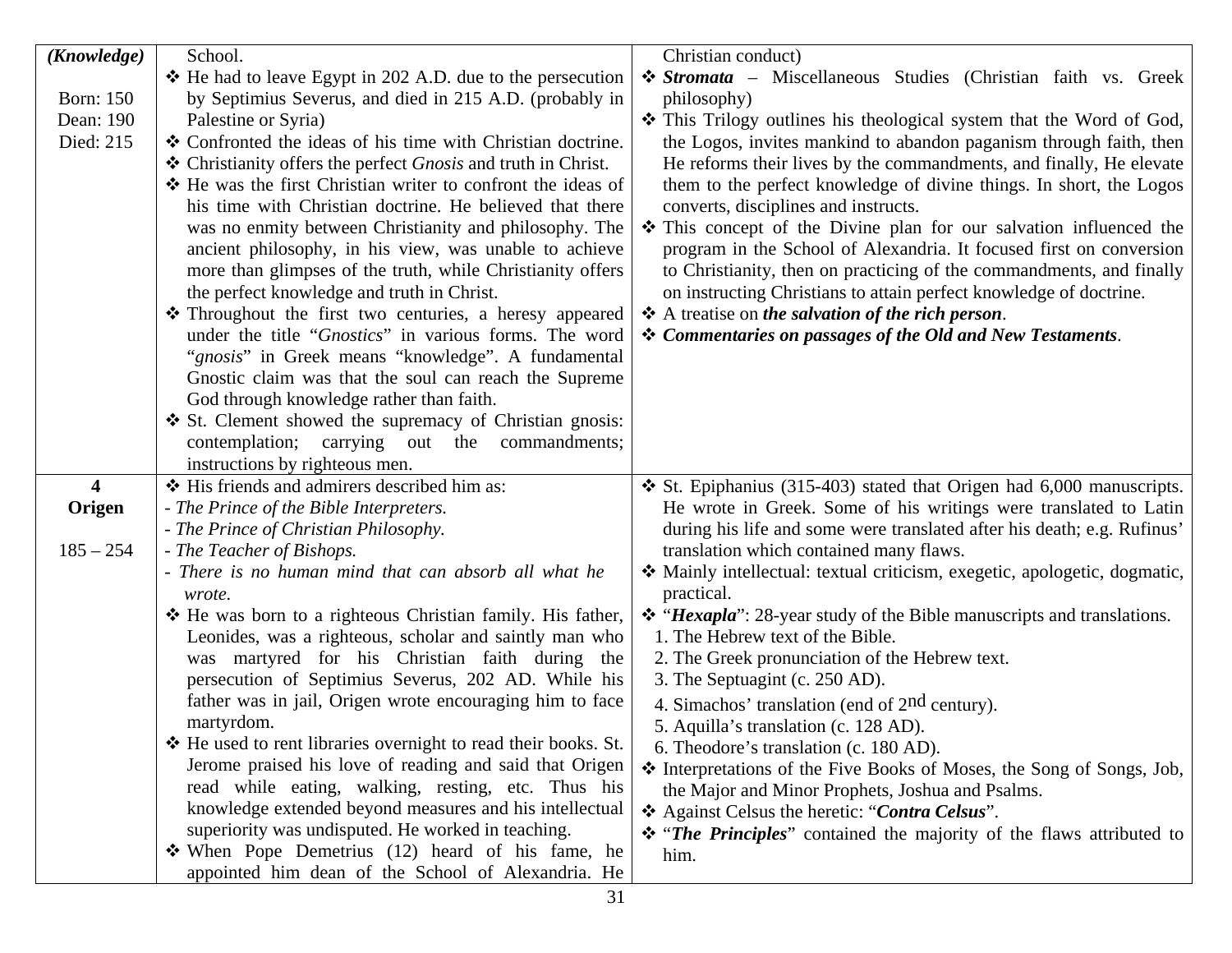| | | |
|---|---|---|
| *(Knowledge)*<br><br>Born: 150<br>Dean: 190<br>Died: 215 | School.<br>❖ He had to leave Egypt in 202 A.D. due to the persecution by Septimius Severus, and died in 215 A.D. (probably in Palestine or Syria)<br>❖ Confronted the ideas of his time with Christian doctrine.<br>❖ Christianity offers the perfect *Gnosis* and truth in Christ.<br>❖ He was the first Christian writer to confront the ideas of his time with Christian doctrine. He believed that there was no enmity between Christianity and philosophy. The ancient philosophy, in his view, was unable to achieve more than glimpses of the truth, while Christianity offers the perfect knowledge and truth in Christ.<br>❖ Throughout the first two centuries, a heresy appeared under the title "*Gnostics*" in various forms. The word "*gnosis*" in Greek means "knowledge". A fundamental Gnostic claim was that the soul can reach the Supreme God through knowledge rather than faith.<br>❖ St. Clement showed the supremacy of Christian gnosis: contemplation; carrying out the commandments; instructions by righteous men. | Christian conduct)<br>❖ ***Stromata*** – Miscellaneous Studies (Christian faith vs. Greek philosophy)<br>❖ This Trilogy outlines his theological system that the Word of God, the Logos, invites mankind to abandon paganism through faith, then He reforms their lives by the commandments, and finally, He elevate them to the perfect knowledge of divine things. In short, the Logos converts, disciplines and instructs.<br>❖ This concept of the Divine plan for our salvation influenced the program in the School of Alexandria. It focused first on conversion to Christianity, then on practicing of the commandments, and finally on instructing Christians to attain perfect knowledge of doctrine.<br>❖ A treatise on ***the salvation of the rich person***.<br>❖ ***Commentaries on passages of the Old and New Testaments***. |
| **4**<br>**Origen**<br><br>185 – 254 | ❖ His friends and admirers described him as:<br>- *The Prince of the Bible Interpreters.*<br>- *The Prince of Christian Philosophy.*<br>- *The Teacher of Bishops.*<br>- *There is no human mind that can absorb all what he wrote.*<br>❖ He was born to a righteous Christian family. His father, Leonides, was a righteous, scholar and saintly man who was martyred for his Christian faith during the persecution of Septimius Severus, 202 AD. While his father was in jail, Origen wrote encouraging him to face martyrdom.<br>❖ He used to rent libraries overnight to read their books. St. Jerome praised his love of reading and said that Origen read while eating, walking, resting, etc. Thus his knowledge extended beyond measures and his intellectual superiority was undisputed. He worked in teaching.<br>❖ When Pope Demetrius (12) heard of his fame, he appointed him dean of the School of Alexandria. He | ❖ St. Epiphanius (315-403) stated that Origen had 6,000 manuscripts. He wrote in Greek. Some of his writings were translated to Latin during his life and some were translated after his death; e.g. Rufinus' translation which contained many flaws.<br>❖ Mainly intellectual: textual criticism, exegetic, apologetic, dogmatic, practical.<br>❖ "***Hexapla***": 28-year study of the Bible manuscripts and translations.<br>1. The Hebrew text of the Bible.<br>2. The Greek pronunciation of the Hebrew text.<br>3. The Septuagint (c. 250 AD).<br>4. Simachos' translation (end of 2nd century).<br>5. Aquilla's translation (c. 128 AD).<br>6. Theodore's translation (c. 180 AD).<br>❖ Interpretations of the Five Books of Moses, the Song of Songs, Job, the Major and Minor Prophets, Joshua and Psalms.<br>❖ Against Celsus the heretic: "***Contra Celsus***".<br>❖ "***The Principles***" contained the majority of the flaws attributed to him. |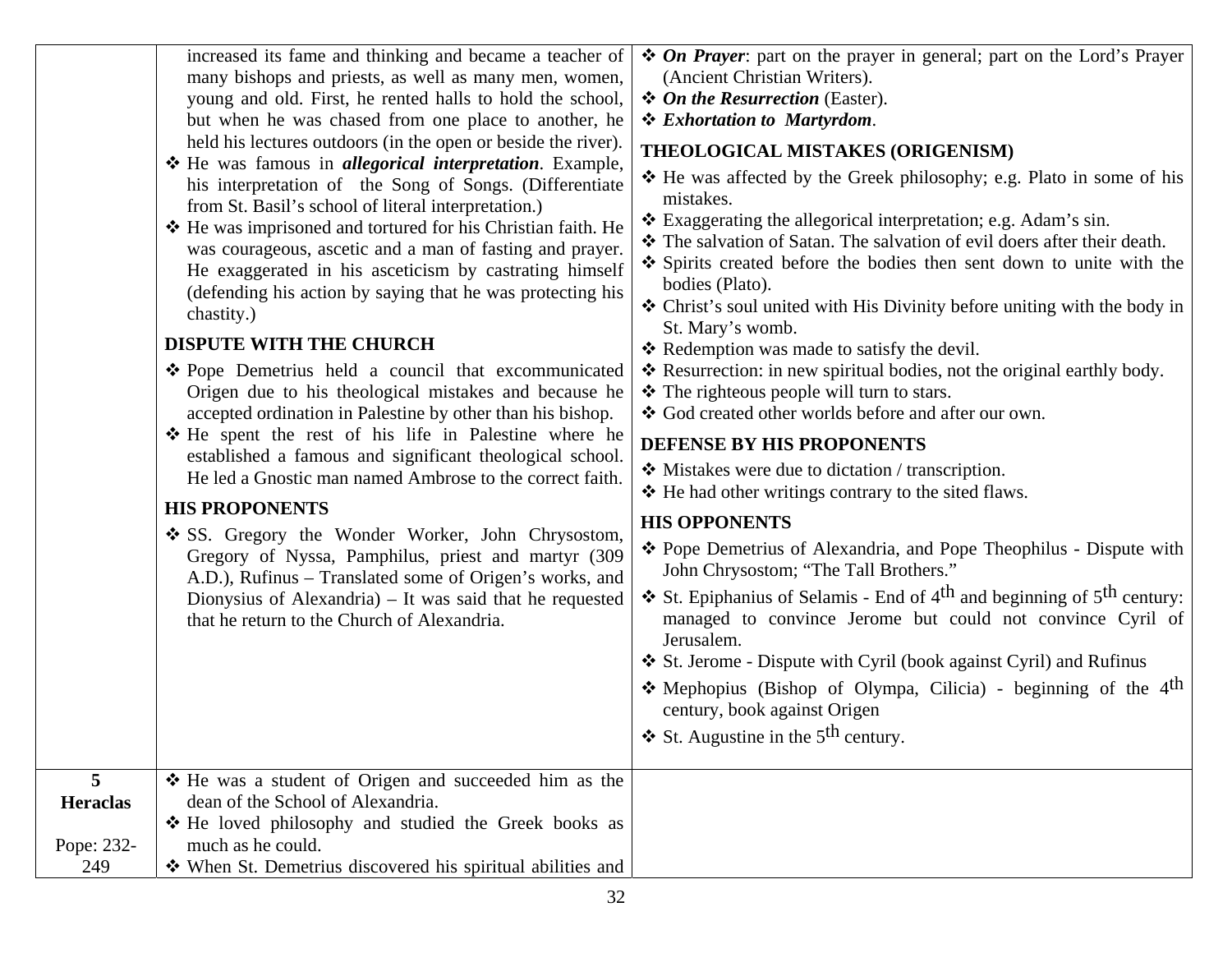| | | |
|---|---|---|
| | increased its fame and thinking and became a teacher of many bishops and priests, as well as many men, women, young and old. First, he rented halls to hold the school, but when he was chased from one place to another, he held his lectures outdoors (in the open or beside the river).<br>❖ He was famous in ***allegorical interpretation***. Example, his interpretation of the Song of Songs. (Differentiate from St. Basil's school of literal interpretation.)<br>❖ He was imprisoned and tortured for his Christian faith. He was courageous, ascetic and a man of fasting and prayer. He exaggerated in his asceticism by castrating himself (defending his action by saying that he was protecting his chastity.)<br>**DISPUTE WITH THE CHURCH**<br>❖ Pope Demetrius held a council that excommunicated Origen due to his theological mistakes and because he accepted ordination in Palestine by other than his bishop.<br>❖ He spent the rest of his life in Palestine where he established a famous and significant theological school. He led a Gnostic man named Ambrose to the correct faith.<br>**HIS PROPONENTS**<br>❖ SS. Gregory the Wonder Worker, John Chrysostom, Gregory of Nyssa, Pamphilus, priest and martyr (309 A.D.), Rufinus – Translated some of Origen's works, and Dionysius of Alexandria) – It was said that he requested that he return to the Church of Alexandria. | ❖ ***On Prayer***: part on the prayer in general; part on the Lord's Prayer (Ancient Christian Writers).<br>❖ ***On the Resurrection*** (Easter).<br>❖ ***Exhortation to Martyrdom***.<br>**THEOLOGICAL MISTAKES (ORIGENISM)**<br>❖ He was affected by the Greek philosophy; e.g. Plato in some of his mistakes.<br>❖ Exaggerating the allegorical interpretation; e.g. Adam's sin.<br>❖ The salvation of Satan. The salvation of evil doers after their death.<br>❖ Spirits created before the bodies then sent down to unite with the bodies (Plato).<br>❖ Christ's soul united with His Divinity before uniting with the body in St. Mary's womb.<br>❖ Redemption was made to satisfy the devil.<br>❖ Resurrection: in new spiritual bodies, not the original earthly body.<br>❖ The righteous people will turn to stars.<br>❖ God created other worlds before and after our own.<br>**DEFENSE BY HIS PROPONENTS**<br>❖ Mistakes were due to dictation / transcription.<br>❖ He had other writings contrary to the sited flaws.<br>**HIS OPPONENTS**<br>❖ Pope Demetrius of Alexandria, and Pope Theophilus - Dispute with John Chrysostom; "The Tall Brothers."<br>❖ St. Epiphanius of Selamis - End of 4th and beginning of 5th century: managed to convince Jerome but could not convince Cyril of Jerusalem.<br>❖ St. Jerome - Dispute with Cyril (book against Cyril) and Rufinus<br>❖ Mephopius (Bishop of Olympa, Cilicia) - beginning of the 4th century, book against Origen<br>❖ St. Augustine in the 5th century. |
| **5**<br>**Heraclas**<br><br>Pope: 232-249 | ❖ He was a student of Origen and succeeded him as the dean of the School of Alexandria.<br>❖ He loved philosophy and studied the Greek books as much as he could.<br>❖ When St. Demetrius discovered his spiritual abilities and | |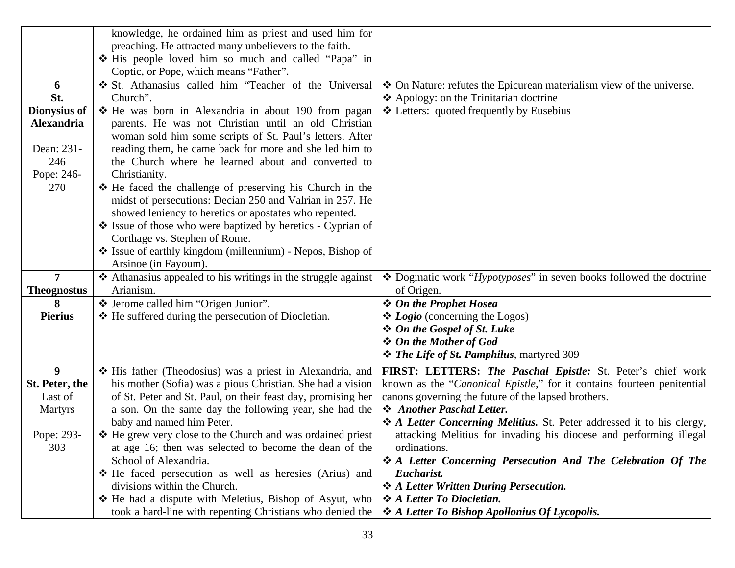| | | |
|---|---|---|
| | knowledge, he ordained him as priest and used him for preaching. He attracted many unbelievers to the faith.<br>❖ His people loved him so much and called "Papa" in Coptic, or Pope, which means "Father". | |
| **6**<br>**St. Dionysius of Alexandria**<br><br>Dean: 231-246<br>Pope: 246-270 | ❖ St. Athanasius called him "Teacher of the Universal Church".<br>❖ He was born in Alexandria in about 190 from pagan parents. He was not Christian until an old Christian woman sold him some scripts of St. Paul's letters. After reading them, he came back for more and she led him to the Church where he learned about and converted to Christianity.<br>❖ He faced the challenge of preserving his Church in the midst of persecutions: Decian 250 and Valrian in 257. He showed leniency to heretics or apostates who repented.<br>❖ Issue of those who were baptized by heretics - Cyprian of Corthage vs. Stephen of Rome.<br>❖ Issue of earthly kingdom (millennium) - Nepos, Bishop of Arsinoe (in Fayoum). | ❖ On Nature: refutes the Epicurean materialism view of the universe.<br>❖ Apology: on the Trinitarian doctrine<br>❖ Letters: quoted frequently by Eusebius |
| **7**<br>**Theognostus** | ❖ Athanasius appealed to his writings in the struggle against Arianism. | ❖ Dogmatic work "*Hypotyposes*" in seven books followed the doctrine of Origen. |
| **8**<br>**Pierius** | ❖ Jerome called him "Origen Junior".<br>❖ He suffered during the persecution of Diocletian. | ❖ ***On the Prophet Hosea***<br>❖ ***Logio*** (concerning the Logos)<br>❖ ***On the Gospel of St. Luke***<br>❖ ***On the Mother of God***<br>❖ ***The Life of St. Pamphilus***, martyred 309 |
| **9**<br>**St. Peter, the** Last of Martyrs<br><br>Pope: 293-303 | ❖ His father (Theodosius) was a priest in Alexandria, and his mother (Sofia) was a pious Christian. She had a vision of St. Peter and St. Paul, on their feast day, promising her a son. On the same day the following year, she had the baby and named him Peter.<br>❖ He grew very close to the Church and was ordained priest at age 16; then was selected to become the dean of the School of Alexandria.<br>❖ He faced persecution as well as heresies (Arius) and divisions within the Church.<br>❖ He had a dispute with Meletius, Bishop of Asyut, who took a hard-line with repenting Christians who denied the | **FIRST: LETTERS: *The Paschal Epistle:*** St. Peter's chief work known as the "*Canonical Epistle*," for it contains fourteen penitential canons governing the future of the lapsed brothers.<br>❖ ***Another Paschal Letter.***<br>❖ ***A Letter Concerning Melitius.*** St. Peter addressed it to his clergy, attacking Melitius for invading his diocese and performing illegal ordinations.<br>❖ ***A Letter Concerning Persecution And The Celebration Of The Eucharist.***<br>❖ ***A Letter Written During Persecution.***<br>❖ ***A Letter To Diocletian.***<br>❖ ***A Letter To Bishop Apollonius Of Lycopolis.*** |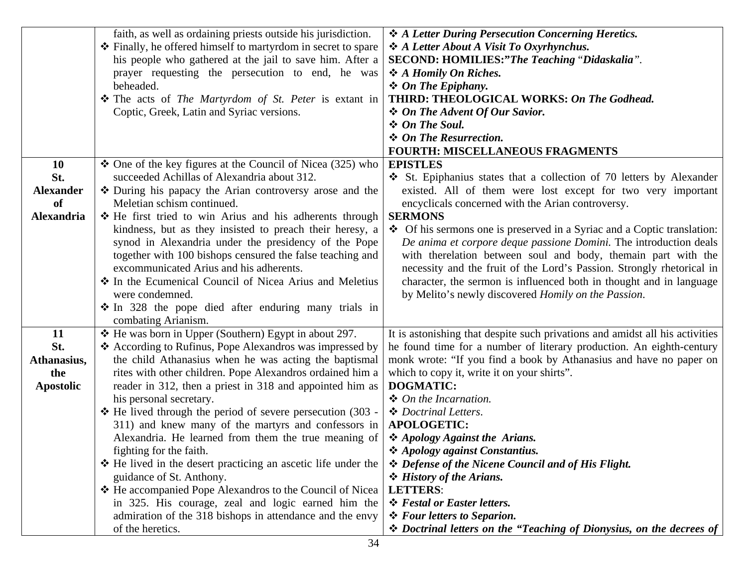| | | |
|---|---|---|
| | faith, as well as ordaining priests outside his jurisdiction.<br>❖ Finally, he offered himself to martyrdom in secret to spare his people who gathered at the jail to save him. After a prayer requesting the persecution to end, he was beheaded.<br>❖ The acts of *The Martyrdom of St. Peter* is extant in Coptic, Greek, Latin and Syriac versions. | ❖ ***A Letter During Persecution Concerning Heretics.***<br>❖ ***A Letter About A Visit To Oxyrhynchus.***<br>**SECOND: HOMILIES:"*The Teaching* "*Didaskalia*".**<br>❖ ***A Homily On Riches.***<br>❖ ***On The Epiphany.***<br>**THIRD: THEOLOGICAL WORKS: *On The Godhead.***<br>❖ ***On The Advent Of Our Savior.***<br>❖ ***On The Soul.***<br>❖ ***On The Resurrection.***<br>**FOURTH: MISCELLANEOUS FRAGMENTS** |
| **10 St. Alexander of Alexandria** | ❖ One of the key figures at the Council of Nicea (325) who succeeded Achillas of Alexandria about 312.<br>❖ During his papacy the Arian controversy arose and the Meletian schism continued.<br>❖ He first tried to win Arius and his adherents through kindness, but as they insisted to preach their heresy, a synod in Alexandria under the presidency of the Pope together with 100 bishops censured the false teaching and excommunicated Arius and his adherents.<br>❖ In the Ecumenical Council of Nicea Arius and Meletius were condemned.<br>❖ In 328 the pope died after enduring many trials in combating Arianism. | **EPISTLES**<br>❖ St. Epiphanius states that a collection of 70 letters by Alexander existed. All of them were lost except for two very important encyclicals concerned with the Arian controversy.<br>**SERMONS**<br>❖ Of his sermons one is preserved in a Syriac and a Coptic translation: *De anima et corpore deque passione Domini.* The introduction deals with therelation between soul and body, themain part with the necessity and the fruit of the Lord's Passion. Strongly rhetorical in character, the sermon is influenced both in thought and in language by Melito's newly discovered *Homily on the Passion*. |
| **11 St. Athanasius, the Apostolic** | ❖ He was born in Upper (Southern) Egypt in about 297.<br>❖ According to Rufinus, Pope Alexandros was impressed by the child Athanasius when he was acting the baptismal rites with other children. Pope Alexandros ordained him a reader in 312, then a priest in 318 and appointed him as his personal secretary.<br>❖ He lived through the period of severe persecution (303 - 311) and knew many of the martyrs and confessors in Alexandria. He learned from them the true meaning of fighting for the faith.<br>❖ He lived in the desert practicing an ascetic life under the guidance of St. Anthony.<br>❖ He accompanied Pope Alexandros to the Council of Nicea in 325. His courage, zeal and logic earned him the admiration of the 318 bishops in attendance and the envy of the heretics. | It is astonishing that despite such privations and amidst all his activities he found time for a number of literary production. An eighth-century monk wrote: "If you find a book by Athanasius and have no paper on which to copy it, write it on your shirts".<br>**DOGMATIC:**<br>❖ *On the Incarnation.*<br>❖ *Doctrinal Letters*.<br>**APOLOGETIC:**<br>❖ ***Apology Against the Arians.***<br>❖ ***Apology against Constantius.***<br>❖ ***Defense of the Nicene Council and of His Flight.***<br>❖ ***History of the Arians.***<br>**LETTERS**:<br>❖ ***Festal or Easter letters.***<br>❖ ***Four letters to Separion.***<br>❖ ***Doctrinal letters on the "Teaching of Dionysius, on the decrees of*** |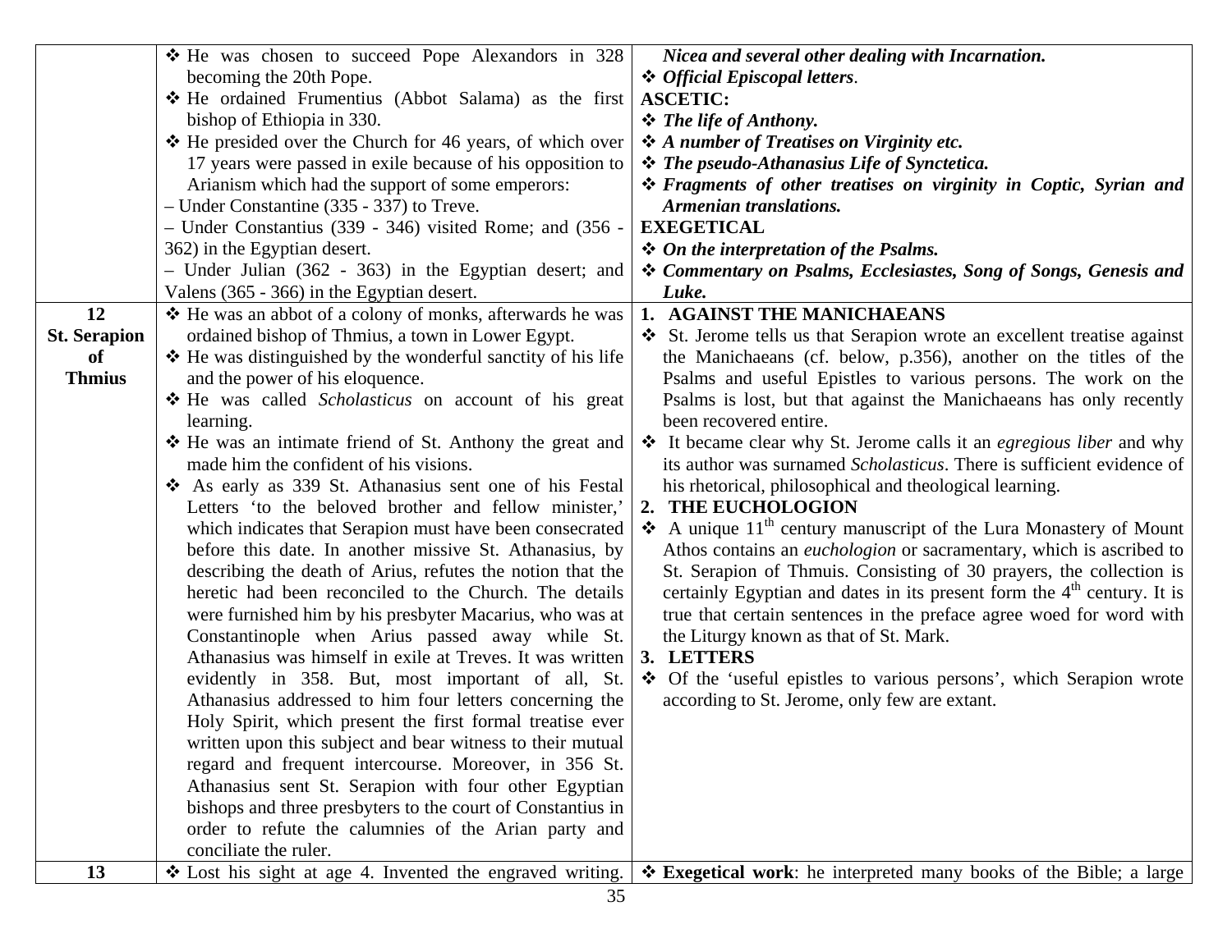| | | |
|---|---|---|
| | ❖ He was chosen to succeed Pope Alexandors in 328 becoming the 20th Pope.<br>❖ He ordained Frumentius (Abbot Salama) as the first bishop of Ethiopia in 330.<br>❖ He presided over the Church for 46 years, of which over 17 years were passed in exile because of his opposition to Arianism which had the support of some emperors:<br>– Under Constantine (335 - 337) to Treve.<br>– Under Constantius (339 - 346) visited Rome; and (356 - 362) in the Egyptian desert.<br>– Under Julian (362 - 363) in the Egyptian desert; and Valens (365 - 366) in the Egyptian desert. | ***Nicea and several other dealing with Incarnation.***<br>❖ ***Official Episcopal letters***.<br>**ASCETIC:**<br>❖ ***The life of Anthony.***<br>❖ ***A number of Treatises on Virginity etc.***<br>❖ ***The pseudo-Athanasius Life of Synctetica.***<br>❖ ***Fragments of other treatises on virginity in Coptic, Syrian and Armenian translations.***<br>**EXEGETICAL**<br>❖ ***On the interpretation of the Psalms.***<br>❖ ***Commentary on Psalms, Ecclesiastes, Song of Songs, Genesis and Luke.*** |
| **12**<br>**St. Serapion of Thmius** | ❖ He was an abbot of a colony of monks, afterwards he was ordained bishop of Thmius, a town in Lower Egypt.<br>❖ He was distinguished by the wonderful sanctity of his life and the power of his eloquence.<br>❖ He was called *Scholasticus* on account of his great learning.<br>❖ He was an intimate friend of St. Anthony the great and made him the confident of his visions.<br>❖ As early as 339 St. Athanasius sent one of his Festal Letters 'to the beloved brother and fellow minister,' which indicates that Serapion must have been consecrated before this date. In another missive St. Athanasius, by describing the death of Arius, refutes the notion that the heretic had been reconciled to the Church. The details were furnished him by his presbyter Macarius, who was at Constantinople when Arius passed away while St. Athanasius was himself in exile at Treves. It was written evidently in 358. But, most important of all, St. Athanasius addressed to him four letters concerning the Holy Spirit, which present the first formal treatise ever written upon this subject and bear witness to their mutual regard and frequent intercourse. Moreover, in 356 St. Athanasius sent St. Serapion with four other Egyptian bishops and three presbyters to the court of Constantius in order to refute the calumnies of the Arian party and conciliate the ruler. | **1. AGAINST THE MANICHAEANS**<br>❖ St. Jerome tells us that Serapion wrote an excellent treatise against the Manichaeans (cf. below, p.356), another on the titles of the Psalms and useful Epistles to various persons. The work on the Psalms is lost, but that against the Manichaeans has only recently been recovered entire.<br>❖ It became clear why St. Jerome calls it an *egregious liber* and why its author was surnamed *Scholasticus*. There is sufficient evidence of his rhetorical, philosophical and theological learning.<br>**2. THE EUCHOLOGION**<br>❖ A unique 11th century manuscript of the Lura Monastery of Mount Athos contains an *euchologion* or sacramentary, which is ascribed to St. Serapion of Thmuis. Consisting of 30 prayers, the collection is certainly Egyptian and dates in its present form the 4th century. It is true that certain sentences in the preface agree woed for word with the Liturgy known as that of St. Mark.<br>**3. LETTERS**<br>❖ Of the 'useful epistles to various persons', which Serapion wrote according to St. Jerome, only few are extant. |
| **13** | ❖ Lost his sight at age 4. Invented the engraved writing. | ❖ **Exegetical work**: he interpreted many books of the Bible; a large |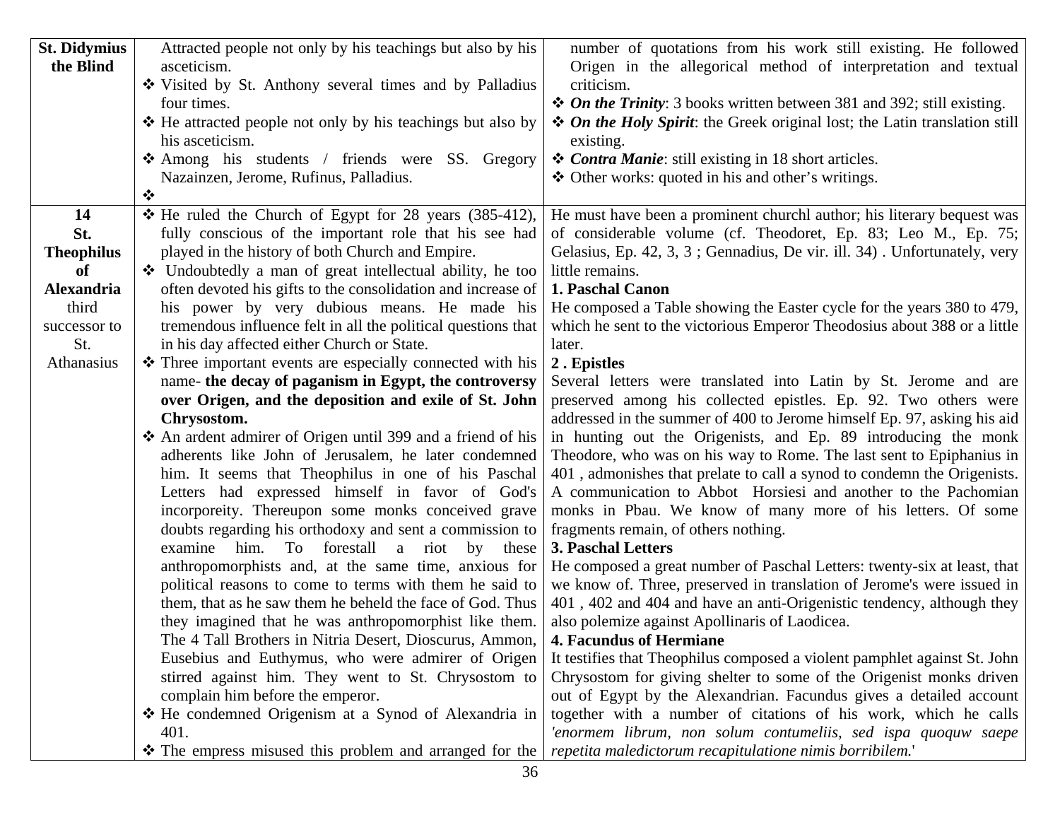| | | |
|---|---|---|
| **St. Didymius the Blind** | Attracted people not only by his teachings but also by his asceticism.<br>❖ Visited by St. Anthony several times and by Palladius four times.<br>❖ He attracted people not only by his teachings but also by his asceticism.<br>❖ Among his students / friends were SS. Gregory Nazainzen, Jerome, Rufinus, Palladius.<br>❖ | number of quotations from his work still existing. He followed Origen in the allegorical method of interpretation and textual criticism.<br>❖ ***On the Trinity***: 3 books written between 381 and 392; still existing.<br>❖ ***On the Holy Spirit***: the Greek original lost; the Latin translation still existing.<br>❖ ***Contra Manie***: still existing in 18 short articles.<br>❖ Other works: quoted in his and other's writings. |
| **14 St. Theophilus of Alexandria** third successor to St. Athanasius | ❖ He ruled the Church of Egypt for 28 years (385-412), fully conscious of the important role that his see had played in the history of both Church and Empire.<br>❖ Undoubtedly a man of great intellectual ability, he too often devoted his gifts to the consolidation and increase of his power by very dubious means. He made his tremendous influence felt in all the political questions that in his day affected either Church or State.<br>❖ Three important events are especially connected with his name- **the decay of paganism in Egypt, the controversy over Origen, and the deposition and exile of St. John Chrysostom.**<br>❖ An ardent admirer of Origen until 399 and a friend of his adherents like John of Jerusalem, he later condemned him. It seems that Theophilus in one of his Paschal Letters had expressed himself in favor of God's incorporeity. Thereupon some monks conceived grave doubts regarding his orthodoxy and sent a commission to examine him. To forestall a riot by these anthropomorphists and, at the same time, anxious for political reasons to come to terms with them he said to them, that as he saw them he beheld the face of God. Thus they imagined that he was anthropomorphist like them. The 4 Tall Brothers in Nitria Desert, Dioscurus, Ammon, Eusebius and Euthymus, who were admirer of Origen stirred against him. They went to St. Chrysostom to complain him before the emperor.<br>❖ He condemned Origenism at a Synod of Alexandria in 401.<br>❖ The empress misused this problem and arranged for the | He must have been a prominent churchl author; his literary bequest was of considerable volume (cf. Theodoret, Ep. 83; Leo M., Ep. 75; Gelasius, Ep. 42, 3, 3 ; Gennadius, De vir. ill. 34) . Unfortunately, very little remains.<br>**1. Paschal Canon**<br>He composed a Table showing the Easter cycle for the years 380 to 479, which he sent to the victorious Emperor Theodosius about 388 or a little later.<br>**2 . Epistles**<br>Several letters were translated into Latin by St. Jerome and are preserved among his collected epistles. Ep. 92. Two others were addressed in the summer of 400 to Jerome himself Ep. 97, asking his aid in hunting out the Origenists, and Ep. 89 introducing the monk Theodore, who was on his way to Rome. The last sent to Epiphanius in 401 , admonishes that prelate to call a synod to condemn the Origenists. A communication to Abbot Horsiesi and another to the Pachomian monks in Pbau. We know of many more of his letters. Of some fragments remain, of others nothing.<br>**3. Paschal Letters**<br>He composed a great number of Paschal Letters: twenty-six at least, that we know of. Three, preserved in translation of Jerome's were issued in 401 , 402 and 404 and have an anti-Origenistic tendency, although they also polemize against Apollinaris of Laodicea.<br>**4. Facundus of Hermiane**<br>It testifies that Theophilus composed a violent pamphlet against St. John Chrysostom for giving shelter to some of the Origenist monks driven out of Egypt by the Alexandrian. Facundus gives a detailed account together with a number of citations of his work, which he calls *'enormem librum, non solum contumeliis, sed ispa quoquw saepe repetita maledictorum recapitulatione nimis borribilem.*' |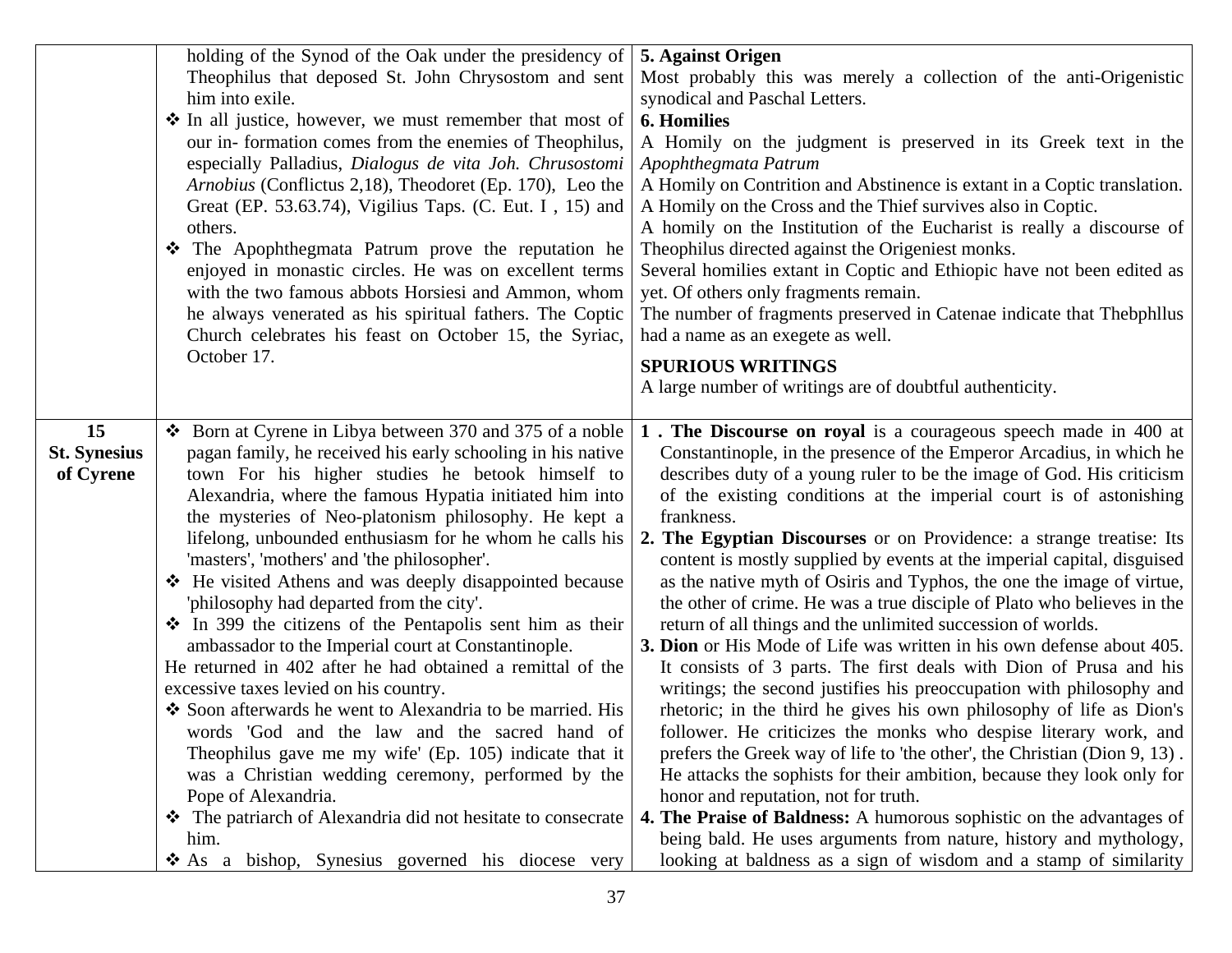| | | |
|---|---|---|
| | holding of the Synod of the Oak under the presidency of Theophilus that deposed St. John Chrysostom and sent him into exile.<br>❖ In all justice, however, we must remember that most of our in- formation comes from the enemies of Theophilus, especially Palladius, *Dialogus de vita Joh. Chrusostomi Arnobius* (Conflictus 2,18), Theodoret (Ep. 170), Leo the Great (EP. 53.63.74), Vigilius Taps. (C. Eut. I , 15) and others.<br>❖ The Apophthegmata Patrum prove the reputation he enjoyed in monastic circles. He was on excellent terms with the two famous abbots Horsiesi and Ammon, whom he always venerated as his spiritual fathers. The Coptic Church celebrates his feast on October 15, the Syriac, October 17. | **5. Against Origen**<br>Most probably this was merely a collection of the anti-Origenistic synodical and Paschal Letters.<br>**6. Homilies**<br>A Homily on the judgment is preserved in its Greek text in the *Apophthegmata Patrum*<br>A Homily on Contrition and Abstinence is extant in a Coptic translation.<br>A Homily on the Cross and the Thief survives also in Coptic.<br>A homily on the Institution of the Eucharist is really a discourse of Theophilus directed against the Origeniest monks.<br>Several homilies extant in Coptic and Ethiopic have not been edited as yet. Of others only fragments remain.<br>The number of fragments preserved in Catenae indicate that Thebphllus had a name as an exegete as well.<br>**SPURIOUS WRITINGS**<br>A large number of writings are of doubtful authenticity. |
| **15 St. Synesius of Cyrene** | ❖ Born at Cyrene in Libya between 370 and 375 of a noble pagan family, he received his early schooling in his native town For his higher studies he betook himself to Alexandria, where the famous Hypatia initiated him into the mysteries of Neo-platonism philosophy. He kept a lifelong, unbounded enthusiasm for he whom he calls his 'masters', 'mothers' and 'the philosopher'.<br>❖ He visited Athens and was deeply disappointed because 'philosophy had departed from the city'.<br>❖ In 399 the citizens of the Pentapolis sent him as their ambassador to the Imperial court at Constantinople.<br>He returned in 402 after he had obtained a remittal of the excessive taxes levied on his country.<br>❖ Soon afterwards he went to Alexandria to be married. His words 'God and the law and the sacred hand of Theophilus gave me my wife' (Ep. 105) indicate that it was a Christian wedding ceremony, performed by the Pope of Alexandria.<br>❖ The patriarch of Alexandria did not hesitate to consecrate him.<br>❖ As a bishop, Synesius governed his diocese very | **1 . The Discourse on royal** is a courageous speech made in 400 at Constantinople, in the presence of the Emperor Arcadius, in which he describes duty of a young ruler to be the image of God. His criticism of the existing conditions at the imperial court is of astonishing frankness.<br>**2. The Egyptian Discourses** or on Providence: a strange treatise: Its content is mostly supplied by events at the imperial capital, disguised as the native myth of Osiris and Typhos, the one the image of virtue, the other of crime. He was a true disciple of Plato who believes in the return of all things and the unlimited succession of worlds.<br>**3. Dion** or His Mode of Life was written in his own defense about 405. It consists of 3 parts. The first deals with Dion of Prusa and his writings; the second justifies his preoccupation with philosophy and rhetoric; in the third he gives his own philosophy of life as Dion's follower. He criticizes the monks who despise literary work, and prefers the Greek way of life to 'the other', the Christian (Dion 9, 13) . He attacks the sophists for their ambition, because they look only for honor and reputation, not for truth.<br>**4. The Praise of Baldness:** A humorous sophistic on the advantages of being bald. He uses arguments from nature, history and mythology, looking at baldness as a sign of wisdom and a stamp of similarity |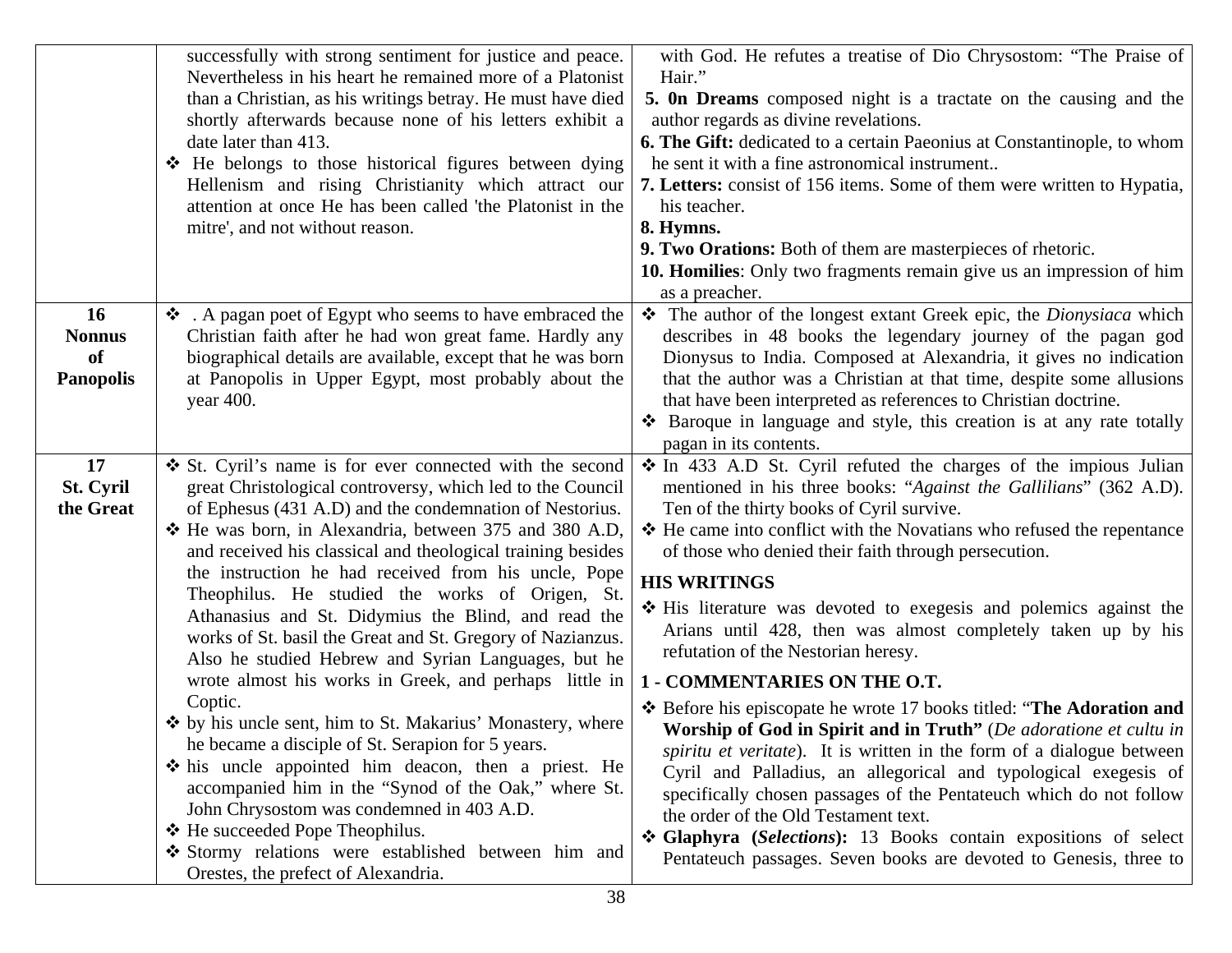| | | |
|---|---|---|
| | successfully with strong sentiment for justice and peace. Nevertheless in his heart he remained more of a Platonist than a Christian, as his writings betray. He must have died shortly afterwards because none of his letters exhibit a date later than 413.<br>❖ He belongs to those historical figures between dying Hellenism and rising Christianity which attract our attention at once He has been called 'the Platonist in the mitre', and not without reason. | with God. He refutes a treatise of Dio Chrysostom: "The Praise of Hair."<br>**5. 0n Dreams** composed night is a tractate on the causing and the author regards as divine revelations.<br>**6. The Gift:** dedicated to a certain Paeonius at Constantinople, to whom he sent it with a fine astronomical instrument..<br>**7. Letters:** consist of 156 items. Some of them were written to Hypatia, his teacher.<br>**8. Hymns.**<br>**9. Two Orations:** Both of them are masterpieces of rhetoric.<br>**10. Homilies**: Only two fragments remain give us an impression of him as a preacher. |
| **16 Nonnus of Panopolis** | ❖ . A pagan poet of Egypt who seems to have embraced the Christian faith after he had won great fame. Hardly any biographical details are available, except that he was born at Panopolis in Upper Egypt, most probably about the year 400. | ❖ The author of the longest extant Greek epic, the *Dionysiaca* which describes in 48 books the legendary journey of the pagan god Dionysus to India. Composed at Alexandria, it gives no indication that the author was a Christian at that time, despite some allusions that have been interpreted as references to Christian doctrine.<br>❖ Baroque in language and style, this creation is at any rate totally pagan in its contents. |
| **17 St. Cyril the Great** | ❖ St. Cyril's name is for ever connected with the second great Christological controversy, which led to the Council of Ephesus (431 A.D) and the condemnation of Nestorius.<br>❖ He was born, in Alexandria, between 375 and 380 A.D, and received his classical and theological training besides the instruction he had received from his uncle, Pope Theophilus. He studied the works of Origen, St. Athanasius and St. Didymius the Blind, and read the works of St. basil the Great and St. Gregory of Nazianzus. Also he studied Hebrew and Syrian Languages, but he wrote almost his works in Greek, and perhaps little in Coptic.<br>❖ by his uncle sent, him to St. Makarius' Monastery, where he became a disciple of St. Serapion for 5 years.<br>❖ his uncle appointed him deacon, then a priest. He accompanied him in the "Synod of the Oak," where St. John Chrysostom was condemned in 403 A.D.<br>❖ He succeeded Pope Theophilus.<br>❖ Stormy relations were established between him and Orestes, the prefect of Alexandria. | ❖ In 433 A.D St. Cyril refuted the charges of the impious Julian mentioned in his three books: "*Against the Gallilians*" (362 A.D). Ten of the thirty books of Cyril survive.<br>❖ He came into conflict with the Novatians who refused the repentance of those who denied their faith through persecution.<br>**HIS WRITINGS**<br>❖ His literature was devoted to exegesis and polemics against the Arians until 428, then was almost completely taken up by his refutation of the Nestorian heresy.<br>**1 - COMMENTARIES ON THE O.T.**<br>❖ Before his episcopate he wrote 17 books titled: "**The Adoration and Worship of God in Spirit and in Truth"** (*De adoratione et cultu in spiritu et veritate*). It is written in the form of a dialogue between Cyril and Palladius, an allegorical and typological exegesis of specifically chosen passages of the Pentateuch which do not follow the order of the Old Testament text.<br>❖ **Glaphyra (*Selections*):** 13 Books contain expositions of select Pentateuch passages. Seven books are devoted to Genesis, three to |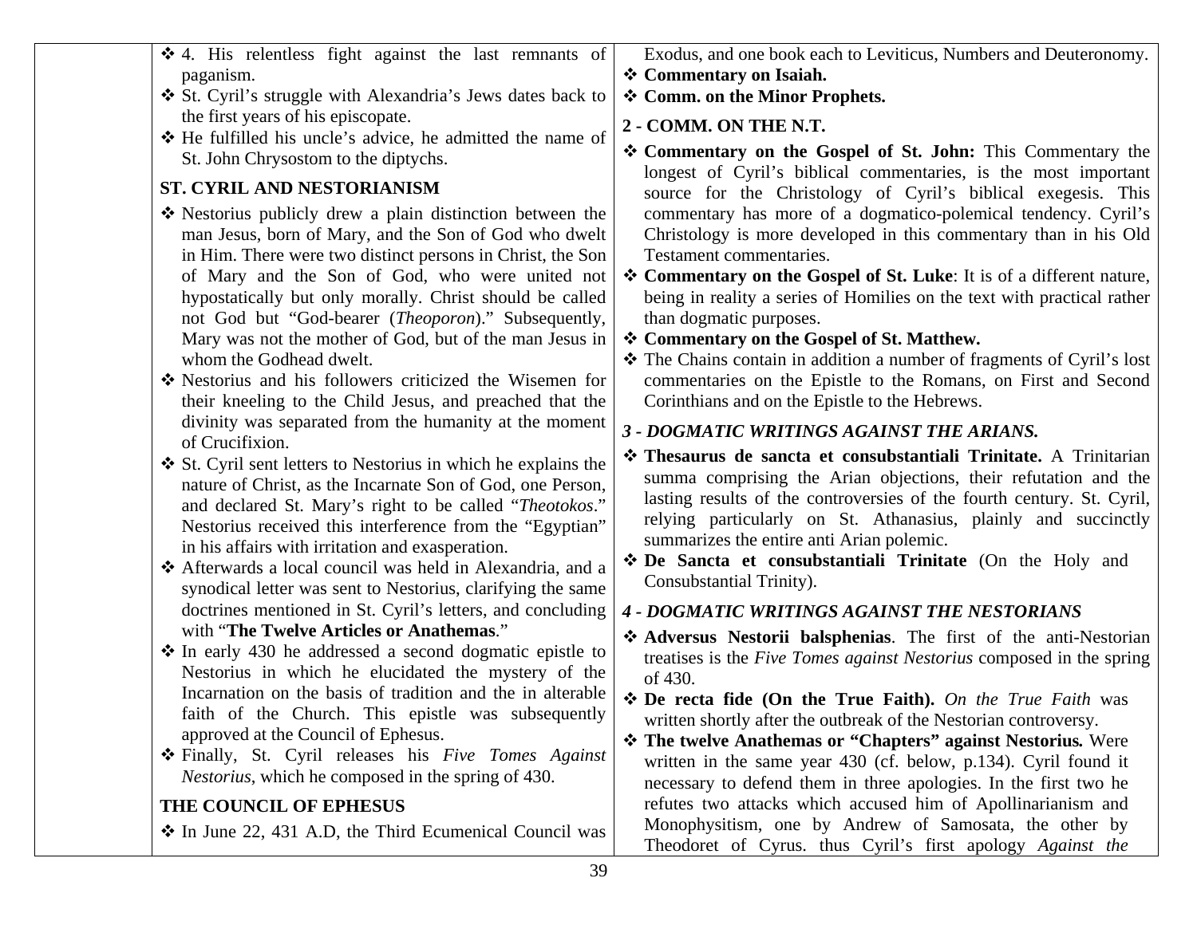- 4. His relentless fight against the last remnants of paganism.
- St. Cyril's struggle with Alexandria's Jews dates back to the first years of his episcopate.
- He fulfilled his uncle's advice, he admitted the name of St. John Chrysostom to the diptychs.

**ST. CYRIL AND NESTORIANISM**

- Nestorius publicly drew a plain distinction between the man Jesus, born of Mary, and the Son of God who dwelt in Him. There were two distinct persons in Christ, the Son of Mary and the Son of God, who were united not hypostatically but only morally. Christ should be called not God but "God-bearer (*Theoporon*)." Subsequently, Mary was not the mother of God, but of the man Jesus in whom the Godhead dwelt.
- Nestorius and his followers criticized the Wisemen for their kneeling to the Child Jesus, and preached that the divinity was separated from the humanity at the moment of Crucifixion.
- St. Cyril sent letters to Nestorius in which he explains the nature of Christ, as the Incarnate Son of God, one Person, and declared St. Mary's right to be called "*Theotokos*." Nestorius received this interference from the "Egyptian" in his affairs with irritation and exasperation.
- Afterwards a local council was held in Alexandria, and a synodical letter was sent to Nestorius, clarifying the same doctrines mentioned in St. Cyril's letters, and concluding with "**The Twelve Articles or Anathemas**."
- In early 430 he addressed a second dogmatic epistle to Nestorius in which he elucidated the mystery of the Incarnation on the basis of tradition and the in alterable faith of the Church. This epistle was subsequently approved at the Council of Ephesus.
- Finally, St. Cyril releases his *Five Tomes Against Nestorius*, which he composed in the spring of 430.

**THE COUNCIL OF EPHESUS**

- In June 22, 431 A.D, the Third Ecumenical Council was

Exodus, and one book each to Leviticus, Numbers and Deuteronomy.

- **Commentary on Isaiah.**
- **Comm. on the Minor Prophets.**

**2 - COMM. ON THE N.T.**

- **Commentary on the Gospel of St. John:** This Commentary the longest of Cyril's biblical commentaries, is the most important source for the Christology of Cyril's biblical exegesis. This commentary has more of a dogmatico-polemical tendency. Cyril's Christology is more developed in this commentary than in his Old Testament commentaries.
- **Commentary on the Gospel of St. Luke**: It is of a different nature, being in reality a series of Homilies on the text with practical rather than dogmatic purposes.
- **Commentary on the Gospel of St. Matthew.**
- The Chains contain in addition a number of fragments of Cyril's lost commentaries on the Epistle to the Romans, on First and Second Corinthians and on the Epistle to the Hebrews.

***3 - DOGMATIC WRITINGS AGAINST THE ARIANS.***

- **Thesaurus de sancta et consubstantiali Trinitate.** A Trinitarian summa comprising the Arian objections, their refutation and the lasting results of the controversies of the fourth century. St. Cyril, relying particularly on St. Athanasius, plainly and succinctly summarizes the entire anti Arian polemic.
- **De Sancta et consubstantiali Trinitate** (On the Holy and Consubstantial Trinity).

***4 - DOGMATIC WRITINGS AGAINST THE NESTORIANS***

- **Adversus Nestorii balsphenias**. The first of the anti-Nestorian treatises is the *Five Tomes against Nestorius* composed in the spring of 430.
- **De recta fide (On the True Faith).** *On the True Faith* was written shortly after the outbreak of the Nestorian controversy.
- **The twelve Anathemas or "Chapters" against Nestorius.** Were written in the same year 430 (cf. below, p.134). Cyril found it necessary to defend them in three apologies. In the first two he refutes two attacks which accused him of Apollinarianism and Monophysitism, one by Andrew of Samosata, the other by Theodoret of Cyrus. thus Cyril's first apology *Against the*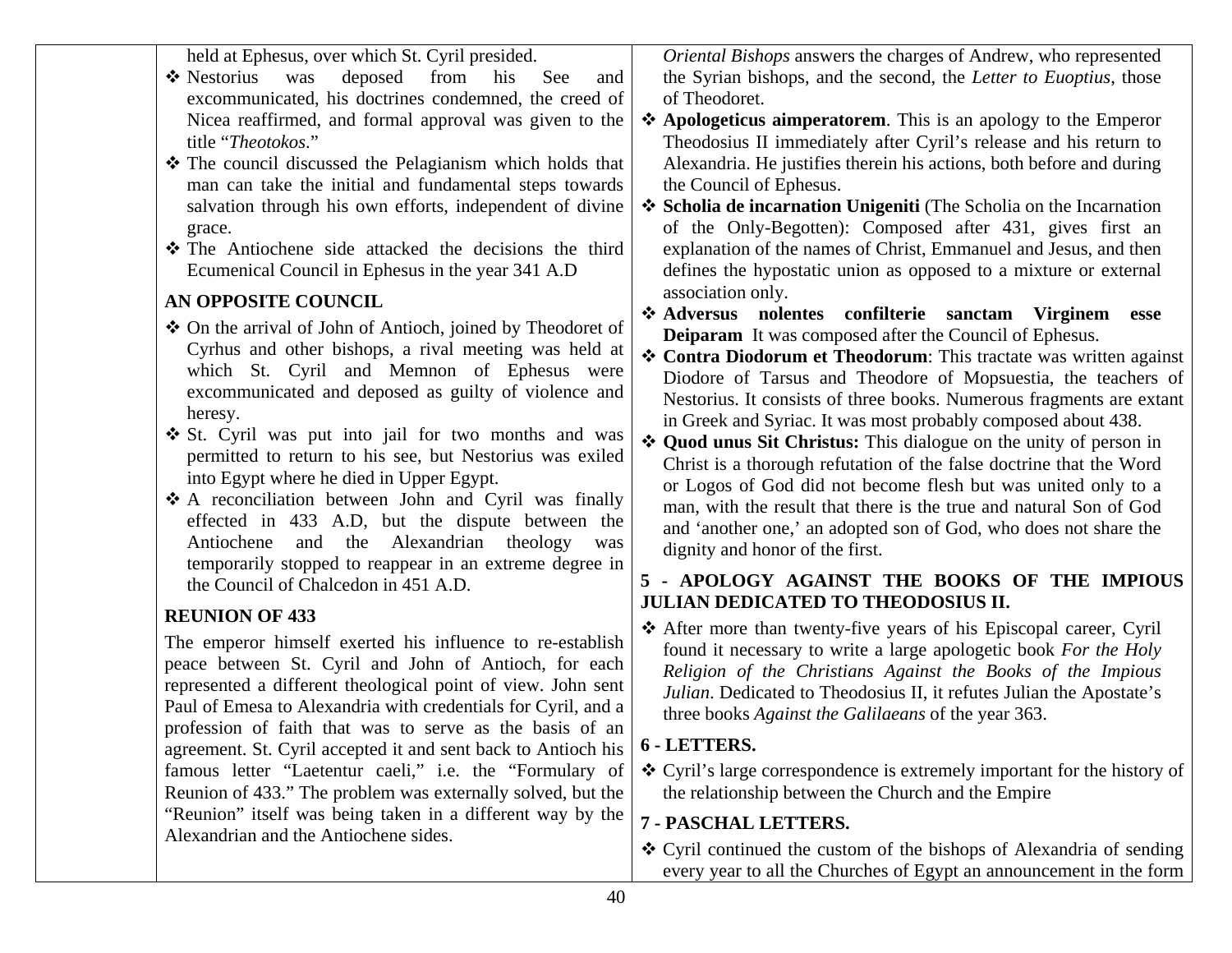held at Ephesus, over which St. Cyril presided.

- Nestorius was deposed from his See and excommunicated, his doctrines condemned, the creed of Nicea reaffirmed, and formal approval was given to the title "*Theotokos*."
- The council discussed the Pelagianism which holds that man can take the initial and fundamental steps towards salvation through his own efforts, independent of divine grace.
- The Antiochene side attacked the decisions the third Ecumenical Council in Ephesus in the year 341 A.D

**AN OPPOSITE COUNCIL**

- On the arrival of John of Antioch, joined by Theodoret of Cyrhus and other bishops, a rival meeting was held at which St. Cyril and Memnon of Ephesus were excommunicated and deposed as guilty of violence and heresy.
- St. Cyril was put into jail for two months and was permitted to return to his see, but Nestorius was exiled into Egypt where he died in Upper Egypt.
- A reconciliation between John and Cyril was finally effected in 433 A.D, but the dispute between the Antiochene and the Alexandrian theology was temporarily stopped to reappear in an extreme degree in the Council of Chalcedon in 451 A.D.

**REUNION OF 433**

The emperor himself exerted his influence to re-establish peace between St. Cyril and John of Antioch, for each represented a different theological point of view. John sent Paul of Emesa to Alexandria with credentials for Cyril, and a profession of faith that was to serve as the basis of an agreement. St. Cyril accepted it and sent back to Antioch his famous letter "Laetentur caeli," i.e. the "Formulary of Reunion of 433." The problem was externally solved, but the "Reunion" itself was being taken in a different way by the Alexandrian and the Antiochene sides.

*Oriental Bishops* answers the charges of Andrew, who represented the Syrian bishops, and the second, the *Letter to Euoptius*, those of Theodoret.

- **Apologeticus aimperatorem**. This is an apology to the Emperor Theodosius II immediately after Cyril's release and his return to Alexandria. He justifies therein his actions, both before and during the Council of Ephesus.
- **Scholia de incarnation Unigeniti** (The Scholia on the Incarnation of the Only-Begotten): Composed after 431, gives first an explanation of the names of Christ, Emmanuel and Jesus, and then defines the hypostatic union as opposed to a mixture or external association only.
- **Adversus nolentes confilterie sanctam Virginem esse Deiparam** It was composed after the Council of Ephesus.
- **Contra Diodorum et Theodorum**: This tractate was written against Diodore of Tarsus and Theodore of Mopsuestia, the teachers of Nestorius. It consists of three books. Numerous fragments are extant in Greek and Syriac. It was most probably composed about 438.
- **Quod unus Sit Christus:** This dialogue on the unity of person in Christ is a thorough refutation of the false doctrine that the Word or Logos of God did not become flesh but was united only to a man, with the result that there is the true and natural Son of God and 'another one,' an adopted son of God, who does not share the dignity and honor of the first.

**5 - APOLOGY AGAINST THE BOOKS OF THE IMPIOUS JULIAN DEDICATED TO THEODOSIUS II.**

- After more than twenty-five years of his Episcopal career, Cyril found it necessary to write a large apologetic book *For the Holy Religion of the Christians Against the Books of the Impious Julian*. Dedicated to Theodosius II, it refutes Julian the Apostate's three books *Against the Galilaeans* of the year 363.

**6 - LETTERS.**

- Cyril's large correspondence is extremely important for the history of the relationship between the Church and the Empire

**7 - PASCHAL LETTERS.**

- Cyril continued the custom of the bishops of Alexandria of sending every year to all the Churches of Egypt an announcement in the form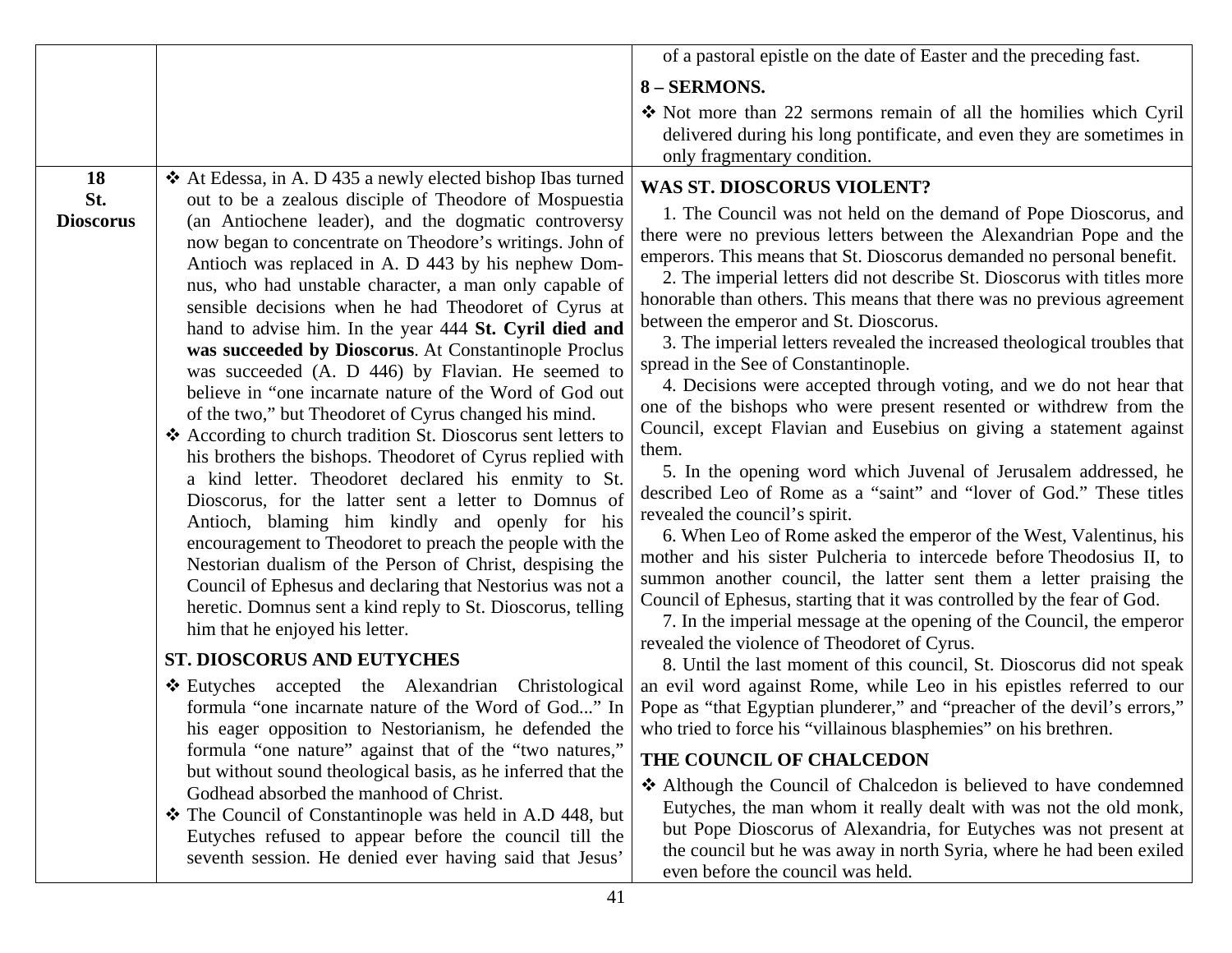| | | |
|---|---|---|
| | | of a pastoral epistle on the date of Easter and the preceding fast.<br><br>**8 – SERMONS.**<br><br>❖ Not more than 22 sermons remain of all the homilies which Cyril delivered during his long pontificate, and even they are sometimes in only fragmentary condition. |
| **18 St. Dioscorus** | ❖ At Edessa, in A. D 435 a newly elected bishop Ibas turned out to be a zealous disciple of Theodore of Mospuestia (an Antiochene leader), and the dogmatic controversy now began to concentrate on Theodore's writings. John of Antioch was replaced in A. D 443 by his nephew Domnus, who had unstable character, a man only capable of sensible decisions when he had Theodoret of Cyrus at hand to advise him. In the year 444 **St. Cyril died and was succeeded by Dioscorus**. At Constantinople Proclus was succeeded (A. D 446) by Flavian. He seemed to believe in "one incarnate nature of the Word of God out of the two," but Theodoret of Cyrus changed his mind.<br><br>❖ According to church tradition St. Dioscorus sent letters to his brothers the bishops. Theodoret of Cyrus replied with a kind letter. Theodoret declared his enmity to St. Dioscorus, for the latter sent a letter to Domnus of Antioch, blaming him kindly and openly for his encouragement to Theodoret to preach the people with the Nestorian dualism of the Person of Christ, despising the Council of Ephesus and declaring that Nestorius was not a heretic. Domnus sent a kind reply to St. Dioscorus, telling him that he enjoyed his letter.<br><br>**ST. DIOSCORUS AND EUTYCHES**<br><br>❖ Eutyches accepted the Alexandrian Christological formula "one incarnate nature of the Word of God..." In his eager opposition to Nestorianism, he defended the formula "one nature" against that of the "two natures," but without sound theological basis, as he inferred that the Godhead absorbed the manhood of Christ.<br><br>❖ The Council of Constantinople was held in A.D 448, but Eutyches refused to appear before the council till the seventh session. He denied ever having said that Jesus' | **WAS ST. DIOSCORUS VIOLENT?**<br><br>1. The Council was not held on the demand of Pope Dioscorus, and there were no previous letters between the Alexandrian Pope and the emperors. This means that St. Dioscorus demanded no personal benefit.<br>2. The imperial letters did not describe St. Dioscorus with titles more honorable than others. This means that there was no previous agreement between the emperor and St. Dioscorus.<br>3. The imperial letters revealed the increased theological troubles that spread in the See of Constantinople.<br>4. Decisions were accepted through voting, and we do not hear that one of the bishops who were present resented or withdrew from the Council, except Flavian and Eusebius on giving a statement against them.<br>5. In the opening word which Juvenal of Jerusalem addressed, he described Leo of Rome as a "saint" and "lover of God." These titles revealed the council's spirit.<br>6. When Leo of Rome asked the emperor of the West, Valentinus, his mother and his sister Pulcheria to intercede before Theodosius II, to summon another council, the latter sent them a letter praising the Council of Ephesus, starting that it was controlled by the fear of God.<br>7. In the imperial message at the opening of the Council, the emperor revealed the violence of Theodoret of Cyrus.<br>8. Until the last moment of this council, St. Dioscorus did not speak an evil word against Rome, while Leo in his epistles referred to our Pope as "that Egyptian plunderer," and "preacher of the devil's errors," who tried to force his "villainous blasphemies" on his brethren.<br><br>**THE COUNCIL OF CHALCEDON**<br><br>❖ Although the Council of Chalcedon is believed to have condemned Eutyches, the man whom it really dealt with was not the old monk, but Pope Dioscorus of Alexandria, for Eutyches was not present at the council but he was away in north Syria, where he had been exiled even before the council was held. |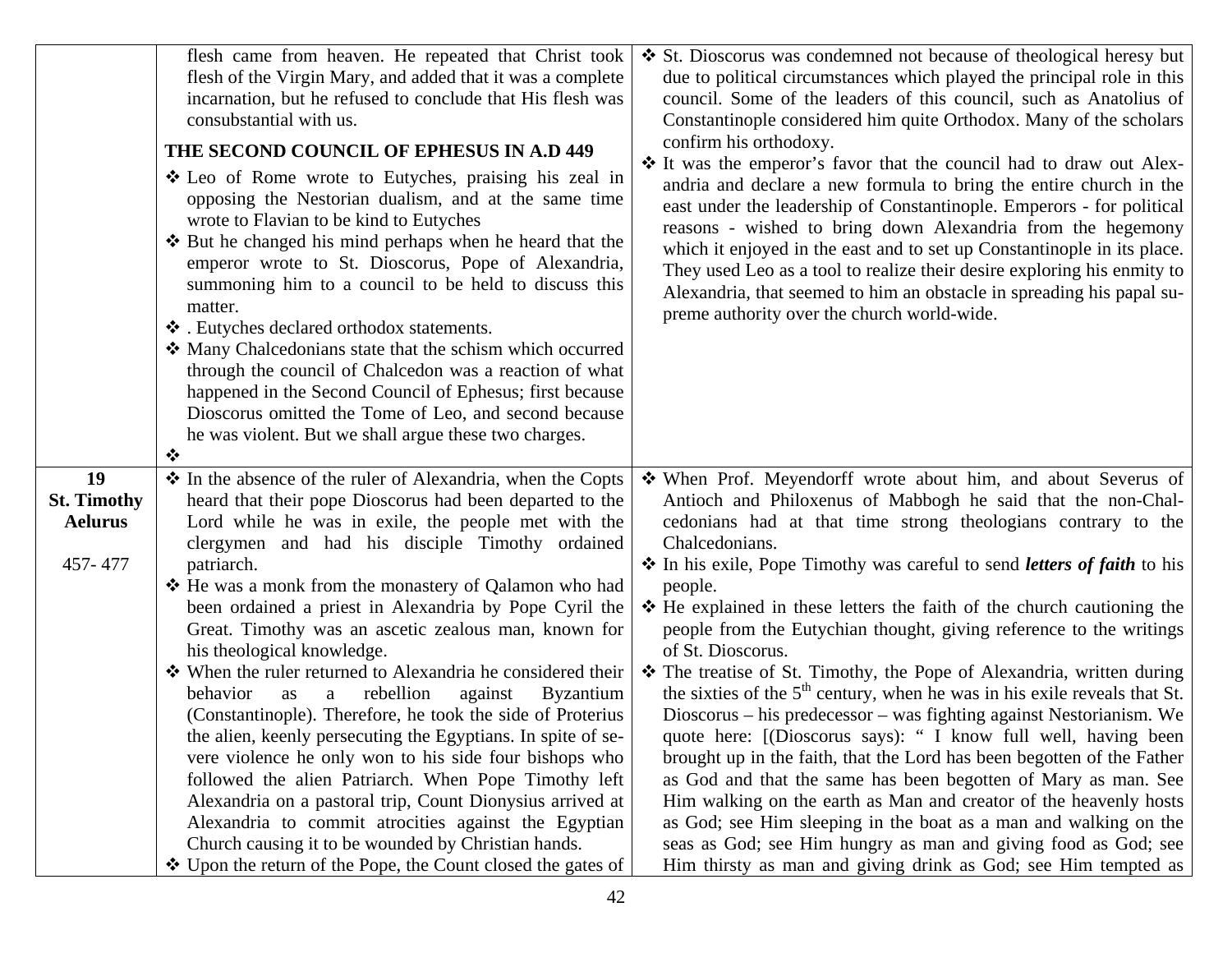| | | |
|---|---|---|
| | flesh came from heaven. He repeated that Christ took flesh of the Virgin Mary, and added that it was a complete incarnation, but he refused to conclude that His flesh was consubstantial with us. <br><br> **THE SECOND COUNCIL OF EPHESUS IN A.D 449** <br><br> ❖ Leo of Rome wrote to Eutyches, praising his zeal in opposing the Nestorian dualism, and at the same time wrote to Flavian to be kind to Eutyches <br> ❖ But he changed his mind perhaps when he heard that the emperor wrote to St. Dioscorus, Pope of Alexandria, summoning him to a council to be held to discuss this matter. <br> ❖ . Eutyches declared orthodox statements. <br> ❖ Many Chalcedonians state that the schism which occurred through the council of Chalcedon was a reaction of what happened in the Second Council of Ephesus; first because Dioscorus omitted the Tome of Leo, and second because he was violent. But we shall argue these two charges. <br> ❖ | ❖ St. Dioscorus was condemned not because of theological heresy but due to political circumstances which played the principal role in this council. Some of the leaders of this council, such as Anatolius of Constantinople considered him quite Orthodox. Many of the scholars confirm his orthodoxy. <br> ❖ It was the emperor's favor that the council had to draw out Alexandria and declare a new formula to bring the entire church in the east under the leadership of Constantinople. Emperors - for political reasons - wished to bring down Alexandria from the hegemony which it enjoyed in the east and to set up Constantinople in its place. They used Leo as a tool to realize their desire exploring his enmity to Alexandria, that seemed to him an obstacle in spreading his papal supreme authority over the church world-wide. |
| **19** <br> **St. Timothy Aelurus** <br><br> 457- 477 | ❖ In the absence of the ruler of Alexandria, when the Copts heard that their pope Dioscorus had been departed to the Lord while he was in exile, the people met with the clergymen and had his disciple Timothy ordained patriarch. <br> ❖ He was a monk from the monastery of Qalamon who had been ordained a priest in Alexandria by Pope Cyril the Great. Timothy was an ascetic zealous man, known for his theological knowledge. <br> ❖ When the ruler returned to Alexandria he considered their behavior as a rebellion against Byzantium (Constantinople). Therefore, he took the side of Proterius the alien, keenly persecuting the Egyptians. In spite of severe violence he only won to his side four bishops who followed the alien Patriarch. When Pope Timothy left Alexandria on a pastoral trip, Count Dionysius arrived at Alexandria to commit atrocities against the Egyptian Church causing it to be wounded by Christian hands. <br> ❖ Upon the return of the Pope, the Count closed the gates of | ❖ When Prof. Meyendorff wrote about him, and about Severus of Antioch and Philoxenus of Mabbogh he said that the non-Chalcedonians had at that time strong theologians contrary to the Chalcedonians. <br> ❖ In his exile, Pope Timothy was careful to send ***letters of faith*** to his people. <br> ❖ He explained in these letters the faith of the church cautioning the people from the Eutychian thought, giving reference to the writings of St. Dioscorus. <br> ❖ The treatise of St. Timothy, the Pope of Alexandria, written during the sixties of the 5th century, when he was in his exile reveals that St. Dioscorus – his predecessor – was fighting against Nestorianism. We quote here: [(Dioscorus says): " I know full well, having been brought up in the faith, that the Lord has been begotten of the Father as God and that the same has been begotten of Mary as man. See Him walking on the earth as Man and creator of the heavenly hosts as God; see Him sleeping in the boat as a man and walking on the seas as God; see Him hungry as man and giving food as God; see Him thirsty as man and giving drink as God; see Him tempted as |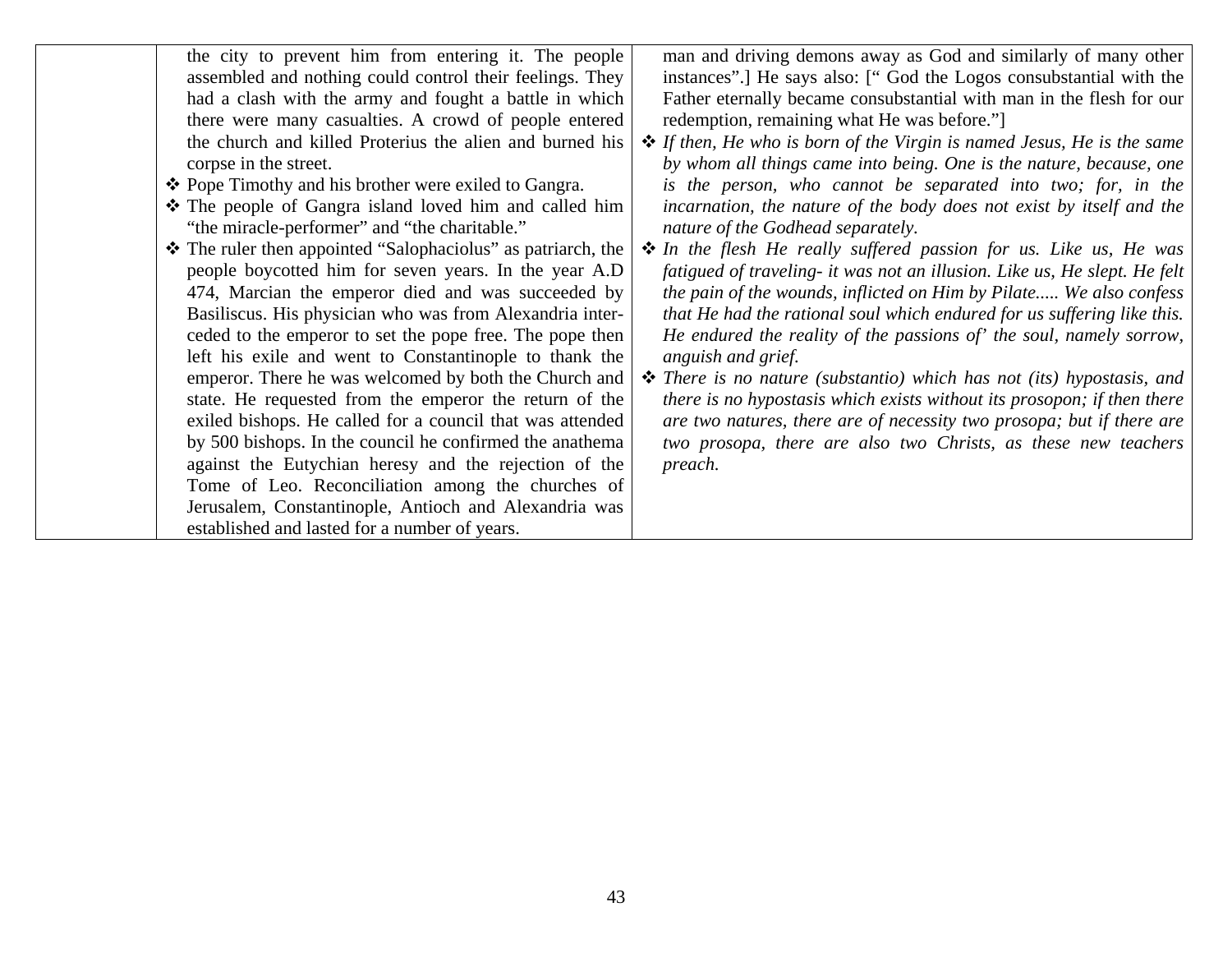| | | |
|---|---|---|
| | the city to prevent him from entering it. The people assembled and nothing could control their feelings. They had a clash with the army and fought a battle in which there were many casualties. A crowd of people entered the church and killed Proterius the alien and burned his corpse in the street.<br>❖ Pope Timothy and his brother were exiled to Gangra.<br>❖ The people of Gangra island loved him and called him "the miracle-performer" and "the charitable."<br>❖ The ruler then appointed "Salophaciolus" as patriarch, the people boycotted him for seven years. In the year A.D 474, Marcian the emperor died and was succeeded by Basiliscus. His physician who was from Alexandria interceded to the emperor to set the pope free. The pope then left his exile and went to Constantinople to thank the emperor. There he was welcomed by both the Church and state. He requested from the emperor the return of the exiled bishops. He called for a council that was attended by 500 bishops. In the council he confirmed the anathema against the Eutychian heresy and the rejection of the Tome of Leo. Reconciliation among the churches of Jerusalem, Constantinople, Antioch and Alexandria was established and lasted for a number of years. | man and driving demons away as God and similarly of many other instances".] He says also: [" God the Logos consubstantial with the Father eternally became consubstantial with man in the flesh for our redemption, remaining what He was before."]<br>❖ *If then, He who is born of the Virgin is named Jesus, He is the same by whom all things came into being. One is the nature, because, one is the person, who cannot be separated into two; for, in the incarnation, the nature of the body does not exist by itself and the nature of the Godhead separately.*<br>❖ *In the flesh He really suffered passion for us. Like us, He was fatigued of traveling- it was not an illusion. Like us, He slept. He felt the pain of the wounds, inflicted on Him by Pilate..... We also confess that He had the rational soul which endured for us suffering like this. He endured the reality of the passions of' the soul, namely sorrow, anguish and grief.*<br>❖ *There is no nature (substantio) which has not (its) hypostasis, and there is no hypostasis which exists without its prosopon; if then there are two natures, there are of necessity two prosopa; but if there are two prosopa, there are also two Christs, as these new teachers preach.* |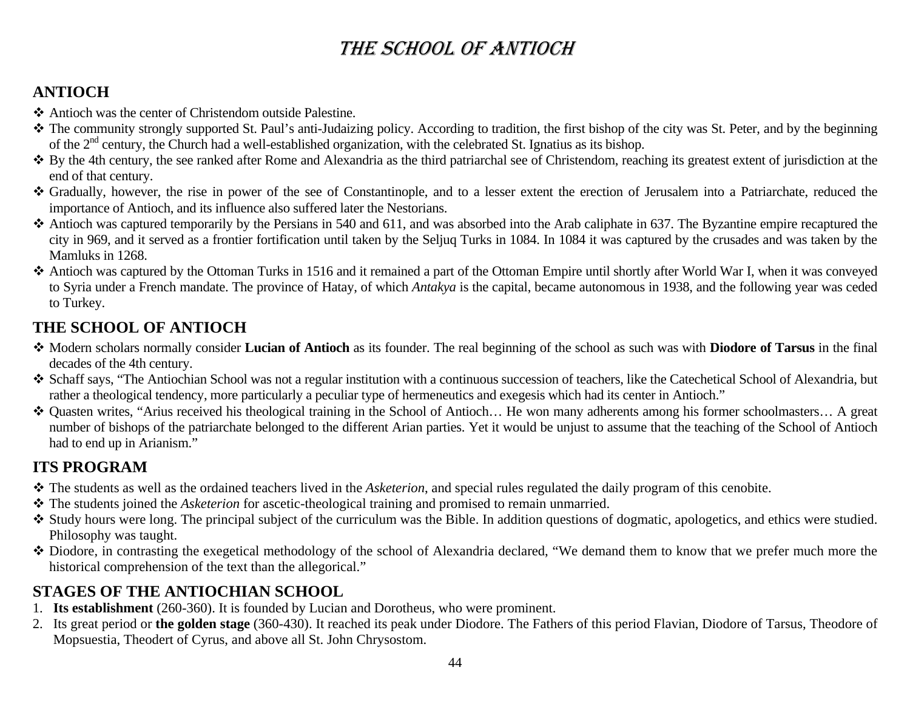# THE SCHOOL OF ANTIOCH

## ANTIOCH

- Antioch was the center of Christendom outside Palestine.
- The community strongly supported St. Paul's anti-Judaizing policy. According to tradition, the first bishop of the city was St. Peter, and by the beginning of the 2nd century, the Church had a well-established organization, with the celebrated St. Ignatius as its bishop.
- By the 4th century, the see ranked after Rome and Alexandria as the third patriarchal see of Christendom, reaching its greatest extent of jurisdiction at the end of that century.
- Gradually, however, the rise in power of the see of Constantinople, and to a lesser extent the erection of Jerusalem into a Patriarchate, reduced the importance of Antioch, and its influence also suffered later the Nestorians.
- Antioch was captured temporarily by the Persians in 540 and 611, and was absorbed into the Arab caliphate in 637. The Byzantine empire recaptured the city in 969, and it served as a frontier fortification until taken by the Seljuq Turks in 1084. In 1084 it was captured by the crusades and was taken by the Mamluks in 1268.
- Antioch was captured by the Ottoman Turks in 1516 and it remained a part of the Ottoman Empire until shortly after World War I, when it was conveyed to Syria under a French mandate. The province of Hatay, of which *Antakya* is the capital, became autonomous in 1938, and the following year was ceded to Turkey.

## THE SCHOOL OF ANTIOCH

- Modern scholars normally consider **Lucian of Antioch** as its founder. The real beginning of the school as such was with **Diodore of Tarsus** in the final decades of the 4th century.
- Schaff says, "The Antiochian School was not a regular institution with a continuous succession of teachers, like the Catechetical School of Alexandria, but rather a theological tendency, more particularly a peculiar type of hermeneutics and exegesis which had its center in Antioch."
- Quasten writes, "Arius received his theological training in the School of Antioch… He won many adherents among his former schoolmasters… A great number of bishops of the patriarchate belonged to the different Arian parties. Yet it would be unjust to assume that the teaching of the School of Antioch had to end up in Arianism."

## ITS PROGRAM

- The students as well as the ordained teachers lived in the *Asketerion*, and special rules regulated the daily program of this cenobite.
- The students joined the *Asketerion* for ascetic-theological training and promised to remain unmarried.
- Study hours were long. The principal subject of the curriculum was the Bible. In addition questions of dogmatic, apologetics, and ethics were studied. Philosophy was taught.
- Diodore, in contrasting the exegetical methodology of the school of Alexandria declared, "We demand them to know that we prefer much more the historical comprehension of the text than the allegorical."

## STAGES OF THE ANTIOCHIAN SCHOOL

1. **Its establishment** (260-360). It is founded by Lucian and Dorotheus, who were prominent.
2. Its great period or **the golden stage** (360-430). It reached its peak under Diodore. The Fathers of this period Flavian, Diodore of Tarsus, Theodore of Mopsuestia, Theodert of Cyrus, and above all St. John Chrysostom.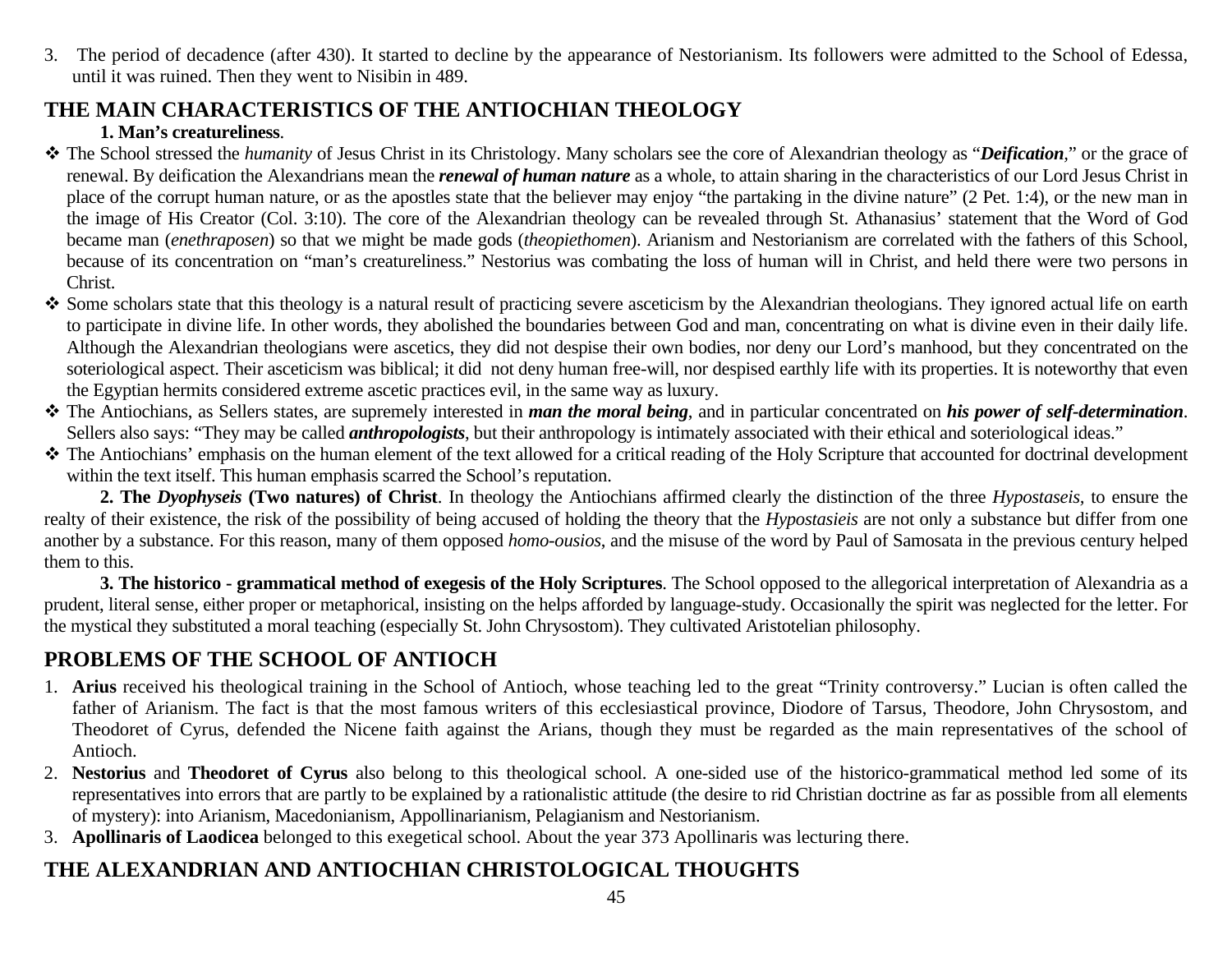3. The period of decadence (after 430). It started to decline by the appearance of Nestorianism. Its followers were admitted to the School of Edessa, until it was ruined. Then they went to Nisibin in 489.

## THE MAIN CHARACTERISTICS OF THE ANTIOCHIAN THEOLOGY

**1. Man's creatureliness**.

- The School stressed the *humanity* of Jesus Christ in its Christology. Many scholars see the core of Alexandrian theology as "***Deification***," or the grace of renewal. By deification the Alexandrians mean the ***renewal of human nature*** as a whole, to attain sharing in the characteristics of our Lord Jesus Christ in place of the corrupt human nature, or as the apostles state that the believer may enjoy "the partaking in the divine nature" (2 Pet. 1:4), or the new man in the image of His Creator (Col. 3:10). The core of the Alexandrian theology can be revealed through St. Athanasius' statement that the Word of God became man (*enethraposen*) so that we might be made gods (*theopiethomen*). Arianism and Nestorianism are correlated with the fathers of this School, because of its concentration on "man's creatureliness." Nestorius was combating the loss of human will in Christ, and held there were two persons in Christ.
- Some scholars state that this theology is a natural result of practicing severe asceticism by the Alexandrian theologians. They ignored actual life on earth to participate in divine life. In other words, they abolished the boundaries between God and man, concentrating on what is divine even in their daily life. Although the Alexandrian theologians were ascetics, they did not despise their own bodies, nor deny our Lord's manhood, but they concentrated on the soteriological aspect. Their asceticism was biblical; it did not deny human free-will, nor despised earthly life with its properties. It is noteworthy that even the Egyptian hermits considered extreme ascetic practices evil, in the same way as luxury.
- The Antiochians, as Sellers states, are supremely interested in ***man the moral being***, and in particular concentrated on ***his power of self-determination***. Sellers also says: "They may be called ***anthropologists***, but their anthropology is intimately associated with their ethical and soteriological ideas."
- The Antiochians' emphasis on the human element of the text allowed for a critical reading of the Holy Scripture that accounted for doctrinal development within the text itself. This human emphasis scarred the School's reputation.

**2. The *Dyophyseis* (Two natures) of Christ**. In theology the Antiochians affirmed clearly the distinction of the three *Hypostaseis*, to ensure the realty of their existence, the risk of the possibility of being accused of holding the theory that the *Hypostasieis* are not only a substance but differ from one another by a substance. For this reason, many of them opposed *homo-ousios*, and the misuse of the word by Paul of Samosata in the previous century helped them to this.

**3. The historico - grammatical method of exegesis of the Holy Scriptures**. The School opposed to the allegorical interpretation of Alexandria as a prudent, literal sense, either proper or metaphorical, insisting on the helps afforded by language-study. Occasionally the spirit was neglected for the letter. For the mystical they substituted a moral teaching (especially St. John Chrysostom). They cultivated Aristotelian philosophy.

## PROBLEMS OF THE SCHOOL OF ANTIOCH

1. **Arius** received his theological training in the School of Antioch, whose teaching led to the great "Trinity controversy." Lucian is often called the father of Arianism. The fact is that the most famous writers of this ecclesiastical province, Diodore of Tarsus, Theodore, John Chrysostom, and Theodoret of Cyrus, defended the Nicene faith against the Arians, though they must be regarded as the main representatives of the school of Antioch.
2. **Nestorius** and **Theodoret of Cyrus** also belong to this theological school. A one-sided use of the historico-grammatical method led some of its representatives into errors that are partly to be explained by a rationalistic attitude (the desire to rid Christian doctrine as far as possible from all elements of mystery): into Arianism, Macedonianism, Appollinarianism, Pelagianism and Nestorianism.
3. **Apollinaris of Laodicea** belonged to this exegetical school. About the year 373 Apollinaris was lecturing there.

## THE ALEXANDRIAN AND ANTIOCHIAN CHRISTOLOGICAL THOUGHTS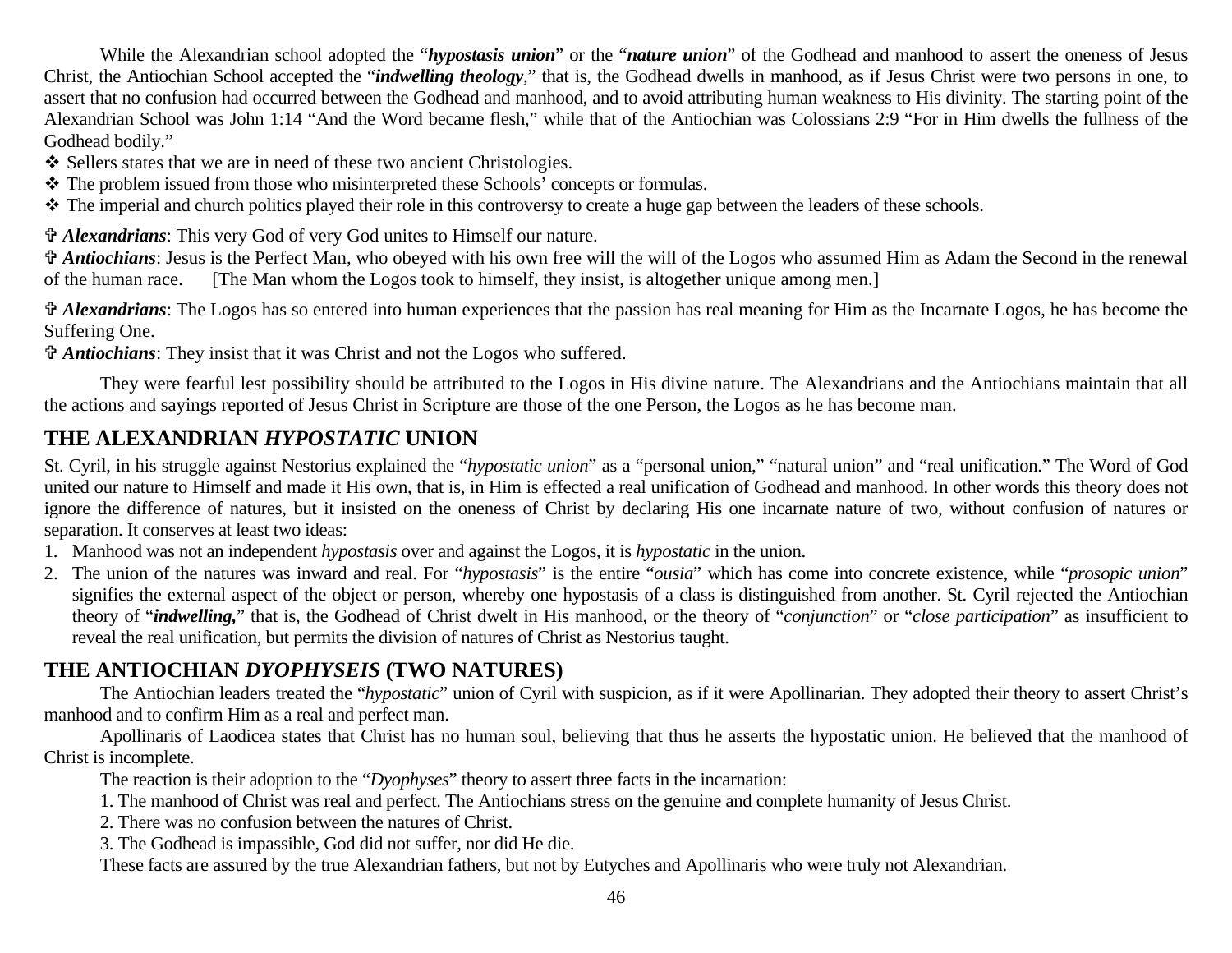While the Alexandrian school adopted the "***hypostasis union***" or the "***nature union***" of the Godhead and manhood to assert the oneness of Jesus Christ, the Antiochian School accepted the "***indwelling theology***," that is, the Godhead dwells in manhood, as if Jesus Christ were two persons in one, to assert that no confusion had occurred between the Godhead and manhood, and to avoid attributing human weakness to His divinity. The starting point of the Alexandrian School was John 1:14 "And the Word became flesh," while that of the Antiochian was Colossians 2:9 "For in Him dwells the fullness of the Godhead bodily."

❖ Sellers states that we are in need of these two ancient Christologies.

❖ The problem issued from those who misinterpreted these Schools' concepts or formulas.

❖ The imperial and church politics played their role in this controversy to create a huge gap between the leaders of these schools.

✞ ***Alexandrians***: This very God of very God unites to Himself our nature.

✞ ***Antiochians***: Jesus is the Perfect Man, who obeyed with his own free will the will of the Logos who assumed Him as Adam the Second in the renewal of the human race. [The Man whom the Logos took to himself, they insist, is altogether unique among men.]

✞ ***Alexandrians***: The Logos has so entered into human experiences that the passion has real meaning for Him as the Incarnate Logos, he has become the Suffering One.

✞ ***Antiochians***: They insist that it was Christ and not the Logos who suffered.

They were fearful lest possibility should be attributed to the Logos in His divine nature. The Alexandrians and the Antiochians maintain that all the actions and sayings reported of Jesus Christ in Scripture are those of the one Person, the Logos as he has become man.

## THE ALEXANDRIAN *HYPOSTATIC* UNION

St. Cyril, in his struggle against Nestorius explained the "*hypostatic union*" as a "personal union," "natural union" and "real unification." The Word of God united our nature to Himself and made it His own, that is, in Him is effected a real unification of Godhead and manhood. In other words this theory does not ignore the difference of natures, but it insisted on the oneness of Christ by declaring His one incarnate nature of two, without confusion of natures or separation. It conserves at least two ideas:

1. Manhood was not an independent *hypostasis* over and against the Logos, it is *hypostatic* in the union.
2. The union of the natures was inward and real. For "*hypostasis*" is the entire "*ousia*" which has come into concrete existence, while "*prosopic union*" signifies the external aspect of the object or person, whereby one hypostasis of a class is distinguished from another. St. Cyril rejected the Antiochian theory of "***indwelling,***" that is, the Godhead of Christ dwelt in His manhood, or the theory of "*conjunction*" or "*close participation*" as insufficient to reveal the real unification, but permits the division of natures of Christ as Nestorius taught.

## THE ANTIOCHIAN *DYOPHYSEIS* (TWO NATURES)

The Antiochian leaders treated the "*hypostatic*" union of Cyril with suspicion, as if it were Apollinarian. They adopted their theory to assert Christ's manhood and to confirm Him as a real and perfect man.

Apollinaris of Laodicea states that Christ has no human soul, believing that thus he asserts the hypostatic union. He believed that the manhood of Christ is incomplete.

The reaction is their adoption to the "*Dyophyses*" theory to assert three facts in the incarnation:

1. The manhood of Christ was real and perfect. The Antiochians stress on the genuine and complete humanity of Jesus Christ.
2. There was no confusion between the natures of Christ.
3. The Godhead is impassible, God did not suffer, nor did He die.

These facts are assured by the true Alexandrian fathers, but not by Eutyches and Apollinaris who were truly not Alexandrian.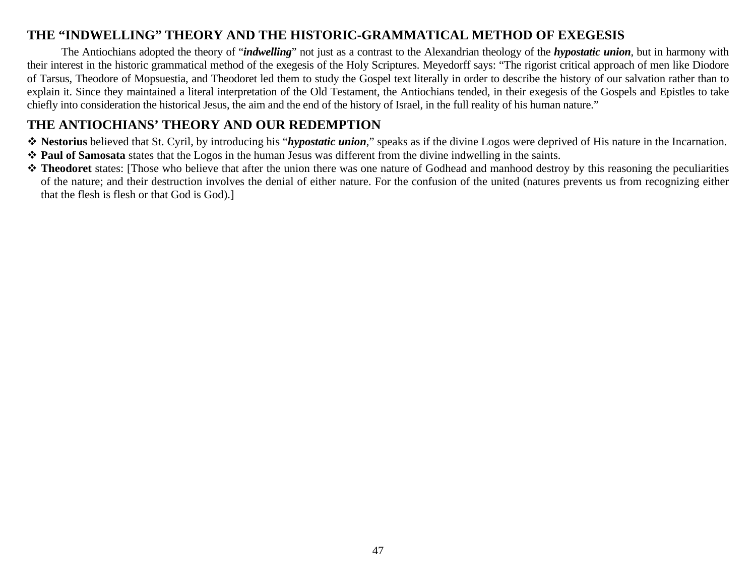## THE "INDWELLING" THEORY AND THE HISTORIC-GRAMMATICAL METHOD OF EXEGESIS

The Antiochians adopted the theory of "***indwelling***" not just as a contrast to the Alexandrian theology of the ***hypostatic union***, but in harmony with their interest in the historic grammatical method of the exegesis of the Holy Scriptures. Meyedorff says: "The rigorist critical approach of men like Diodore of Tarsus, Theodore of Mopsuestia, and Theodoret led them to study the Gospel text literally in order to describe the history of our salvation rather than to explain it. Since they maintained a literal interpretation of the Old Testament, the Antiochians tended, in their exegesis of the Gospels and Epistles to take chiefly into consideration the historical Jesus, the aim and the end of the history of Israel, in the full reality of his human nature."

## THE ANTIOCHIANS' THEORY AND OUR REDEMPTION

- **Nestorius** believed that St. Cyril, by introducing his "***hypostatic union***," speaks as if the divine Logos were deprived of His nature in the Incarnation.
- **Paul of Samosata** states that the Logos in the human Jesus was different from the divine indwelling in the saints.
- **Theodoret** states: [Those who believe that after the union there was one nature of Godhead and manhood destroy by this reasoning the peculiarities of the nature; and their destruction involves the denial of either nature. For the confusion of the united (natures prevents us from recognizing either that the flesh is flesh or that God is God).]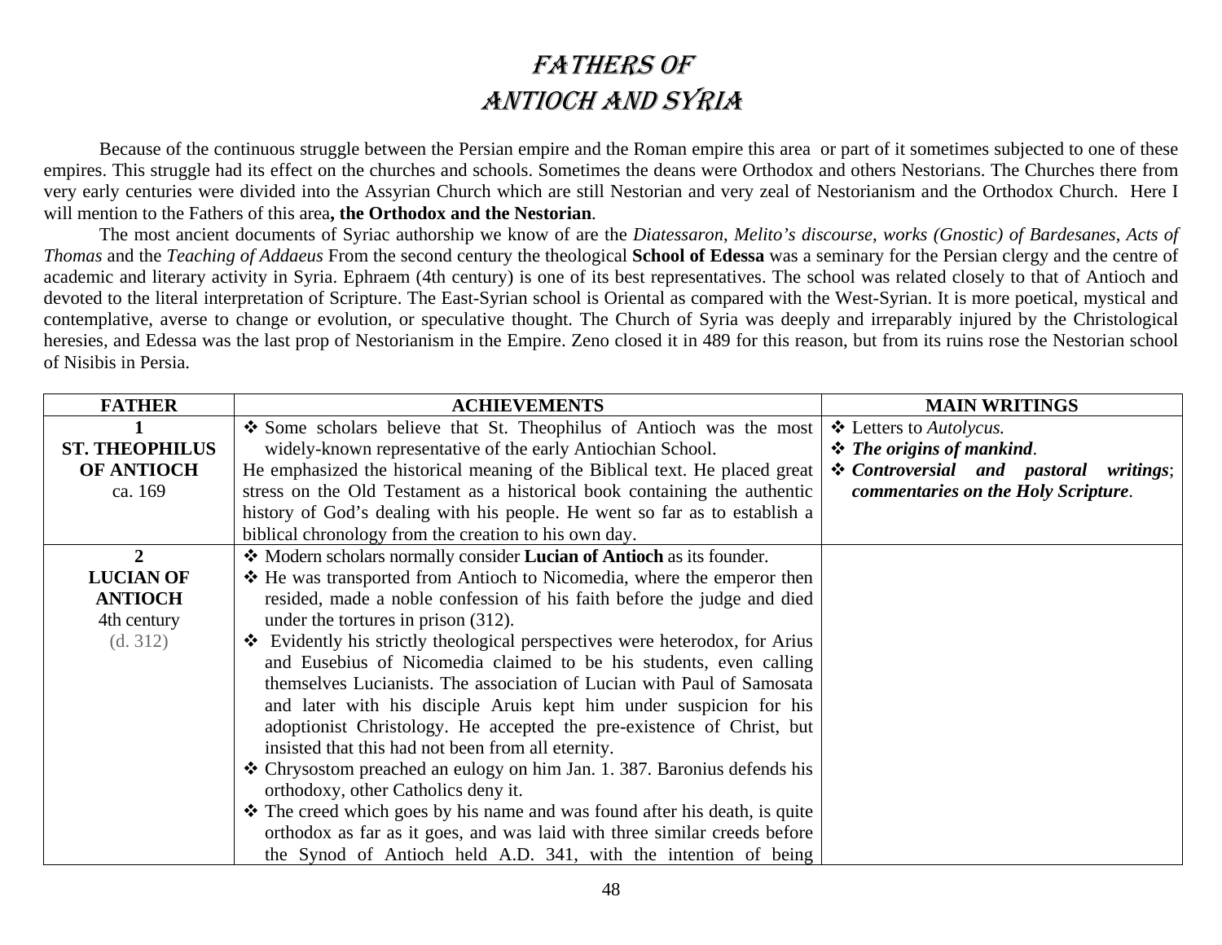# FATHERS OF ANTIOCH AND SYRIA

Because of the continuous struggle between the Persian empire and the Roman empire this area or part of it sometimes subjected to one of these empires. This struggle had its effect on the churches and schools. Sometimes the deans were Orthodox and others Nestorians. The Churches there from very early centuries were divided into the Assyrian Church which are still Nestorian and very zeal of Nestorianism and the Orthodox Church. Here I will mention to the Fathers of this area**, the Orthodox and the Nestorian**.

The most ancient documents of Syriac authorship we know of are the *Diatessaron*, *Melito's discourse*, *works (Gnostic) of Bardesanes*, *Acts of Thomas* and the *Teaching of Addaeus* From the second century the theological **School of Edessa** was a seminary for the Persian clergy and the centre of academic and literary activity in Syria. Ephraem (4th century) is one of its best representatives. The school was related closely to that of Antioch and devoted to the literal interpretation of Scripture. The East-Syrian school is Oriental as compared with the West-Syrian. It is more poetical, mystical and contemplative, averse to change or evolution, or speculative thought. The Church of Syria was deeply and irreparably injured by the Christological heresies, and Edessa was the last prop of Nestorianism in the Empire. Zeno closed it in 489 for this reason, but from its ruins rose the Nestorian school of Nisibis in Persia.

| FATHER | ACHIEVEMENTS | MAIN WRITINGS |
|---|---|---|
| **1**<br>**ST. THEOPHILUS OF ANTIOCH**<br>ca. 169 | ❖ Some scholars believe that St. Theophilus of Antioch was the most widely-known representative of the early Antiochian School.<br>He emphasized the historical meaning of the Biblical text. He placed great stress on the Old Testament as a historical book containing the authentic history of God's dealing with his people. He went so far as to establish a biblical chronology from the creation to his own day. | ❖ Letters to *Autolycus.*<br>❖ ***The origins of mankind***.<br>❖ ***Controversial and pastoral writings***; ***commentaries on the Holy Scripture***. |
| **2**<br>**LUCIAN OF ANTIOCH**<br>4th century<br>(d. 312) | ❖ Modern scholars normally consider **Lucian of Antioch** as its founder.<br>❖ He was transported from Antioch to Nicomedia, where the emperor then resided, made a noble confession of his faith before the judge and died under the tortures in prison (312).<br>❖ Evidently his strictly theological perspectives were heterodox, for Arius and Eusebius of Nicomedia claimed to be his students, even calling themselves Lucianists. The association of Lucian with Paul of Samosata and later with his disciple Aruis kept him under suspicion for his adoptionist Christology. He accepted the pre-existence of Christ, but insisted that this had not been from all eternity.<br>❖ Chrysostom preached an eulogy on him Jan. 1. 387. Baronius defends his orthodoxy, other Catholics deny it.<br>❖ The creed which goes by his name and was found after his death, is quite orthodox as far as it goes, and was laid with three similar creeds before the Synod of Antioch held A.D. 341, with the intention of being | |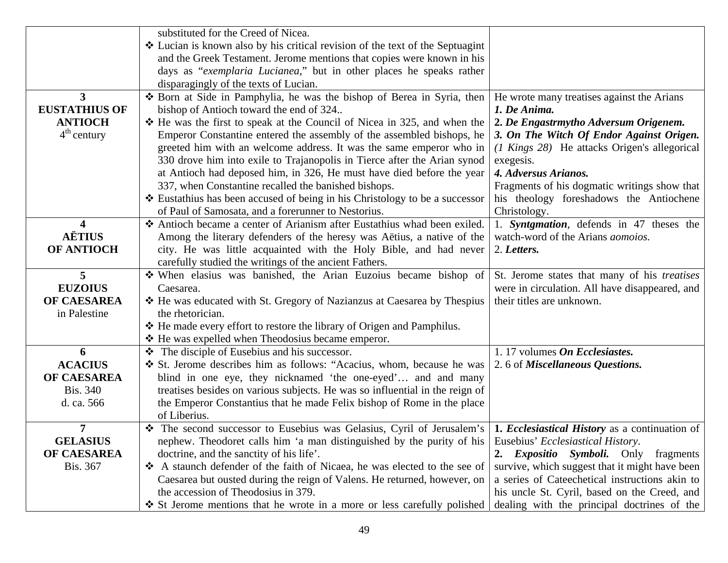| | | |
|---|---|---|
| | substituted for the Creed of Nicea.<br>❖ Lucian is known also by his critical revision of the text of the Septuagint and the Greek Testament. Jerome mentions that copies were known in his days as "*exemplaria Lucianea*," but in other places he speaks rather disparagingly of the texts of Lucian. | |
| **3**<br>**EUSTATHIUS OF ANTIOCH**<br>4th century | ❖ Born at Side in Pamphylia, he was the bishop of Berea in Syria, then bishop of Antioch toward the end of 324..<br>❖ He was the first to speak at the Council of Nicea in 325, and when the Emperor Constantine entered the assembly of the assembled bishops, he greeted him with an welcome address. It was the same emperor who in 330 drove him into exile to Trajanopolis in Tierce after the Arian synod at Antioch had deposed him, in 326, He must have died before the year 337, when Constantine recalled the banished bishops.<br>❖ Eustathius has been accused of being in his Christology to be a successor of Paul of Samosata, and a forerunner to Nestorius. | He wrote many treatises against the Arians<br>***1. De Anima.***<br>**2. *De Engastrmytho Adversum Origenem.***<br>***3. On The Witch Of Endor Against Origen.*** *(1 Kings 28)* He attacks Origen's allegorical exegesis.<br>***4. Adversus Arianos.***<br>Fragments of his dogmatic writings show that his theology foreshadows the Antiochene Christology. |
| **4**<br>**AËTIUS**<br>**OF ANTIOCH** | ❖ Antioch became a center of Arianism after Eustathius whad been exiled. Among the literary defenders of the heresy was Aëtius, a native of the city. He was little acquainted with the Holy Bible, and had never carefully studied the writings of the ancient Fathers. | 1. ***Syntgmation***, defends in 47 theses the watch-word of the Arians *aomoios.*<br>2. ***Letters.*** |
| **5**<br>**EUZOIUS**<br>**OF CAESAREA**<br>in Palestine | ❖ When elasius was banished, the Arian Euzoius became bishop of Caesarea.<br>❖ He was educated with St. Gregory of Nazianzus at Caesarea by Thespius the rhetorician.<br>❖ He made every effort to restore the library of Origen and Pamphilus.<br>❖ He was expelled when Theodosius became emperor. | St. Jerome states that many of his *treatises* were in circulation. All have disappeared, and their titles are unknown. |
| **6**<br>**ACACIUS**<br>**OF CAESAREA**<br>Bis. 340<br>d. ca. 566 | ❖ The disciple of Eusebius and his successor.<br>❖ St. Jerome describes him as follows: "Acacius, whom, because he was blind in one eye, they nicknamed 'the one-eyed'… and and many treatises besides on various subjects. He was so influential in the reign of the Emperor Constantius that he made Felix bishop of Rome in the place of Liberius. | 1. 17 volumes ***On Ecclesiastes.***<br>2. 6 of ***Miscellaneous Questions.*** |
| **7**<br>**GELASIUS**<br>**OF CAESAREA**<br>Bis. 367 | ❖ The second successor to Eusebius was Gelasius, Cyril of Jerusalem's nephew. Theodoret calls him 'a man distinguished by the purity of his doctrine, and the sanctity of his life'.<br>❖ A staunch defender of the faith of Nicaea, he was elected to the see of Caesarea but ousted during the reign of Valens. He returned, however, on the accession of Theodosius in 379.<br>❖ St Jerome mentions that he wrote in a more or less carefully polished | **1. *Ecclesiastical History*** as a continuation of Eusebius' *Ecclesiastical History*.<br>**2. *Expositio Symboli.*** Only fragments survive, which suggest that it might have been a series of Cateechetical instructions akin to his uncle St. Cyril, based on the Creed, and dealing with the principal doctrines of the |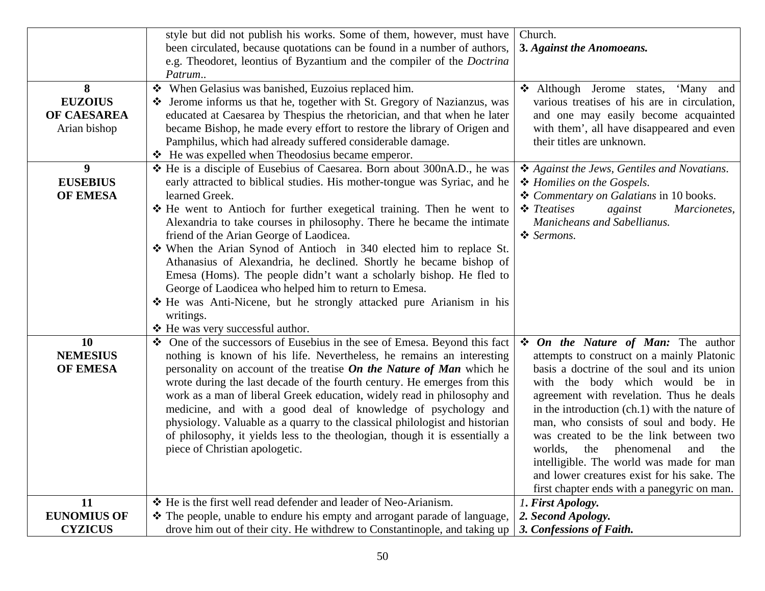| | | |
|---|---|---|
| | style but did not publish his works. Some of them, however, must have been circulated, because quotations can be found in a number of authors, e.g. Theodoret, leontius of Byzantium and the compiler of the *Doctrina Patrum*.. | Church.<br>**3.** ***Against the Anomoeans.*** |
| **8**<br>**EUZOIUS OF CAESAREA**<br>Arian bishop | ❖ When Gelasius was banished, Euzoius replaced him.<br>❖ Jerome informs us that he, together with St. Gregory of Nazianzus, was educated at Caesarea by Thespius the rhetorician, and that when he later became Bishop, he made every effort to restore the library of Origen and Pamphilus, which had already suffered considerable damage.<br>❖ He was expelled when Theodosius became emperor. | ❖ Although Jerome states, 'Many and various treatises of his are in circulation, and one may easily become acquainted with them', all have disappeared and even their titles are unknown. |
| **9**<br>**EUSEBIUS OF EMESA** | ❖ He is a disciple of Eusebius of Caesarea. Born about 300nA.D., he was early attracted to biblical studies. His mother-tongue was Syriac, and he learned Greek.<br>❖ He went to Antioch for further exegetical training. Then he went to Alexandria to take courses in philosophy. There he became the intimate friend of the Arian George of Laodicea.<br>❖ When the Arian Synod of Antioch in 340 elected him to replace St. Athanasius of Alexandria, he declined. Shortly he became bishop of Emesa (Homs). The people didn't want a scholarly bishop. He fled to George of Laodicea who helped him to return to Emesa.<br>❖ He was Anti-Nicene, but he strongly attacked pure Arianism in his writings.<br>❖ He was very successful author. | ❖ *Against the Jews, Gentiles and Novatians*.<br>❖ *Homilies on the Gospels.*<br>❖ *Commentary on Galatians* in 10 books.<br>❖ *Tteatises against Marcionetes, Manicheans and Sabellianus.*<br>❖ *Sermons.* |
| **10**<br>**NEMESIUS OF EMESA** | ❖ One of the successors of Eusebius in the see of Emesa. Beyond this fact nothing is known of his life. Nevertheless, he remains an interesting personality on account of the treatise ***On the Nature of Man*** which he wrote during the last decade of the fourth century. He emerges from this work as a man of liberal Greek education, widely read in philosophy and medicine, and with a good deal of knowledge of psychology and physiology. Valuable as a quarry to the classical philologist and historian of philosophy, it yields less to the theologian, though it is essentially a piece of Christian apologetic. | ❖ ***On the Nature of Man:*** The author attempts to construct on a mainly Platonic basis a doctrine of the soul and its union with the body which would be in agreement with revelation. Thus he deals in the introduction (ch.1) with the nature of man, who consists of soul and body. He was created to be the link between two worlds, the phenomenal and the intelligible. The world was made for man and lower creatures exist for his sake. The first chapter ends with a panegyric on man. |
| **11**<br>**EUNOMIUS OF CYZICUS** | ❖ He is the first well read defender and leader of Neo-Arianism.<br>❖ The people, unable to endure his empty and arrogant parade of language, drove him out of their city. He withdrew to Constantinople, and taking up | *1*. ***First Apology.***<br>***2. Second Apology.***<br>***3. Confessions of Faith.*** |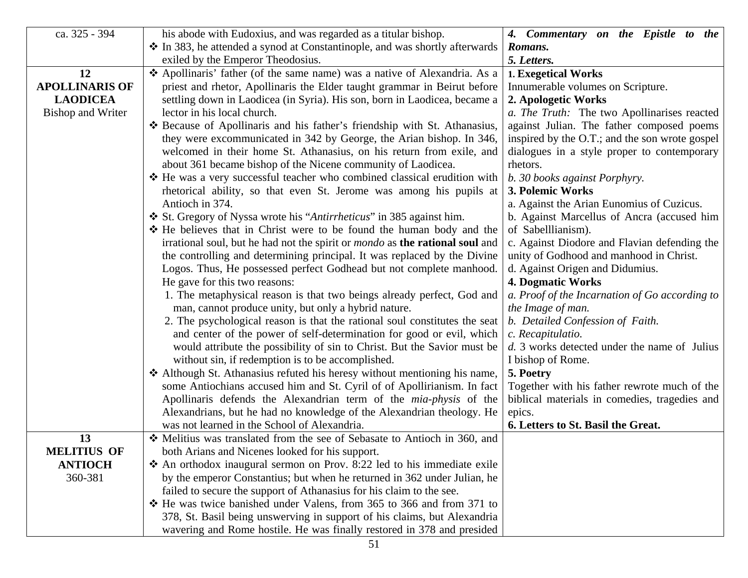| | | |
|---|---|---|
| ca. 325 - 394 | his abode with Eudoxius, and was regarded as a titular bishop.<br>❖ In 383, he attended a synod at Constantinople, and was shortly afterwards exiled by the Emperor Theodosius. | ***4. Commentary on the Epistle to the Romans.***<br>***5. Letters.*** |
| **12**<br>**APOLLINARIS OF LAODICEA**<br>Bishop and Writer | ❖ Apollinaris' father (of the same name) was a native of Alexandria. As a priest and rhetor, Apollinaris the Elder taught grammar in Beirut before settling down in Laodicea (in Syria). His son, born in Laodicea, became a lector in his local church.<br>❖ Because of Apollinaris and his father's friendship with St. Athanasius, they were excommunicated in 342 by George, the Arian bishop. In 346, welcomed in their home St. Athanasius, on his return from exile, and about 361 became bishop of the Nicene community of Laodicea.<br>❖ He was a very successful teacher who combined classical erudition with rhetorical ability, so that even St. Jerome was among his pupils at Antioch in 374.<br>❖ St. Gregory of Nyssa wrote his "*Antirrheticus*" in 385 against him.<br>❖ He believes that in Christ were to be found the human body and the irrational soul, but he had not the spirit or *mondo* as **the rational soul** and the controlling and determining principal. It was replaced by the Divine Logos. Thus, He possessed perfect Godhead but not complete manhood. He gave for this two reasons:<br>1. The metaphysical reason is that two beings already perfect, God and man, cannot produce unity, but only a hybrid nature.<br>2. The psychological reason is that the rational soul constitutes the seat and center of the power of self-determination for good or evil, which would attribute the possibility of sin to Christ. But the Savior must be without sin, if redemption is to be accomplished.<br>❖ Although St. Athanasius refuted his heresy without mentioning his name, some Antiochians accused him and St. Cyril of of Apollirianism. In fact Apollinaris defends the Alexandrian term of the *mia-physis* of the Alexandrians, but he had no knowledge of the Alexandrian theology. He was not learned in the School of Alexandria. | **1. Exegetical Works**<br>Innumerable volumes on Scripture.<br>**2. Apologetic Works**<br>*a. The Truth:* The two Apollinarises reacted against Julian. The father composed poems inspired by the O.T.; and the son wrote gospel dialogues in a style proper to contemporary rhetors.<br>*b. 30 books against Porphyry.*<br>**3. Polemic Works**<br>a. Against the Arian Eunomius of Cuzicus.<br>b. Against Marcellus of Ancra (accused him of Sabelllianism).<br>c. Against Diodore and Flavian defending the unity of Godhood and manhood in Christ.<br>d. Against Origen and Didumius.<br>**4. Dogmatic Works**<br>*a. Proof of the Incarnation of Go according to the Image of man.*<br>*b. Detailed Confession of Faith.*<br>*c. Recapitulatio.*<br>*d.* 3 works detected under the name of Julius I bishop of Rome.<br>**5. Poetry**<br>Together with his father rewrote much of the biblical materials in comedies, tragedies and epics.<br>**6. Letters to St. Basil the Great.** |
| **13**<br>**MELITIUS OF ANTIOCH**<br>360-381 | ❖ Melitius was translated from the see of Sebasate to Antioch in 360, and both Arians and Nicenes looked for his support.<br>❖ An orthodox inaugural sermon on Prov. 8:22 led to his immediate exile by the emperor Constantius; but when he returned in 362 under Julian, he failed to secure the support of Athanasius for his claim to the see.<br>❖ He was twice banished under Valens, from 365 to 366 and from 371 to 378, St. Basil being unswerving in support of his claims, but Alexandria wavering and Rome hostile. He was finally restored in 378 and presided | |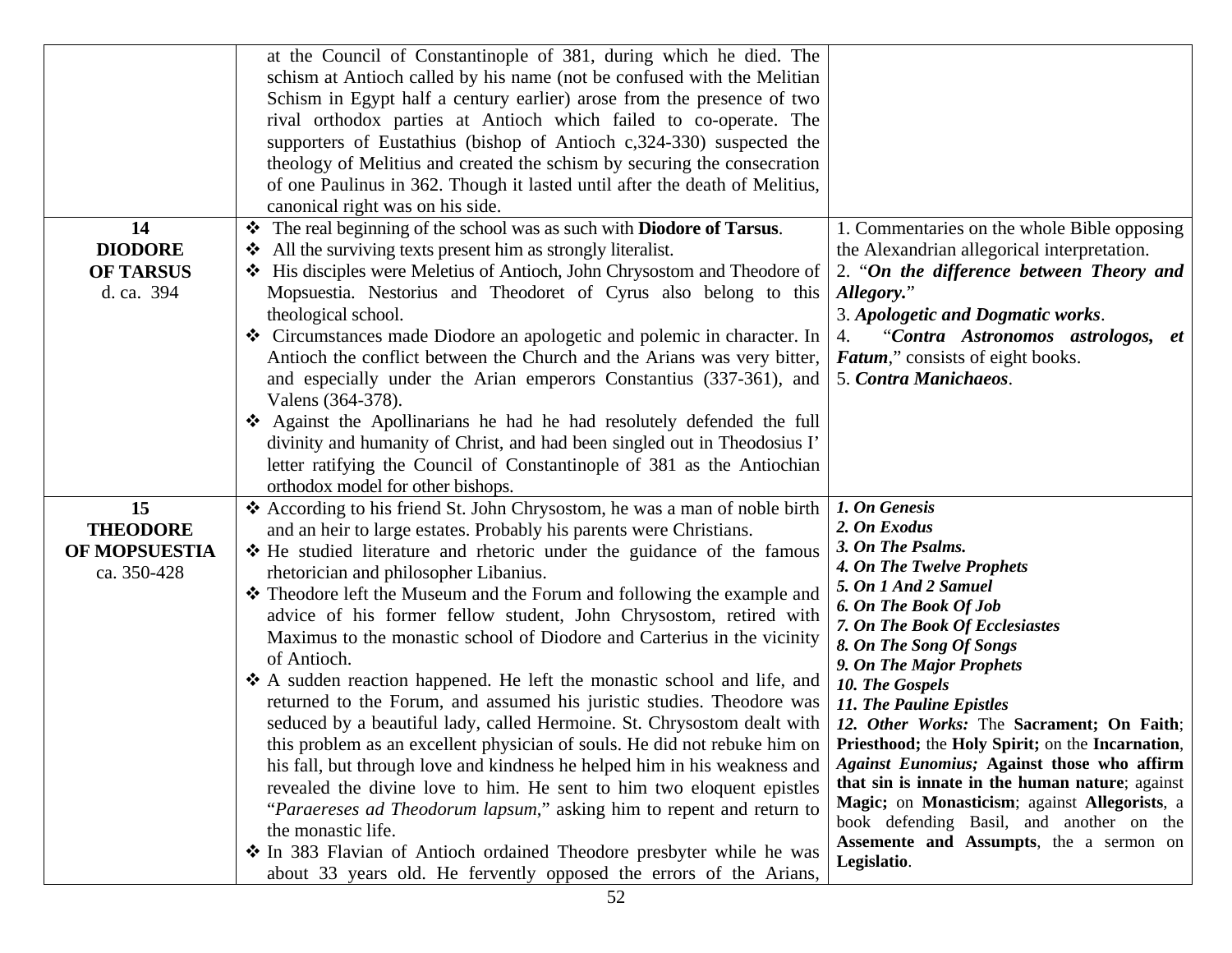| | | |
|---|---|---|
| | at the Council of Constantinople of 381, during which he died. The schism at Antioch called by his name (not be confused with the Melitian Schism in Egypt half a century earlier) arose from the presence of two rival orthodox parties at Antioch which failed to co-operate. The supporters of Eustathius (bishop of Antioch c,324-330) suspected the theology of Melitius and created the schism by securing the consecration of one Paulinus in 362. Though it lasted until after the death of Melitius, canonical right was on his side. | |
| **14**<br>**DIODORE OF TARSUS**<br>d. ca. 394 | ❖ The real beginning of the school was as such with **Diodore of Tarsus**.<br>❖ All the surviving texts present him as strongly literalist.<br>❖ His disciples were Meletius of Antioch, John Chrysostom and Theodore of Mopsuestia. Nestorius and Theodoret of Cyrus also belong to this theological school.<br>❖ Circumstances made Diodore an apologetic and polemic in character. In Antioch the conflict between the Church and the Arians was very bitter, and especially under the Arian emperors Constantius (337-361), and Valens (364-378).<br>❖ Against the Apollinarians he had he had resolutely defended the full divinity and humanity of Christ, and had been singled out in Theodosius I' letter ratifying the Council of Constantinople of 381 as the Antiochian orthodox model for other bishops. | 1. Commentaries on the whole Bible opposing the Alexandrian allegorical interpretation.<br>2. "***On the difference between Theory and Allegory.***"<br>3. ***Apologetic and Dogmatic works***.<br>4. "***Contra Astronomos astrologos, et Fatum***," consists of eight books.<br>5. ***Contra Manichaeos***. |
| **15**<br>**THEODORE OF MOPSUESTIA**<br>ca. 350-428 | ❖ According to his friend St. John Chrysostom, he was a man of noble birth and an heir to large estates. Probably his parents were Christians.<br>❖ He studied literature and rhetoric under the guidance of the famous rhetorician and philosopher Libanius.<br>❖ Theodore left the Museum and the Forum and following the example and advice of his former fellow student, John Chrysostom, retired with Maximus to the monastic school of Diodore and Carterius in the vicinity of Antioch.<br>❖ A sudden reaction happened. He left the monastic school and life, and returned to the Forum, and assumed his juristic studies. Theodore was seduced by a beautiful lady, called Hermoine. St. Chrysostom dealt with this problem as an excellent physician of souls. He did not rebuke him on his fall, but through love and kindness he helped him in his weakness and revealed the divine love to him. He sent to him two eloquent epistles "*Paraereses ad Theodorum lapsum*," asking him to repent and return to the monastic life.<br>❖ In 383 Flavian of Antioch ordained Theodore presbyter while he was about 33 years old. He fervently opposed the errors of the Arians, | ***1. On Genesis***<br>***2. On Exodus***<br>***3. On The Psalms.***<br>***4. On The Twelve Prophets***<br>***5. On 1 And 2 Samuel***<br>***6. On The Book Of Job***<br>***7. On The Book Of Ecclesiastes***<br>***8. On The Song Of Songs***<br>***9. On The Major Prophets***<br>***10. The Gospels***<br>***11. The Pauline Epistles***<br>***12. Other Works:*** The **Sacrament; On Faith**; **Priesthood;** the **Holy Spirit;** on the **Incarnation**, ***Against Eunomius;*** **Against those who affirm that sin is innate in the human nature**; against **Magic;** on **Monasticism**; against **Allegorists**, a book defending Basil, and another on the **Assemente and Assumpts**, the a sermon on **Legislatio**. |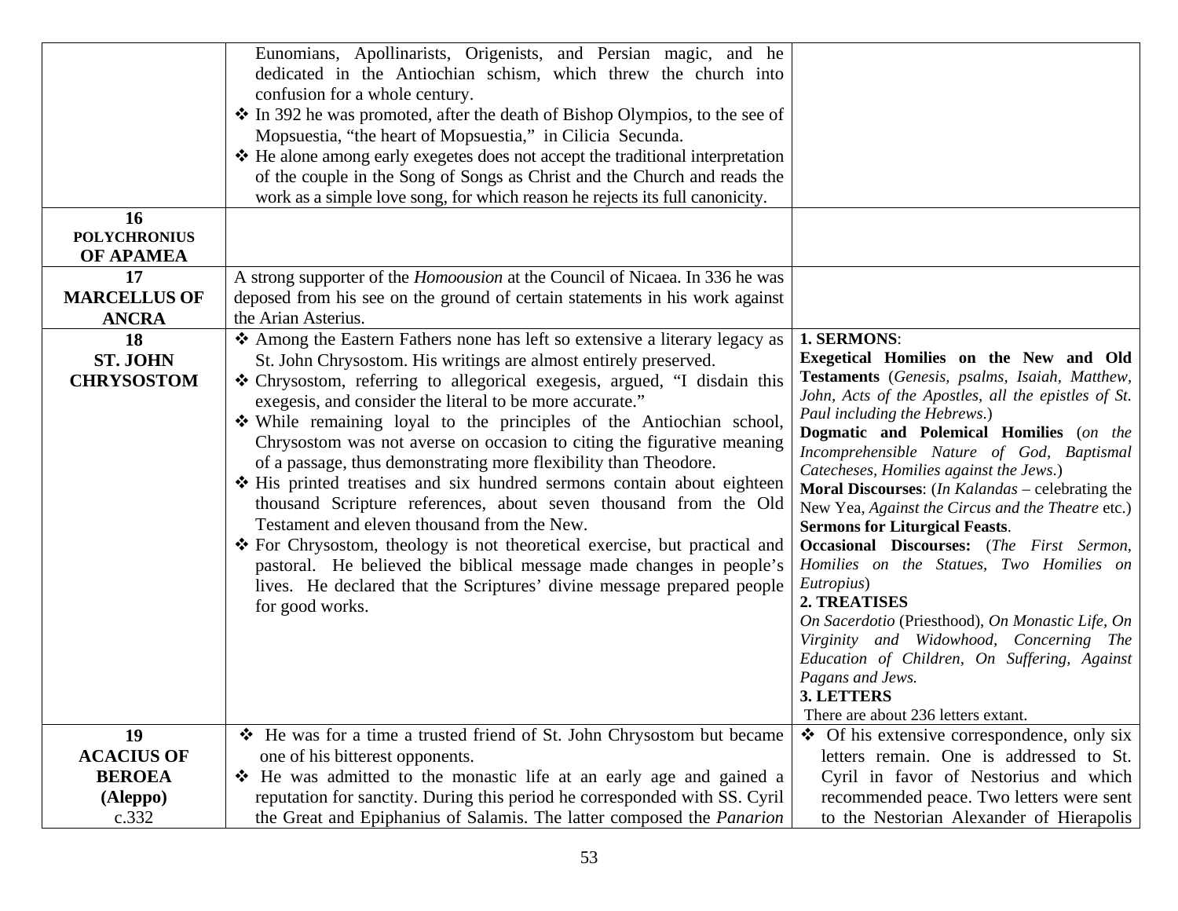| | | |
|---|---|---|
| | Eunomians, Apollinarists, Origenists, and Persian magic, and he dedicated in the Antiochian schism, which threw the church into confusion for a whole century.<br>❖ In 392 he was promoted, after the death of Bishop Olympios, to the see of Mopsuestia, "the heart of Mopsuestia," in Cilicia Secunda.<br>❖ He alone among early exegetes does not accept the traditional interpretation of the couple in the Song of Songs as Christ and the Church and reads the work as a simple love song, for which reason he rejects its full canonicity. | |
| **16**<br>**POLYCHRONIUS OF APAMEA** | | |
| **17**<br>**MARCELLUS OF ANCRA** | A strong supporter of the *Homoousion* at the Council of Nicaea. In 336 he was deposed from his see on the ground of certain statements in his work against the Arian Asterius. | |
| **18**<br>**ST. JOHN CHRYSOSTOM** | ❖ Among the Eastern Fathers none has left so extensive a literary legacy as St. John Chrysostom. His writings are almost entirely preserved.<br>❖ Chrysostom, referring to allegorical exegesis, argued, "I disdain this exegesis, and consider the literal to be more accurate."<br>❖ While remaining loyal to the principles of the Antiochian school, Chrysostom was not averse on occasion to citing the figurative meaning of a passage, thus demonstrating more flexibility than Theodore.<br>❖ His printed treatises and six hundred sermons contain about eighteen thousand Scripture references, about seven thousand from the Old Testament and eleven thousand from the New.<br>❖ For Chrysostom, theology is not theoretical exercise, but practical and pastoral. He believed the biblical message made changes in people's lives. He declared that the Scriptures' divine message prepared people for good works. | **1. SERMONS**:<br>**Exegetical Homilies on the New and Old Testaments** (*Genesis, psalms, Isaiah, Matthew, John, Acts of the Apostles, all the epistles of St. Paul including the Hebrews*.)<br>**Dogmatic and Polemical Homilies** (*on the Incomprehensible Nature of God, Baptismal Catecheses, Homilies against the Jews*.)<br>**Moral Discourses**: (*In Kalandas* – celebrating the New Yea, *Against the Circus and the Theatre* etc.)<br>**Sermons for Liturgical Feasts**.<br>**Occasional Discourses:** (*The First Sermon, Homilies on the Statues, Two Homilies on Eutropius*)<br>**2. TREATISES**<br>*On Sacerdotio* (Priesthood), *On Monastic Life, On Virginity and Widowhood, Concerning The Education of Children, On Suffering, Against Pagans and Jews.*<br>**3. LETTERS**<br>There are about 236 letters extant. |
| **19**<br>**ACACIUS OF BEROEA**<br>**(Aleppo)**<br>c.332 | ❖ He was for a time a trusted friend of St. John Chrysostom but became one of his bitterest opponents.<br>❖ He was admitted to the monastic life at an early age and gained a reputation for sanctity. During this period he corresponded with SS. Cyril the Great and Epiphanius of Salamis. The latter composed the *Panarion* | ❖ Of his extensive correspondence, only six letters remain. One is addressed to St. Cyril in favor of Nestorius and which recommended peace. Two letters were sent to the Nestorian Alexander of Hierapolis |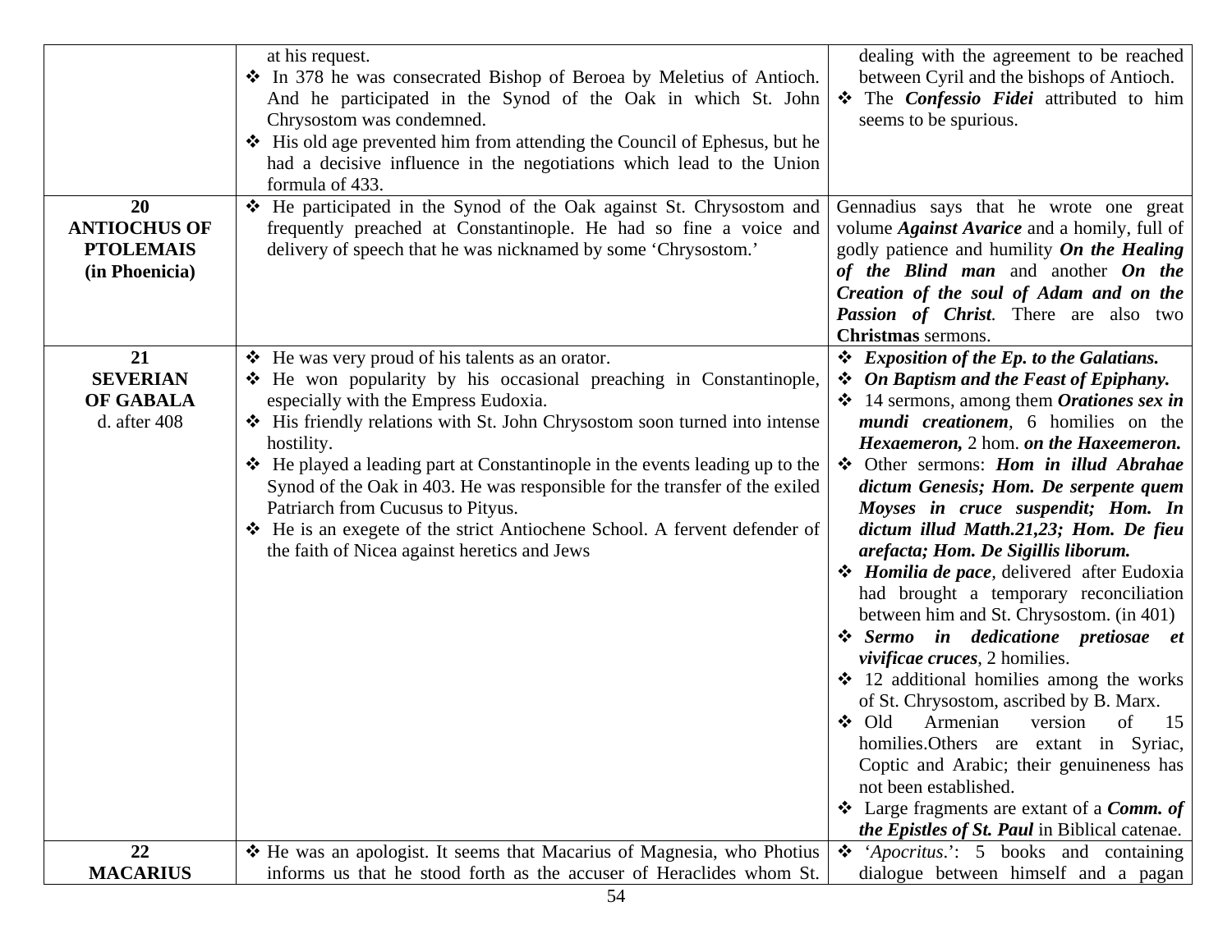| | | |
|---|---|---|
| | at his request.<br>❖ In 378 he was consecrated Bishop of Beroea by Meletius of Antioch. And he participated in the Synod of the Oak in which St. John Chrysostom was condemned.<br>❖ His old age prevented him from attending the Council of Ephesus, but he had a decisive influence in the negotiations which lead to the Union formula of 433. | dealing with the agreement to be reached between Cyril and the bishops of Antioch.<br>❖ The ***Confessio Fidei*** attributed to him seems to be spurious. |
| **20**<br>**ANTIOCHUS OF PTOLEMAIS**<br>**(in Phoenicia)** | ❖ He participated in the Synod of the Oak against St. Chrysostom and frequently preached at Constantinople. He had so fine a voice and delivery of speech that he was nicknamed by some 'Chrysostom.' | Gennadius says that he wrote one great volume ***Against Avarice*** and a homily, full of godly patience and humility ***On the Healing of the Blind man*** and another ***On the Creation of the soul of Adam and on the Passion of Christ***. There are also two **Christmas** sermons. |
| **21**<br>**SEVERIAN OF GABALA**<br>d. after 408 | ❖ He was very proud of his talents as an orator.<br>❖ He won popularity by his occasional preaching in Constantinople, especially with the Empress Eudoxia.<br>❖ His friendly relations with St. John Chrysostom soon turned into intense hostility.<br>❖ He played a leading part at Constantinople in the events leading up to the Synod of the Oak in 403. He was responsible for the transfer of the exiled Patriarch from Cucusus to Pityus.<br>❖ He is an exegete of the strict Antiochene School. A fervent defender of the faith of Nicea against heretics and Jews | ❖ ***Exposition of the Ep. to the Galatians.***<br>❖ ***On Baptism and the Feast of Epiphany.***<br>❖ 14 sermons, among them ***Orationes sex in mundi creationem***, 6 homilies on the ***Hexaemeron,*** 2 hom. ***on the Haxeemeron.***<br>❖ Other sermons: ***Hom in illud Abrahae dictum Genesis; Hom. De serpente quem Moyses in cruce suspendit; Hom. In dictum illud Matth.21,23; Hom. De fieu arefacta; Hom. De Sigillis liborum.***<br>❖ ***Homilia de pace***, delivered after Eudoxia had brought a temporary reconciliation between him and St. Chrysostom. (in 401)<br>❖ ***Sermo in dedicatione pretiosae et vivificae cruces***, 2 homilies.<br>❖ 12 additional homilies among the works of St. Chrysostom, ascribed by B. Marx.<br>❖ Old Armenian version of 15 homilies.Others are extant in Syriac, Coptic and Arabic; their genuineness has not been established.<br>❖ Large fragments are extant of a ***Comm. of the Epistles of St. Paul*** in Biblical catenae. |
| **22**<br>**MACARIUS** | ❖ He was an apologist. It seems that Macarius of Magnesia, who Photius informs us that he stood forth as the accuser of Heraclides whom St. | ❖ '*Apocritus*.': 5 books and containing dialogue between himself and a pagan |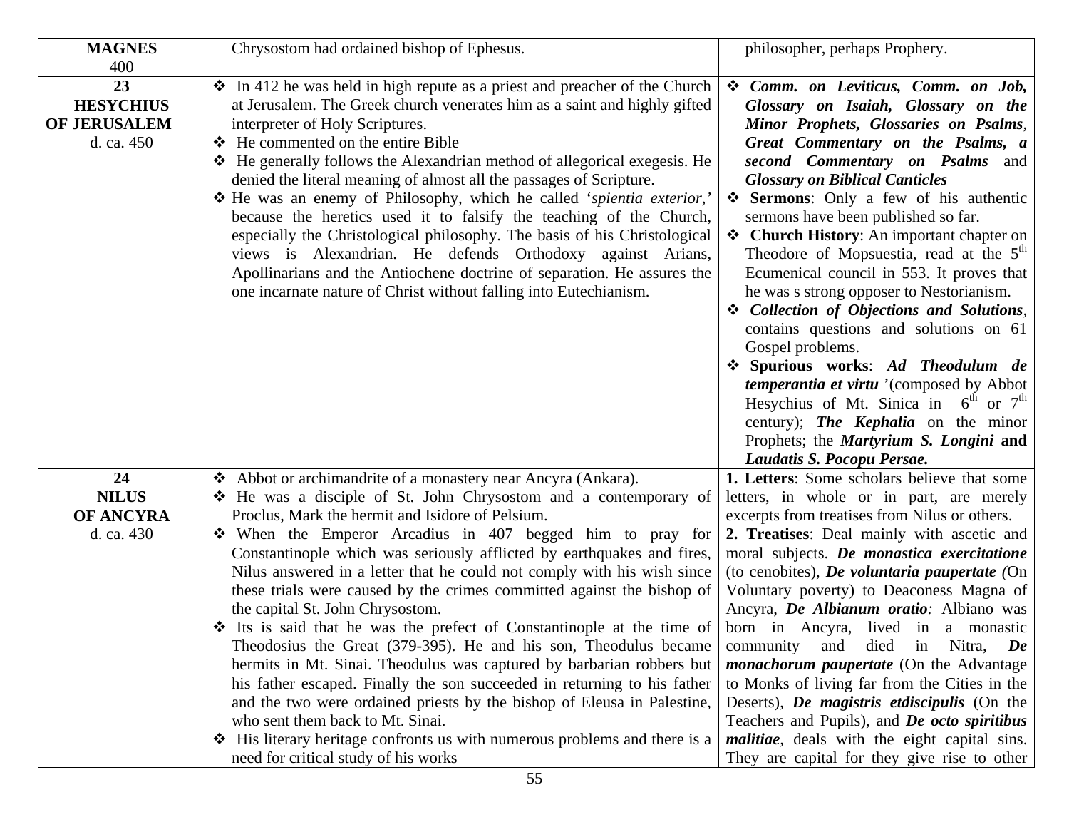| | | |
|---|---|---|
| **MAGNES**<br>400 | Chrysostom had ordained bishop of Ephesus. | philosopher, perhaps Prophery. |
| **23**<br>**HESYCHIUS OF JERUSALEM**<br>d. ca. 450 | ❖ In 412 he was held in high repute as a priest and preacher of the Church at Jerusalem. The Greek church venerates him as a saint and highly gifted interpreter of Holy Scriptures.<br>❖ He commented on the entire Bible<br>❖ He generally follows the Alexandrian method of allegorical exegesis. He denied the literal meaning of almost all the passages of Scripture.<br>❖ He was an enemy of Philosophy, which he called '*spientia exterior,*' because the heretics used it to falsify the teaching of the Church, especially the Christological philosophy. The basis of his Christological views is Alexandrian. He defends Orthodoxy against Arians, Apollinarians and the Antiochene doctrine of separation. He assures the one incarnate nature of Christ without falling into Eutechianism. | ❖ ***Comm. on Leviticus, Comm. on Job, Glossary on Isaiah, Glossary on the Minor Prophets, Glossaries on Psalms***, ***Great Commentary on the Psalms, a second Commentary on Psalms*** and ***Glossary on Biblical Canticles***<br>❖ **Sermons**: Only a few of his authentic sermons have been published so far.<br>❖ **Church History**: An important chapter on Theodore of Mopsuestia, read at the 5th Ecumenical council in 553. It proves that he was s strong opposer to Nestorianism.<br>❖ ***Collection of Objections and Solutions***, contains questions and solutions on 61 Gospel problems.<br>❖ **Spurious works**: ***Ad Theodulum de temperantia et virtu*** '(composed by Abbot Hesychius of Mt. Sinica in 6th or 7th century); ***The Kephalia*** on the minor Prophets; the ***Martyrium S. Longini*** **and *Laudatis S. Pocopu Persae.*** |
| **24**<br>**NILUS OF ANCYRA**<br>d. ca. 430 | ❖ Abbot or archimandrite of a monastery near Ancyra (Ankara).<br>❖ He was a disciple of St. John Chrysostom and a contemporary of Proclus, Mark the hermit and Isidore of Pelsium.<br>❖ When the Emperor Arcadius in 407 begged him to pray for Constantinople which was seriously afflicted by earthquakes and fires, Nilus answered in a letter that he could not comply with his wish since these trials were caused by the crimes committed against the bishop of the capital St. John Chrysostom.<br>❖ Its is said that he was the prefect of Constantinople at the time of Theodosius the Great (379-395). He and his son, Theodulus became hermits in Mt. Sinai. Theodulus was captured by barbarian robbers but his father escaped. Finally the son succeeded in returning to his father and the two were ordained priests by the bishop of Eleusa in Palestine, who sent them back to Mt. Sinai.<br>❖ His literary heritage confronts us with numerous problems and there is a need for critical study of his works | **1. Letters**: Some scholars believe that some letters, in whole or in part, are merely excerpts from treatises from Nilus or others.<br>**2. Treatises**: Deal mainly with ascetic and moral subjects. ***De monastica exercitatione*** (to cenobites), ***De voluntaria paupertate*** *(*On Voluntary poverty) to Deaconess Magna of Ancyra, ***De Albianum oratio****:* Albiano was born in Ancyra, lived in a monastic community and died in Nitra, ***De monachorum paupertate*** (On the Advantage to Monks of living far from the Cities in the Deserts), ***De magistris etdiscipulis*** (On the Teachers and Pupils), and ***De octo spiritibus malitiae***, deals with the eight capital sins. They are capital for they give rise to other |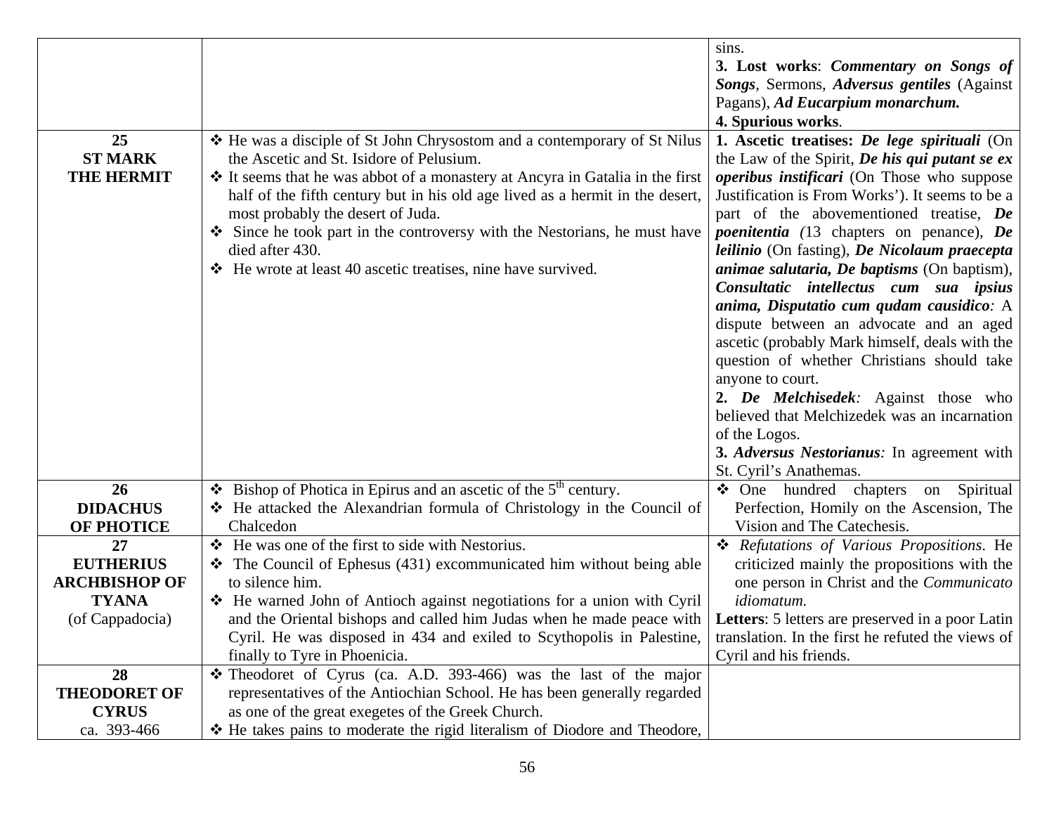| | | |
|---|---|---|
| | | sins.<br>**3. Lost works**: ***Commentary on Songs of Songs***, Sermons, ***Adversus gentiles*** (Against Pagans), ***Ad Eucarpium monarchum.***<br>**4. Spurious works**. |
| **25**<br>**ST MARK THE HERMIT** | ❖ He was a disciple of St John Chrysostom and a contemporary of St Nilus the Ascetic and St. Isidore of Pelusium.<br>❖ It seems that he was abbot of a monastery at Ancyra in Gatalia in the first half of the fifth century but in his old age lived as a hermit in the desert, most probably the desert of Juda.<br>❖ Since he took part in the controversy with the Nestorians, he must have died after 430.<br>❖ He wrote at least 40 ascetic treatises, nine have survived. | **1. Ascetic treatises: *De lege spirituali*** (On the Law of the Spirit, ***De his qui putant se ex operibus instificari*** (On Those who suppose Justification is From Works'). It seems to be a part of the abovementioned treatise, ***De poenitentia*** *(*13 chapters on penance), ***De leilinio*** (On fasting), ***De Nicolaum praecepta animae salutaria, De baptisms*** (On baptism), ***Consultatic intellectus cum sua ipsius anima, Disputatio cum qudam causidico****:* A dispute between an advocate and an aged ascetic (probably Mark himself, deals with the question of whether Christians should take anyone to court.<br>**2. *De Melchisedek****:* Against those who believed that Melchizedek was an incarnation of the Logos.<br>**3. *Adversus Nestorianus****:* In agreement with St. Cyril's Anathemas. |
| **26**<br>**DIDACHUS OF PHOTICE** | ❖ Bishop of Photica in Epirus and an ascetic of the 5th century.<br>❖ He attacked the Alexandrian formula of Christology in the Council of Chalcedon | ❖ One hundred chapters on Spiritual Perfection, Homily on the Ascension, The Vision and The Catechesis. |
| **27**<br>**EUTHERIUS ARCHBISHOP OF TYANA**<br>(of Cappadocia) | ❖ He was one of the first to side with Nestorius.<br>❖ The Council of Ephesus (431) excommunicated him without being able to silence him.<br>❖ He warned John of Antioch against negotiations for a union with Cyril and the Oriental bishops and called him Judas when he made peace with Cyril. He was disposed in 434 and exiled to Scythopolis in Palestine, finally to Tyre in Phoenicia. | ❖ *Refutations of Various Propositions*. He criticized mainly the propositions with the one person in Christ and the *Communicato idiomatum.*<br>**Letters**: 5 letters are preserved in a poor Latin translation. In the first he refuted the views of Cyril and his friends. |
| **28**<br>**THEODORET OF CYRUS**<br>ca. 393-466 | ❖ Theodoret of Cyrus (ca. A.D. 393-466) was the last of the major representatives of the Antiochian School. He has been generally regarded as one of the great exegetes of the Greek Church.<br>❖ He takes pains to moderate the rigid literalism of Diodore and Theodore, | |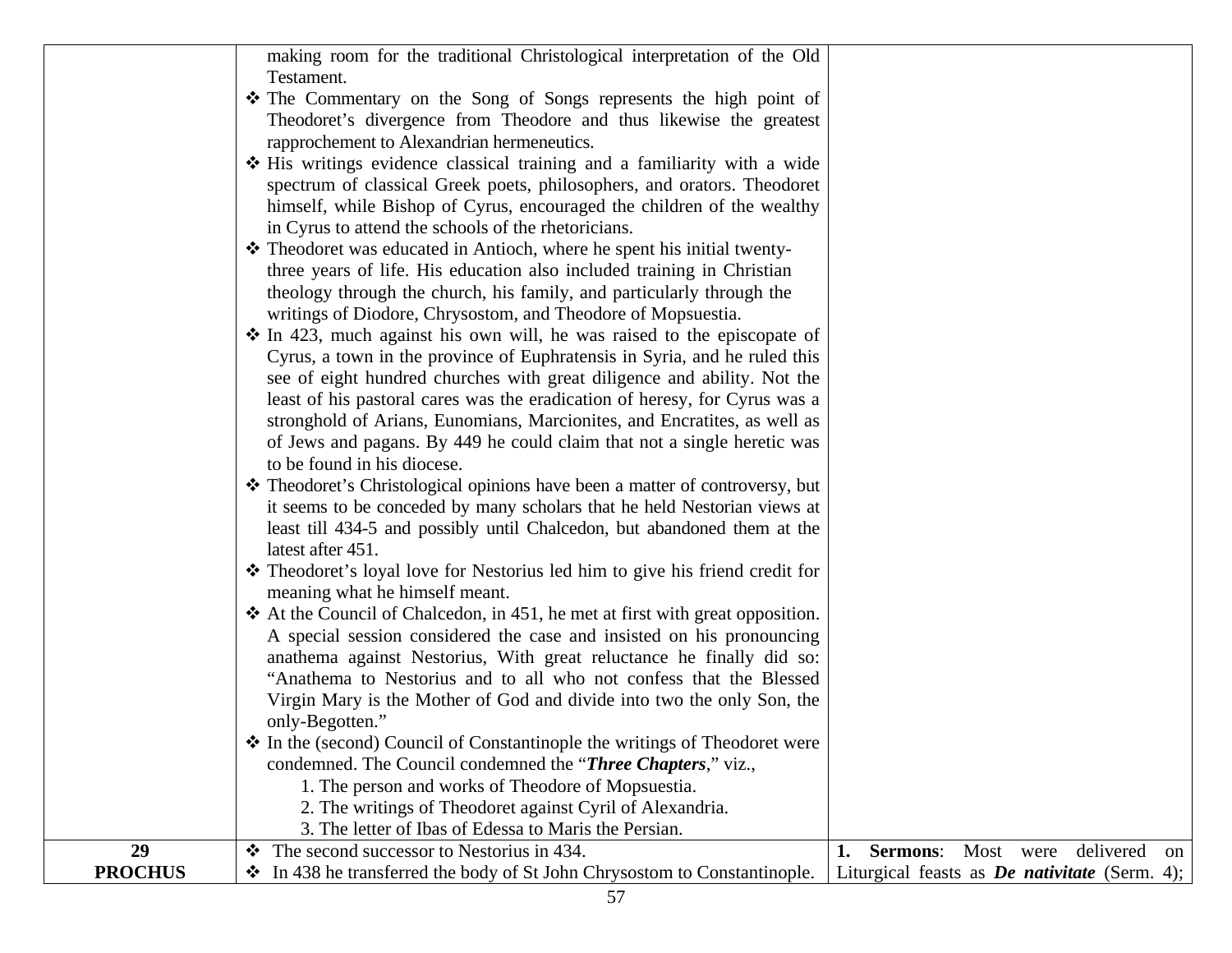| | | |
|---|---|---|
| | making room for the traditional Christological interpretation of the Old Testament.<br>❖ The Commentary on the Song of Songs represents the high point of Theodoret's divergence from Theodore and thus likewise the greatest rapprochement to Alexandrian hermeneutics.<br>❖ His writings evidence classical training and a familiarity with a wide spectrum of classical Greek poets, philosophers, and orators. Theodoret himself, while Bishop of Cyrus, encouraged the children of the wealthy in Cyrus to attend the schools of the rhetoricians.<br>❖ Theodoret was educated in Antioch, where he spent his initial twenty-three years of life. His education also included training in Christian theology through the church, his family, and particularly through the writings of Diodore, Chrysostom, and Theodore of Mopsuestia.<br>❖ In 423, much against his own will, he was raised to the episcopate of Cyrus, a town in the province of Euphratensis in Syria, and he ruled this see of eight hundred churches with great diligence and ability. Not the least of his pastoral cares was the eradication of heresy, for Cyrus was a stronghold of Arians, Eunomians, Marcionites, and Encratites, as well as of Jews and pagans. By 449 he could claim that not a single heretic was to be found in his diocese.<br>❖ Theodoret's Christological opinions have been a matter of controversy, but it seems to be conceded by many scholars that he held Nestorian views at least till 434-5 and possibly until Chalcedon, but abandoned them at the latest after 451.<br>❖ Theodoret's loyal love for Nestorius led him to give his friend credit for meaning what he himself meant.<br>❖ At the Council of Chalcedon, in 451, he met at first with great opposition. A special session considered the case and insisted on his pronouncing anathema against Nestorius, With great reluctance he finally did so: "Anathema to Nestorius and to all who not confess that the Blessed Virgin Mary is the Mother of God and divide into two the only Son, the only-Begotten."<br>❖ In the (second) Council of Constantinople the writings of Theodoret were condemned. The Council condemned the "***Three Chapters***," viz.,<br>1. The person and works of Theodore of Mopsuestia.<br>2. The writings of Theodoret against Cyril of Alexandria.<br>3. The letter of Ibas of Edessa to Maris the Persian. | |
| **29**<br>**PROCHUS** | ❖ The second successor to Nestorius in 434.<br>❖ In 438 he transferred the body of St John Chrysostom to Constantinople. | **1. Sermons**: Most were delivered on Liturgical feasts as ***De nativitate*** (Serm. 4); |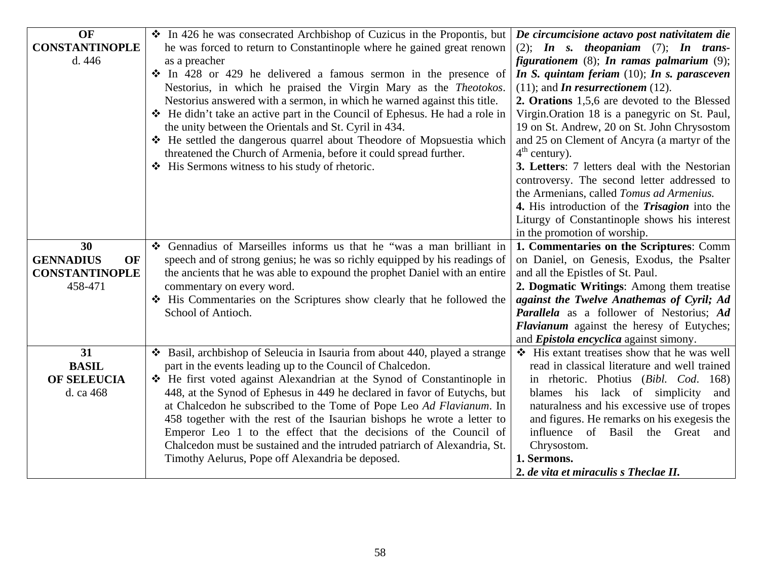| | | |
|---|---|---|
| **OF CONSTANTINOPLE** d. 446 | ❖ In 426 he was consecrated Archbishop of Cuzicus in the Propontis, but he was forced to return to Constantinople where he gained great renown as a preacher<br>❖ In 428 or 429 he delivered a famous sermon in the presence of Nestorius, in which he praised the Virgin Mary as the *Theotokos*. Nestorius answered with a sermon, in which he warned against this title.<br>❖ He didn't take an active part in the Council of Ephesus. He had a role in the unity between the Orientals and St. Cyril in 434.<br>❖ He settled the dangerous quarrel about Theodore of Mopsuestia which threatened the Church of Armenia, before it could spread further.<br>❖ His Sermons witness to his study of rhetoric. | ***De circumcisione actavo post nativitatem die*** (2); ***In s. theopaniam*** (7); ***In trans-figurationem*** (8); ***In ramas palmarium*** (9); ***In S. quintam feriam*** (10); ***In s. parasceven*** (11); and ***In resurrectionem*** (12).<br>**2. Orations** 1,5,6 are devoted to the Blessed Virgin.Oration 18 is a panegyric on St. Paul, 19 on St. Andrew, 20 on St. John Chrysostom and 25 on Clement of Ancyra (a martyr of the 4th century).<br>**3. Letters**: 7 letters deal with the Nestorian controversy. The second letter addressed to the Armenians, called *Tomus ad Armenius.*<br>**4.** His introduction of the ***Trisagion*** into the Liturgy of Constantinople shows his interest in the promotion of worship. |
| **30 GENNADIUS OF CONSTANTINOPLE** 458-471 | ❖ Gennadius of Marseilles informs us that he "was a man brilliant in speech and of strong genius; he was so richly equipped by his readings of the ancients that he was able to expound the prophet Daniel with an entire commentary on every word.<br>❖ His Commentaries on the Scriptures show clearly that he followed the School of Antioch. | **1. Commentaries on the Scriptures**: Comm on Daniel, on Genesis, Exodus, the Psalter and all the Epistles of St. Paul.<br>**2. Dogmatic Writings**: Among them treatise ***against the Twelve Anathemas of Cyril; Ad Parallela*** as a follower of Nestorius; ***Ad Flavianum*** against the heresy of Eutyches; and ***Epistola encyclica*** against simony. |
| **31 BASIL OF SELEUCIA** d. ca 468 | ❖ Basil, archbishop of Seleucia in Isauria from about 440, played a strange part in the events leading up to the Council of Chalcedon.<br>❖ He first voted against Alexandrian at the Synod of Constantinople in 448, at the Synod of Ephesus in 449 he declared in favor of Eutychs, but at Chalcedon he subscribed to the Tome of Pope Leo *Ad Flavianum*. In 458 together with the rest of the Isaurian bishops he wrote a letter to Emperor Leo 1 to the effect that the decisions of the Council of Chalcedon must be sustained and the intruded patriarch of Alexandria, St. Timothy Aelurus, Pope off Alexandria be deposed. | ❖ His extant treatises show that he was well read in classical literature and well trained in rhetoric. Photius (*Bibl. Cod*. 168) blames his lack of simplicity and naturalness and his excessive use of tropes and figures. He remarks on his exegesis the influence of Basil the Great and Chrysostom.<br>**1. Sermons.**<br>**2. *de vita et miraculis s Theclae II.*** |